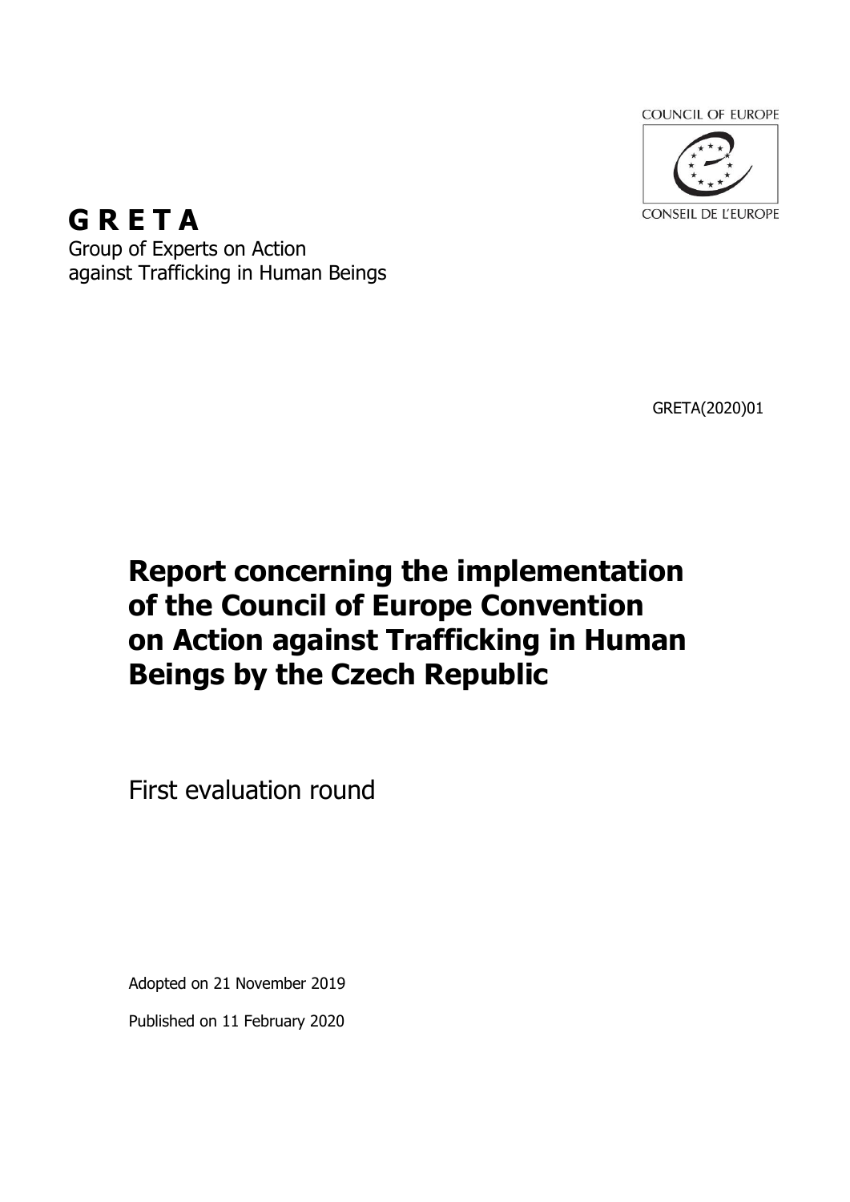COUNCIL OF EUROPE

CONSEIL DE L'EUROPE

**G R E T A**

Group of Experts on Action against Trafficking in Human Beings

GRETA(2020)01

# Report concerning the implementation of the Council of Europe Convention on Action against Trafficking in Human Beings by the Czech Republic

First evaluation round

Adopted on 21 November 2019

Published on 11 February 2020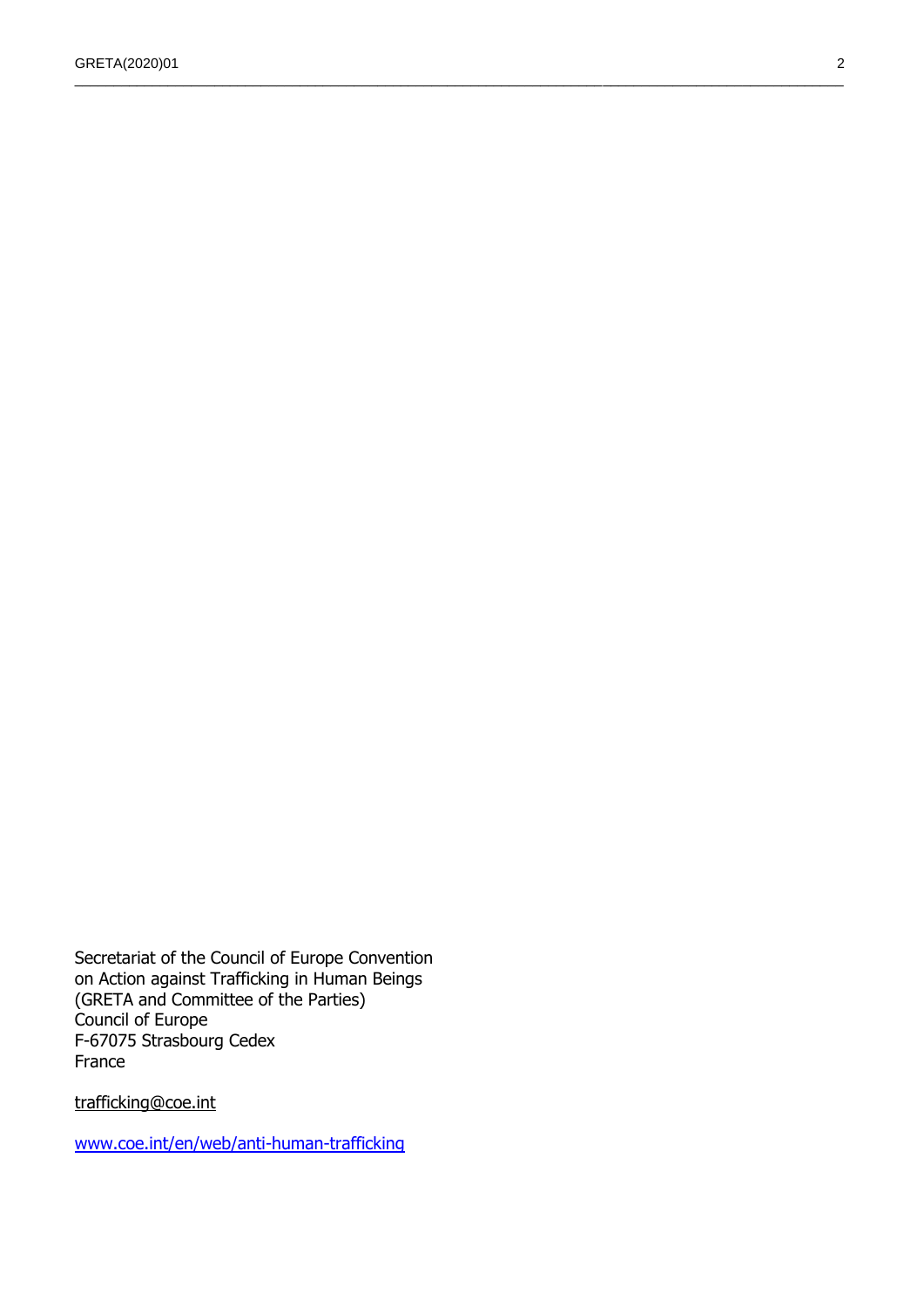Secretariat of the Council of Europe Convention
on Action against Trafficking in Human Beings
(GRETA and Committee of the Parties)
Council of Europe
F-67075 Strasbourg Cedex
France

trafficking@coe.int

www.coe.int/en/web/anti-human-trafficking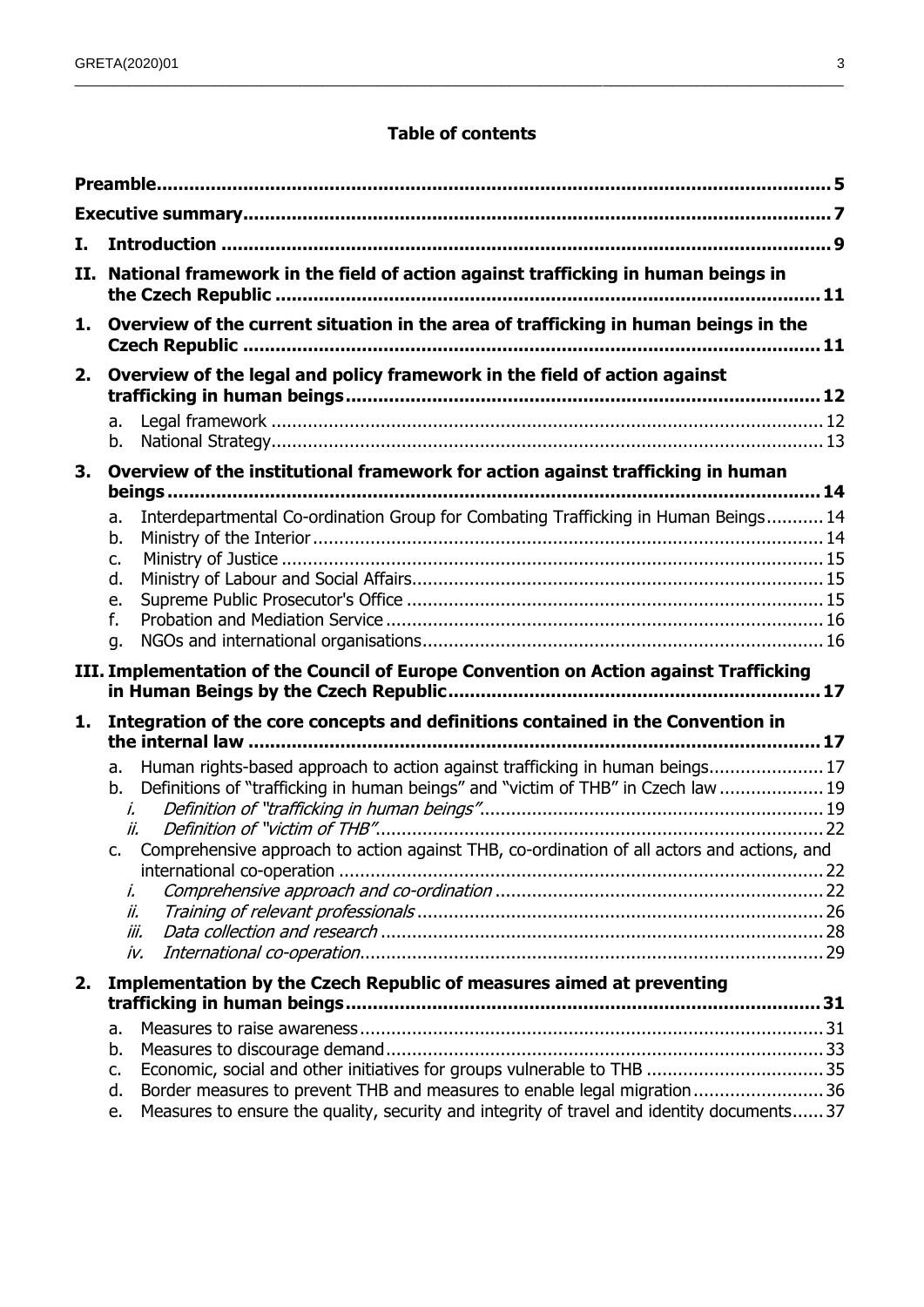**Table of contents**

**Preamble ... 5**

**Executive summary ... 7**

**I. Introduction ... 9**

**II. National framework in the field of action against trafficking in human beings in the Czech Republic ... 11**

**1. Overview of the current situation in the area of trafficking in human beings in the Czech Republic ... 11**

**2. Overview of the legal and policy framework in the field of action against trafficking in human beings ... 12**

- a. Legal framework ... 12
- b. National Strategy ... 13

**3. Overview of the institutional framework for action against trafficking in human beings ... 14**

- a. Interdepartmental Co-ordination Group for Combating Trafficking in Human Beings ... 14
- b. Ministry of the Interior ... 14
- c. Ministry of Justice ... 15
- d. Ministry of Labour and Social Affairs ... 15
- e. Supreme Public Prosecutor's Office ... 15
- f. Probation and Mediation Service ... 16
- g. NGOs and international organisations ... 16

**III. Implementation of the Council of Europe Convention on Action against Trafficking in Human Beings by the Czech Republic ... 17**

**1. Integration of the core concepts and definitions contained in the Convention in the internal law ... 17**

- a. Human rights-based approach to action against trafficking in human beings ... 17
- b. Definitions of "trafficking in human beings" and "victim of THB" in Czech law ... 19
  - *i. Definition of "trafficking in human beings"* ... 19
  - *ii. Definition of "victim of THB"* ... 22
- c. Comprehensive approach to action against THB, co-ordination of all actors and actions, and international co-operation ... 22
  - *i. Comprehensive approach and co-ordination* ... 22
  - *ii. Training of relevant professionals* ... 26
  - *iii. Data collection and research* ... 28
  - *iv. International co-operation* ... 29

**2. Implementation by the Czech Republic of measures aimed at preventing trafficking in human beings ... 31**

- a. Measures to raise awareness ... 31
- b. Measures to discourage demand ... 33
- c. Economic, social and other initiatives for groups vulnerable to THB ... 35
- d. Border measures to prevent THB and measures to enable legal migration ... 36
- e. Measures to ensure the quality, security and integrity of travel and identity documents ... 37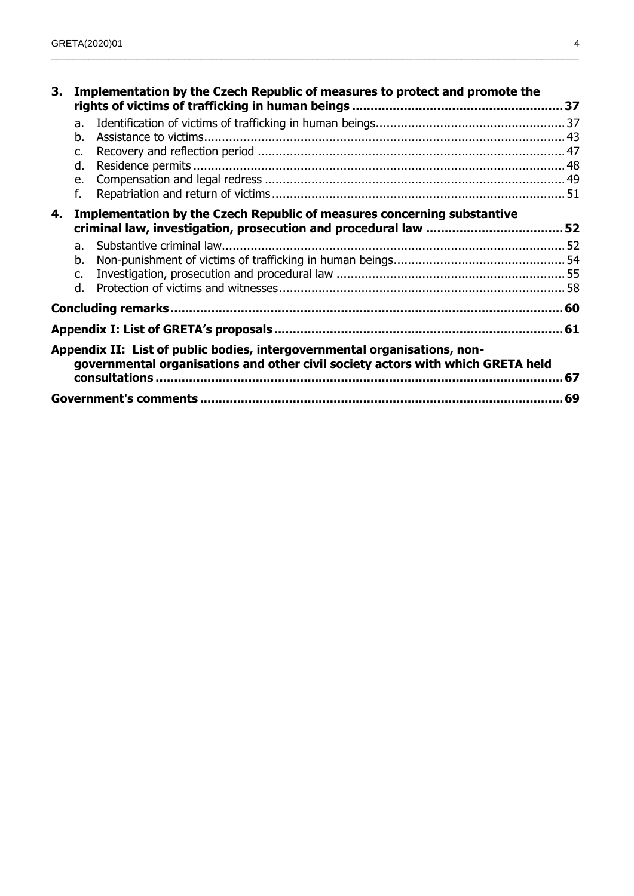**3. Implementation by the Czech Republic of measures to protect and promote the rights of victims of trafficking in human beings ....................................................... 37**

a. Identification of victims of trafficking in human beings.................................................... 37
b. Assistance to victims.................................................................................................... 43
c. Recovery and reflection period ..................................................................................... 47
d. Residence permits ....................................................................................................... 48
e. Compensation and legal redress ................................................................................... 49
f. Repatriation and return of victims................................................................................. 51

**4. Implementation by the Czech Republic of measures concerning substantive criminal law, investigation, prosecution and procedural law .................................... 52**

a. Substantive criminal law............................................................................................... 52
b. Non-punishment of victims of trafficking in human beings............................................... 54
c. Investigation, prosecution and procedural law ............................................................... 55
d. Protection of victims and witnesses............................................................................... 58

**Concluding remarks........................................................................................................ 60**

**Appendix I: List of GRETA's proposals ............................................................................ 61**

**Appendix II: List of public bodies, intergovernmental organisations, non-governmental organisations and other civil society actors with which GRETA held consultations ............................................................................................................ 67**

**Government's comments ................................................................................................ 69**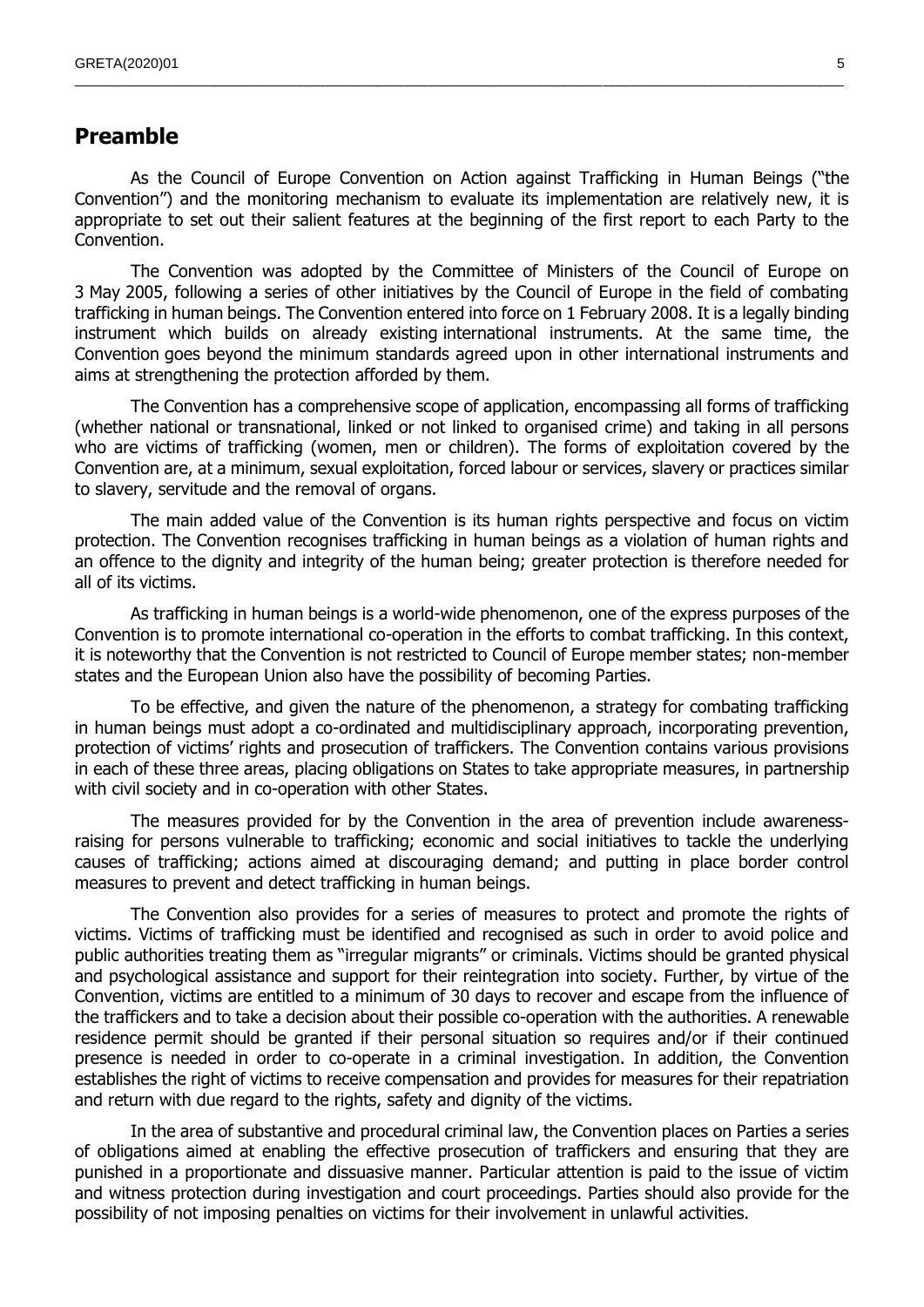## Preamble

As the Council of Europe Convention on Action against Trafficking in Human Beings ("the Convention") and the monitoring mechanism to evaluate its implementation are relatively new, it is appropriate to set out their salient features at the beginning of the first report to each Party to the Convention.

The Convention was adopted by the Committee of Ministers of the Council of Europe on 3 May 2005, following a series of other initiatives by the Council of Europe in the field of combating trafficking in human beings. The Convention entered into force on 1 February 2008. It is a legally binding instrument which builds on already existing international instruments. At the same time, the Convention goes beyond the minimum standards agreed upon in other international instruments and aims at strengthening the protection afforded by them.

The Convention has a comprehensive scope of application, encompassing all forms of trafficking (whether national or transnational, linked or not linked to organised crime) and taking in all persons who are victims of trafficking (women, men or children). The forms of exploitation covered by the Convention are, at a minimum, sexual exploitation, forced labour or services, slavery or practices similar to slavery, servitude and the removal of organs.

The main added value of the Convention is its human rights perspective and focus on victim protection. The Convention recognises trafficking in human beings as a violation of human rights and an offence to the dignity and integrity of the human being; greater protection is therefore needed for all of its victims.

As trafficking in human beings is a world-wide phenomenon, one of the express purposes of the Convention is to promote international co-operation in the efforts to combat trafficking. In this context, it is noteworthy that the Convention is not restricted to Council of Europe member states; non-member states and the European Union also have the possibility of becoming Parties.

To be effective, and given the nature of the phenomenon, a strategy for combating trafficking in human beings must adopt a co-ordinated and multidisciplinary approach, incorporating prevention, protection of victims' rights and prosecution of traffickers. The Convention contains various provisions in each of these three areas, placing obligations on States to take appropriate measures, in partnership with civil society and in co-operation with other States.

The measures provided for by the Convention in the area of prevention include awareness-raising for persons vulnerable to trafficking; economic and social initiatives to tackle the underlying causes of trafficking; actions aimed at discouraging demand; and putting in place border control measures to prevent and detect trafficking in human beings.

The Convention also provides for a series of measures to protect and promote the rights of victims. Victims of trafficking must be identified and recognised as such in order to avoid police and public authorities treating them as "irregular migrants" or criminals. Victims should be granted physical and psychological assistance and support for their reintegration into society. Further, by virtue of the Convention, victims are entitled to a minimum of 30 days to recover and escape from the influence of the traffickers and to take a decision about their possible co-operation with the authorities. A renewable residence permit should be granted if their personal situation so requires and/or if their continued presence is needed in order to co-operate in a criminal investigation. In addition, the Convention establishes the right of victims to receive compensation and provides for measures for their repatriation and return with due regard to the rights, safety and dignity of the victims.

In the area of substantive and procedural criminal law, the Convention places on Parties a series of obligations aimed at enabling the effective prosecution of traffickers and ensuring that they are punished in a proportionate and dissuasive manner. Particular attention is paid to the issue of victim and witness protection during investigation and court proceedings. Parties should also provide for the possibility of not imposing penalties on victims for their involvement in unlawful activities.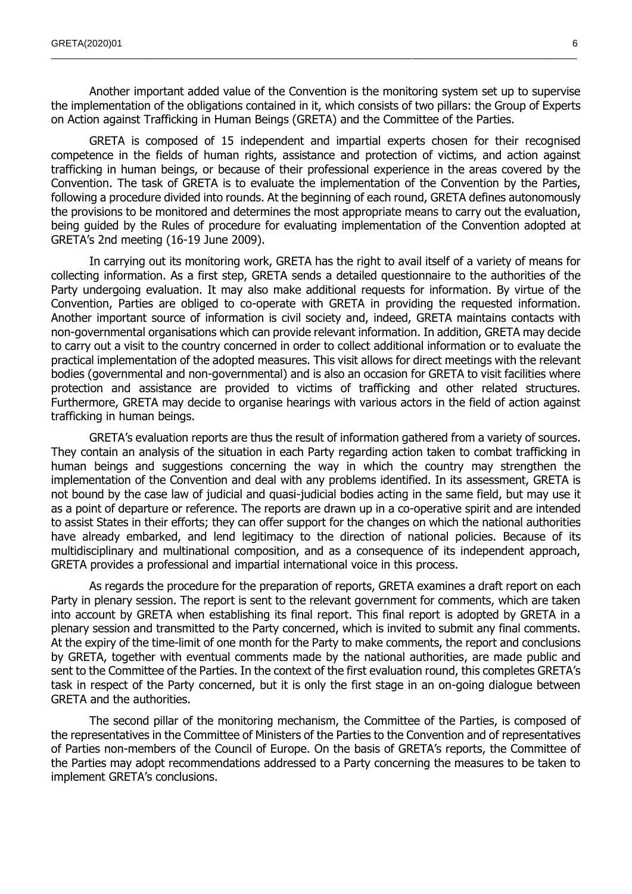Another important added value of the Convention is the monitoring system set up to supervise the implementation of the obligations contained in it, which consists of two pillars: the Group of Experts on Action against Trafficking in Human Beings (GRETA) and the Committee of the Parties.

GRETA is composed of 15 independent and impartial experts chosen for their recognised competence in the fields of human rights, assistance and protection of victims, and action against trafficking in human beings, or because of their professional experience in the areas covered by the Convention. The task of GRETA is to evaluate the implementation of the Convention by the Parties, following a procedure divided into rounds. At the beginning of each round, GRETA defines autonomously the provisions to be monitored and determines the most appropriate means to carry out the evaluation, being guided by the Rules of procedure for evaluating implementation of the Convention adopted at GRETA's 2nd meeting (16-19 June 2009).

In carrying out its monitoring work, GRETA has the right to avail itself of a variety of means for collecting information. As a first step, GRETA sends a detailed questionnaire to the authorities of the Party undergoing evaluation. It may also make additional requests for information. By virtue of the Convention, Parties are obliged to co-operate with GRETA in providing the requested information. Another important source of information is civil society and, indeed, GRETA maintains contacts with non-governmental organisations which can provide relevant information. In addition, GRETA may decide to carry out a visit to the country concerned in order to collect additional information or to evaluate the practical implementation of the adopted measures. This visit allows for direct meetings with the relevant bodies (governmental and non-governmental) and is also an occasion for GRETA to visit facilities where protection and assistance are provided to victims of trafficking and other related structures. Furthermore, GRETA may decide to organise hearings with various actors in the field of action against trafficking in human beings.

GRETA's evaluation reports are thus the result of information gathered from a variety of sources. They contain an analysis of the situation in each Party regarding action taken to combat trafficking in human beings and suggestions concerning the way in which the country may strengthen the implementation of the Convention and deal with any problems identified. In its assessment, GRETA is not bound by the case law of judicial and quasi-judicial bodies acting in the same field, but may use it as a point of departure or reference. The reports are drawn up in a co-operative spirit and are intended to assist States in their efforts; they can offer support for the changes on which the national authorities have already embarked, and lend legitimacy to the direction of national policies. Because of its multidisciplinary and multinational composition, and as a consequence of its independent approach, GRETA provides a professional and impartial international voice in this process.

As regards the procedure for the preparation of reports, GRETA examines a draft report on each Party in plenary session. The report is sent to the relevant government for comments, which are taken into account by GRETA when establishing its final report. This final report is adopted by GRETA in a plenary session and transmitted to the Party concerned, which is invited to submit any final comments. At the expiry of the time-limit of one month for the Party to make comments, the report and conclusions by GRETA, together with eventual comments made by the national authorities, are made public and sent to the Committee of the Parties. In the context of the first evaluation round, this completes GRETA's task in respect of the Party concerned, but it is only the first stage in an on-going dialogue between GRETA and the authorities.

The second pillar of the monitoring mechanism, the Committee of the Parties, is composed of the representatives in the Committee of Ministers of the Parties to the Convention and of representatives of Parties non-members of the Council of Europe. On the basis of GRETA's reports, the Committee of the Parties may adopt recommendations addressed to a Party concerning the measures to be taken to implement GRETA's conclusions.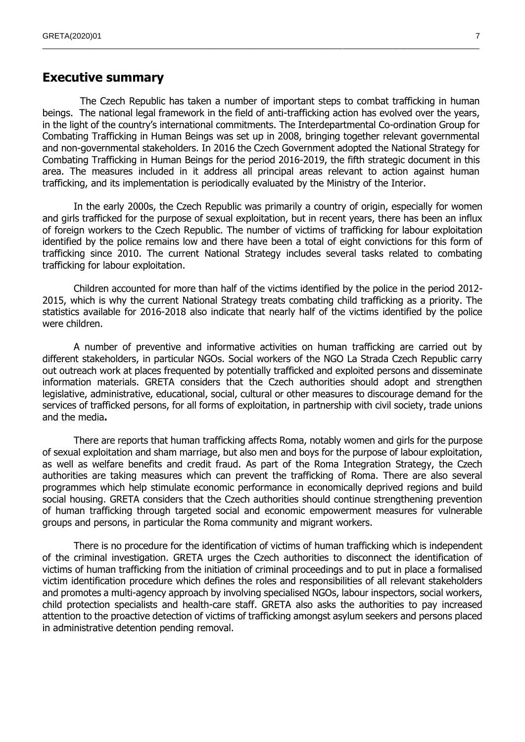## Executive summary

The Czech Republic has taken a number of important steps to combat trafficking in human beings. The national legal framework in the field of anti-trafficking action has evolved over the years, in the light of the country's international commitments. The Interdepartmental Co-ordination Group for Combating Trafficking in Human Beings was set up in 2008, bringing together relevant governmental and non-governmental stakeholders. In 2016 the Czech Government adopted the National Strategy for Combating Trafficking in Human Beings for the period 2016-2019, the fifth strategic document in this area. The measures included in it address all principal areas relevant to action against human trafficking, and its implementation is periodically evaluated by the Ministry of the Interior.

In the early 2000s, the Czech Republic was primarily a country of origin, especially for women and girls trafficked for the purpose of sexual exploitation, but in recent years, there has been an influx of foreign workers to the Czech Republic. The number of victims of trafficking for labour exploitation identified by the police remains low and there have been a total of eight convictions for this form of trafficking since 2010. The current National Strategy includes several tasks related to combating trafficking for labour exploitation.

Children accounted for more than half of the victims identified by the police in the period 2012-2015, which is why the current National Strategy treats combating child trafficking as a priority. The statistics available for 2016-2018 also indicate that nearly half of the victims identified by the police were children.

A number of preventive and informative activities on human trafficking are carried out by different stakeholders, in particular NGOs. Social workers of the NGO La Strada Czech Republic carry out outreach work at places frequented by potentially trafficked and exploited persons and disseminate information materials. GRETA considers that the Czech authorities should adopt and strengthen legislative, administrative, educational, social, cultural or other measures to discourage demand for the services of trafficked persons, for all forms of exploitation, in partnership with civil society, trade unions and the media**.**

There are reports that human trafficking affects Roma, notably women and girls for the purpose of sexual exploitation and sham marriage, but also men and boys for the purpose of labour exploitation, as well as welfare benefits and credit fraud. As part of the Roma Integration Strategy, the Czech authorities are taking measures which can prevent the trafficking of Roma. There are also several programmes which help stimulate economic performance in economically deprived regions and build social housing. GRETA considers that the Czech authorities should continue strengthening prevention of human trafficking through targeted social and economic empowerment measures for vulnerable groups and persons, in particular the Roma community and migrant workers.

There is no procedure for the identification of victims of human trafficking which is independent of the criminal investigation. GRETA urges the Czech authorities to disconnect the identification of victims of human trafficking from the initiation of criminal proceedings and to put in place a formalised victim identification procedure which defines the roles and responsibilities of all relevant stakeholders and promotes a multi-agency approach by involving specialised NGOs, labour inspectors, social workers, child protection specialists and health-care staff. GRETA also asks the authorities to pay increased attention to the proactive detection of victims of trafficking amongst asylum seekers and persons placed in administrative detention pending removal.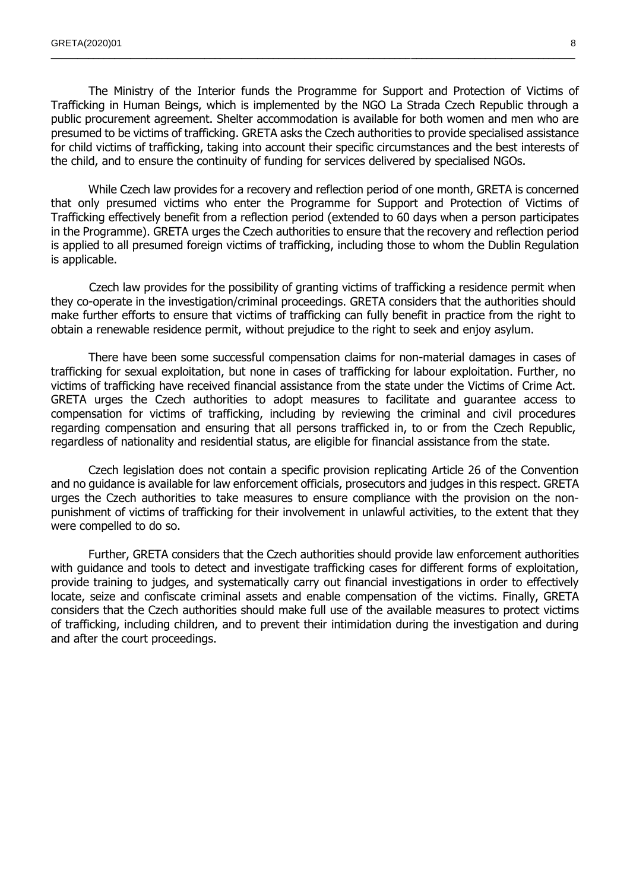The Ministry of the Interior funds the Programme for Support and Protection of Victims of Trafficking in Human Beings, which is implemented by the NGO La Strada Czech Republic through a public procurement agreement. Shelter accommodation is available for both women and men who are presumed to be victims of trafficking. GRETA asks the Czech authorities to provide specialised assistance for child victims of trafficking, taking into account their specific circumstances and the best interests of the child, and to ensure the continuity of funding for services delivered by specialised NGOs.

While Czech law provides for a recovery and reflection period of one month, GRETA is concerned that only presumed victims who enter the Programme for Support and Protection of Victims of Trafficking effectively benefit from a reflection period (extended to 60 days when a person participates in the Programme). GRETA urges the Czech authorities to ensure that the recovery and reflection period is applied to all presumed foreign victims of trafficking, including those to whom the Dublin Regulation is applicable.

Czech law provides for the possibility of granting victims of trafficking a residence permit when they co-operate in the investigation/criminal proceedings. GRETA considers that the authorities should make further efforts to ensure that victims of trafficking can fully benefit in practice from the right to obtain a renewable residence permit, without prejudice to the right to seek and enjoy asylum.

There have been some successful compensation claims for non-material damages in cases of trafficking for sexual exploitation, but none in cases of trafficking for labour exploitation. Further, no victims of trafficking have received financial assistance from the state under the Victims of Crime Act. GRETA urges the Czech authorities to adopt measures to facilitate and guarantee access to compensation for victims of trafficking, including by reviewing the criminal and civil procedures regarding compensation and ensuring that all persons trafficked in, to or from the Czech Republic, regardless of nationality and residential status, are eligible for financial assistance from the state.

Czech legislation does not contain a specific provision replicating Article 26 of the Convention and no guidance is available for law enforcement officials, prosecutors and judges in this respect. GRETA urges the Czech authorities to take measures to ensure compliance with the provision on the non-punishment of victims of trafficking for their involvement in unlawful activities, to the extent that they were compelled to do so.

Further, GRETA considers that the Czech authorities should provide law enforcement authorities with guidance and tools to detect and investigate trafficking cases for different forms of exploitation, provide training to judges, and systematically carry out financial investigations in order to effectively locate, seize and confiscate criminal assets and enable compensation of the victims. Finally, GRETA considers that the Czech authorities should make full use of the available measures to protect victims of trafficking, including children, and to prevent their intimidation during the investigation and during and after the court proceedings.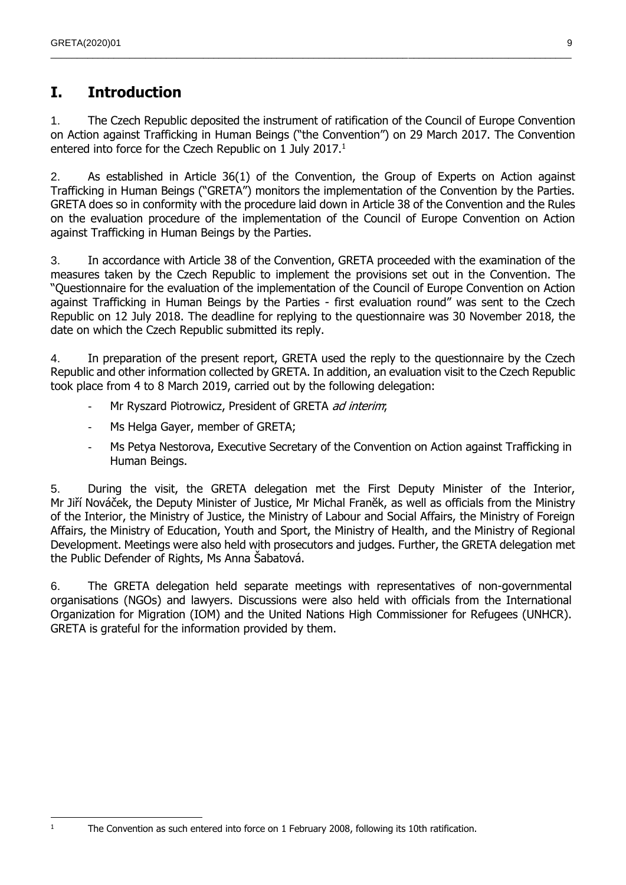# I. Introduction

1. The Czech Republic deposited the instrument of ratification of the Council of Europe Convention on Action against Trafficking in Human Beings ("the Convention") on 29 March 2017. The Convention entered into force for the Czech Republic on 1 July 2017.[1]

2. As established in Article 36(1) of the Convention, the Group of Experts on Action against Trafficking in Human Beings ("GRETA") monitors the implementation of the Convention by the Parties. GRETA does so in conformity with the procedure laid down in Article 38 of the Convention and the Rules on the evaluation procedure of the implementation of the Council of Europe Convention on Action against Trafficking in Human Beings by the Parties.

3. In accordance with Article 38 of the Convention, GRETA proceeded with the examination of the measures taken by the Czech Republic to implement the provisions set out in the Convention. The "Questionnaire for the evaluation of the implementation of the Council of Europe Convention on Action against Trafficking in Human Beings by the Parties - first evaluation round" was sent to the Czech Republic on 12 July 2018. The deadline for replying to the questionnaire was 30 November 2018, the date on which the Czech Republic submitted its reply.

4. In preparation of the present report, GRETA used the reply to the questionnaire by the Czech Republic and other information collected by GRETA. In addition, an evaluation visit to the Czech Republic took place from 4 to 8 March 2019, carried out by the following delegation:

- Mr Ryszard Piotrowicz, President of GRETA *ad interim*;
- Ms Helga Gayer, member of GRETA;
- Ms Petya Nestorova, Executive Secretary of the Convention on Action against Trafficking in Human Beings.

5. During the visit, the GRETA delegation met the First Deputy Minister of the Interior, Mr Jiří Nováček, the Deputy Minister of Justice, Mr Michal Franěk, as well as officials from the Ministry of the Interior, the Ministry of Justice, the Ministry of Labour and Social Affairs, the Ministry of Foreign Affairs, the Ministry of Education, Youth and Sport, the Ministry of Health, and the Ministry of Regional Development. Meetings were also held with prosecutors and judges. Further, the GRETA delegation met the Public Defender of Rights, Ms Anna Šabatová.

6. The GRETA delegation held separate meetings with representatives of non-governmental organisations (NGOs) and lawyers. Discussions were also held with officials from the International Organization for Migration (IOM) and the United Nations High Commissioner for Refugees (UNHCR). GRETA is grateful for the information provided by them.

---

[1] The Convention as such entered into force on 1 February 2008, following its 10th ratification.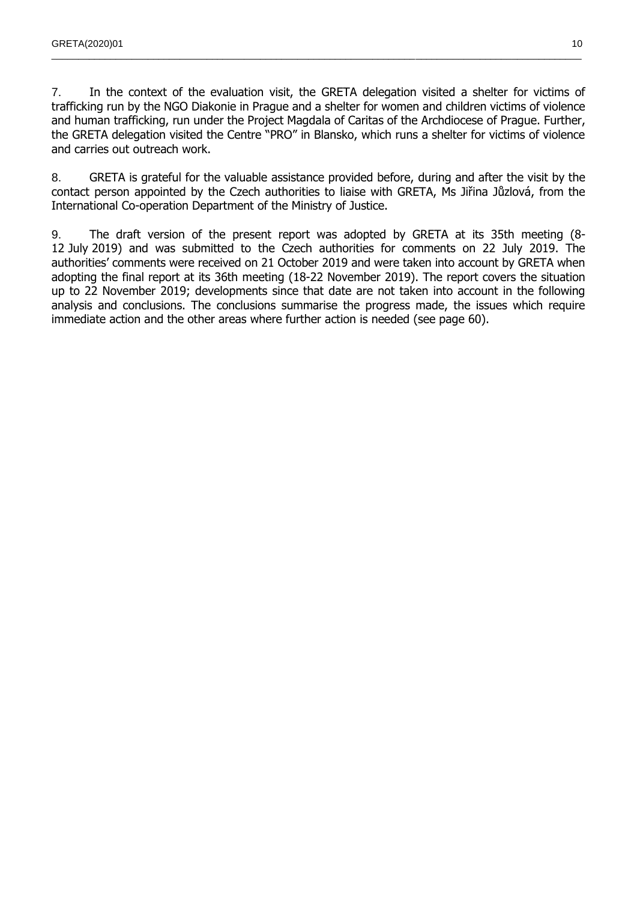7. In the context of the evaluation visit, the GRETA delegation visited a shelter for victims of trafficking run by the NGO Diakonie in Prague and a shelter for women and children victims of violence and human trafficking, run under the Project Magdala of Caritas of the Archdiocese of Prague. Further, the GRETA delegation visited the Centre "PRO" in Blansko, which runs a shelter for victims of violence and carries out outreach work.

8. GRETA is grateful for the valuable assistance provided before, during and after the visit by the contact person appointed by the Czech authorities to liaise with GRETA, Ms Jiřina Jůzlová, from the International Co-operation Department of the Ministry of Justice.

9. The draft version of the present report was adopted by GRETA at its 35th meeting (8-12 July 2019) and was submitted to the Czech authorities for comments on 22 July 2019. The authorities' comments were received on 21 October 2019 and were taken into account by GRETA when adopting the final report at its 36th meeting (18-22 November 2019). The report covers the situation up to 22 November 2019; developments since that date are not taken into account in the following analysis and conclusions. The conclusions summarise the progress made, the issues which require immediate action and the other areas where further action is needed (see page 60).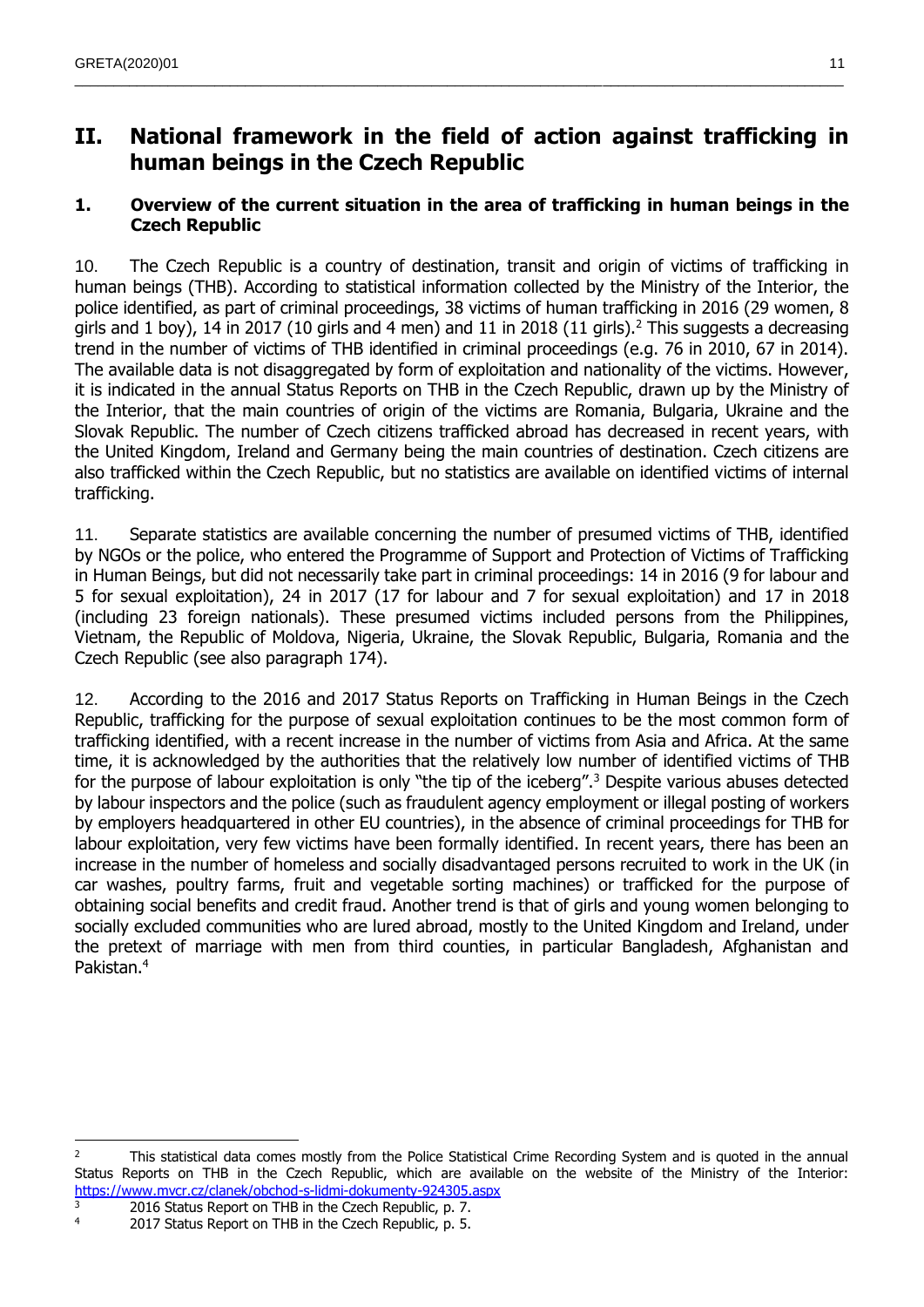# II. National framework in the field of action against trafficking in human beings in the Czech Republic

## 1. Overview of the current situation in the area of trafficking in human beings in the Czech Republic

10. The Czech Republic is a country of destination, transit and origin of victims of trafficking in human beings (THB). According to statistical information collected by the Ministry of the Interior, the police identified, as part of criminal proceedings, 38 victims of human trafficking in 2016 (29 women, 8 girls and 1 boy), 14 in 2017 (10 girls and 4 men) and 11 in 2018 (11 girls).[2] This suggests a decreasing trend in the number of victims of THB identified in criminal proceedings (e.g. 76 in 2010, 67 in 2014). The available data is not disaggregated by form of exploitation and nationality of the victims. However, it is indicated in the annual Status Reports on THB in the Czech Republic, drawn up by the Ministry of the Interior, that the main countries of origin of the victims are Romania, Bulgaria, Ukraine and the Slovak Republic. The number of Czech citizens trafficked abroad has decreased in recent years, with the United Kingdom, Ireland and Germany being the main countries of destination. Czech citizens are also trafficked within the Czech Republic, but no statistics are available on identified victims of internal trafficking.

11. Separate statistics are available concerning the number of presumed victims of THB, identified by NGOs or the police, who entered the Programme of Support and Protection of Victims of Trafficking in Human Beings, but did not necessarily take part in criminal proceedings: 14 in 2016 (9 for labour and 5 for sexual exploitation), 24 in 2017 (17 for labour and 7 for sexual exploitation) and 17 in 2018 (including 23 foreign nationals). These presumed victims included persons from the Philippines, Vietnam, the Republic of Moldova, Nigeria, Ukraine, the Slovak Republic, Bulgaria, Romania and the Czech Republic (see also paragraph 174).

12. According to the 2016 and 2017 Status Reports on Trafficking in Human Beings in the Czech Republic, trafficking for the purpose of sexual exploitation continues to be the most common form of trafficking identified, with a recent increase in the number of victims from Asia and Africa. At the same time, it is acknowledged by the authorities that the relatively low number of identified victims of THB for the purpose of labour exploitation is only "the tip of the iceberg".[3] Despite various abuses detected by labour inspectors and the police (such as fraudulent agency employment or illegal posting of workers by employers headquartered in other EU countries), in the absence of criminal proceedings for THB for labour exploitation, very few victims have been formally identified. In recent years, there has been an increase in the number of homeless and socially disadvantaged persons recruited to work in the UK (in car washes, poultry farms, fruit and vegetable sorting machines) or trafficked for the purpose of obtaining social benefits and credit fraud. Another trend is that of girls and young women belonging to socially excluded communities who are lured abroad, mostly to the United Kingdom and Ireland, under the pretext of marriage with men from third counties, in particular Bangladesh, Afghanistan and Pakistan.[4]

---

[2] This statistical data comes mostly from the Police Statistical Crime Recording System and is quoted in the annual Status Reports on THB in the Czech Republic, which are available on the website of the Ministry of the Interior: https://www.mvcr.cz/clanek/obchod-s-lidmi-dokumenty-924305.aspx

[3] 2016 Status Report on THB in the Czech Republic, p. 7.

[4] 2017 Status Report on THB in the Czech Republic, p. 5.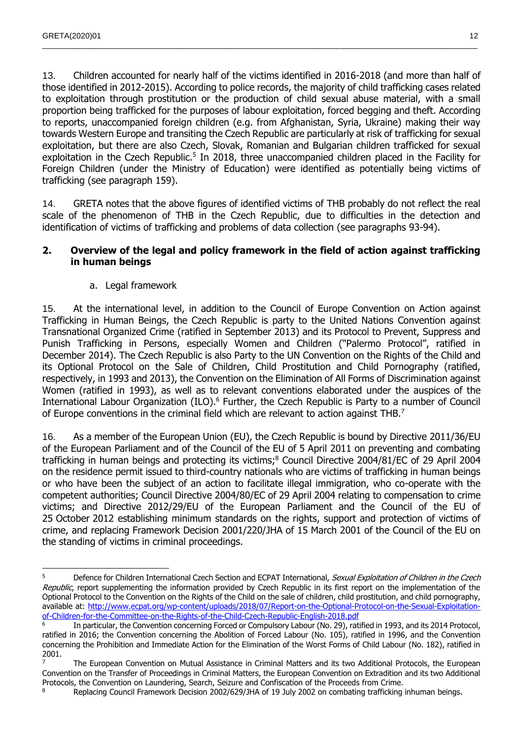13. Children accounted for nearly half of the victims identified in 2016-2018 (and more than half of those identified in 2012-2015). According to police records, the majority of child trafficking cases related to exploitation through prostitution or the production of child sexual abuse material, with a small proportion being trafficked for the purposes of labour exploitation, forced begging and theft. According to reports, unaccompanied foreign children (e.g. from Afghanistan, Syria, Ukraine) making their way towards Western Europe and transiting the Czech Republic are particularly at risk of trafficking for sexual exploitation, but there are also Czech, Slovak, Romanian and Bulgarian children trafficked for sexual exploitation in the Czech Republic.[5] In 2018, three unaccompanied children placed in the Facility for Foreign Children (under the Ministry of Education) were identified as potentially being victims of trafficking (see paragraph 159).

14. GRETA notes that the above figures of identified victims of THB probably do not reflect the real scale of the phenomenon of THB in the Czech Republic, due to difficulties in the detection and identification of victims of trafficking and problems of data collection (see paragraphs 93-94).

## 2. Overview of the legal and policy framework in the field of action against trafficking in human beings

### a. Legal framework

15. At the international level, in addition to the Council of Europe Convention on Action against Trafficking in Human Beings, the Czech Republic is party to the United Nations Convention against Transnational Organized Crime (ratified in September 2013) and its Protocol to Prevent, Suppress and Punish Trafficking in Persons, especially Women and Children ("Palermo Protocol", ratified in December 2014). The Czech Republic is also Party to the UN Convention on the Rights of the Child and its Optional Protocol on the Sale of Children, Child Prostitution and Child Pornography (ratified, respectively, in 1993 and 2013), the Convention on the Elimination of All Forms of Discrimination against Women (ratified in 1993), as well as to relevant conventions elaborated under the auspices of the International Labour Organization (ILO).[6] Further, the Czech Republic is Party to a number of Council of Europe conventions in the criminal field which are relevant to action against THB.[7]

16. As a member of the European Union (EU), the Czech Republic is bound by Directive 2011/36/EU of the European Parliament and of the Council of the EU of 5 April 2011 on preventing and combating trafficking in human beings and protecting its victims;[8] Council Directive 2004/81/EC of 29 April 2004 on the residence permit issued to third-country nationals who are victims of trafficking in human beings or who have been the subject of an action to facilitate illegal immigration, who co-operate with the competent authorities; Council Directive 2004/80/EC of 29 April 2004 relating to compensation to crime victims; and Directive 2012/29/EU of the European Parliament and the Council of the EU of 25 October 2012 establishing minimum standards on the rights, support and protection of victims of crime, and replacing Framework Decision 2001/220/JHA of 15 March 2001 of the Council of the EU on the standing of victims in criminal proceedings.

---

[5] Defence for Children International Czech Section and ECPAT International, *Sexual Exploitation of Children in the Czech Republic*, report supplementing the information provided by Czech Republic in its first report on the implementation of the Optional Protocol to the Convention on the Rights of the Child on the sale of children, child prostitution, and child pornography, available at: http://www.ecpat.org/wp-content/uploads/2018/07/Report-on-the-Optional-Protocol-on-the-Sexual-Exploitation-of-Children-for-the-Committee-on-the-Rights-of-the-Child-Czech-Republic-English-2018.pdf

[6] In particular, the Convention concerning Forced or Compulsory Labour (No. 29), ratified in 1993, and its 2014 Protocol, ratified in 2016; the Convention concerning the Abolition of Forced Labour (No. 105), ratified in 1996, and the Convention concerning the Prohibition and Immediate Action for the Elimination of the Worst Forms of Child Labour (No. 182), ratified in 2001.

[7] The European Convention on Mutual Assistance in Criminal Matters and its two Additional Protocols, the European Convention on the Transfer of Proceedings in Criminal Matters, the European Convention on Extradition and its two Additional Protocols, the Convention on Laundering, Search, Seizure and Confiscation of the Proceeds from Crime.

[8] Replacing Council Framework Decision 2002/629/JHA of 19 July 2002 on combating trafficking inhuman beings.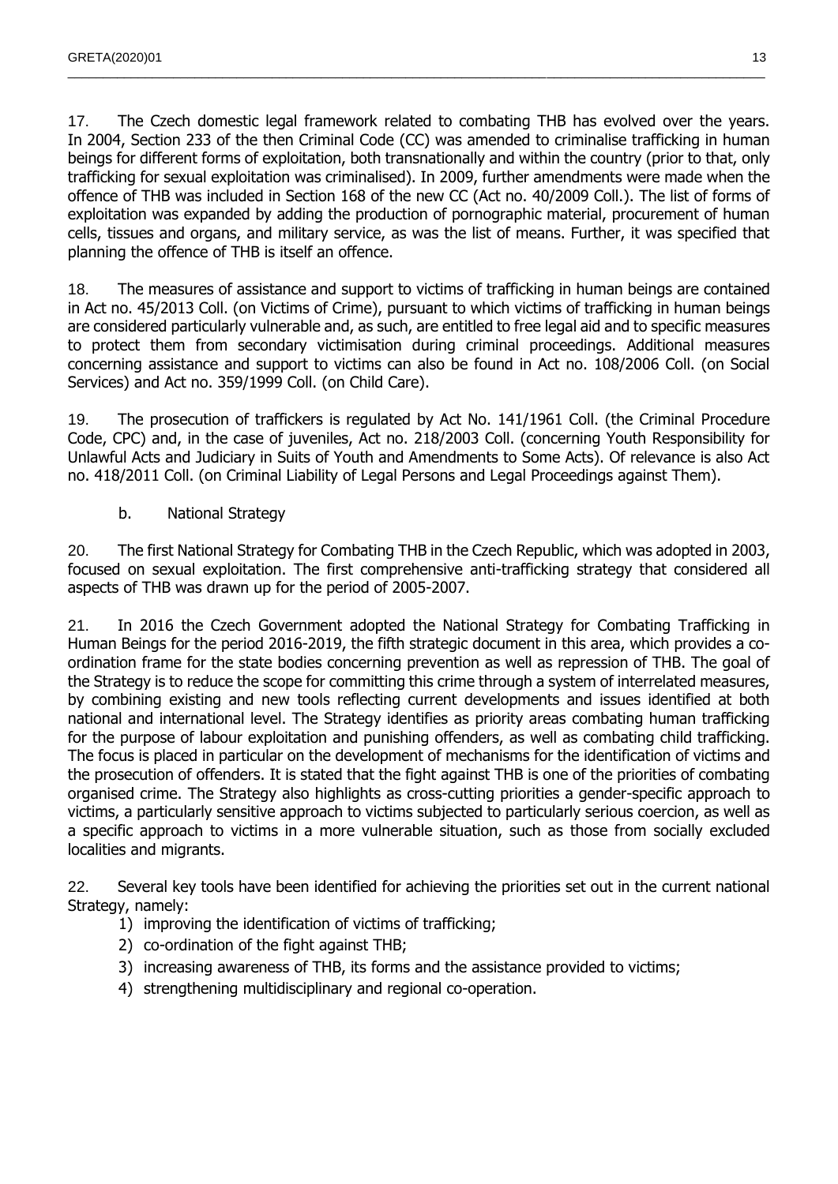17. The Czech domestic legal framework related to combating THB has evolved over the years. In 2004, Section 233 of the then Criminal Code (CC) was amended to criminalise trafficking in human beings for different forms of exploitation, both transnationally and within the country (prior to that, only trafficking for sexual exploitation was criminalised). In 2009, further amendments were made when the offence of THB was included in Section 168 of the new CC (Act no. 40/2009 Coll.). The list of forms of exploitation was expanded by adding the production of pornographic material, procurement of human cells, tissues and organs, and military service, as was the list of means. Further, it was specified that planning the offence of THB is itself an offence.

18. The measures of assistance and support to victims of trafficking in human beings are contained in Act no. 45/2013 Coll. (on Victims of Crime), pursuant to which victims of trafficking in human beings are considered particularly vulnerable and, as such, are entitled to free legal aid and to specific measures to protect them from secondary victimisation during criminal proceedings. Additional measures concerning assistance and support to victims can also be found in Act no. 108/2006 Coll. (on Social Services) and Act no. 359/1999 Coll. (on Child Care).

19. The prosecution of traffickers is regulated by Act No. 141/1961 Coll. (the Criminal Procedure Code, CPC) and, in the case of juveniles, Act no. 218/2003 Coll. (concerning Youth Responsibility for Unlawful Acts and Judiciary in Suits of Youth and Amendments to Some Acts). Of relevance is also Act no. 418/2011 Coll. (on Criminal Liability of Legal Persons and Legal Proceedings against Them).

### b. National Strategy

20. The first National Strategy for Combating THB in the Czech Republic, which was adopted in 2003, focused on sexual exploitation. The first comprehensive anti-trafficking strategy that considered all aspects of THB was drawn up for the period of 2005-2007.

21. In 2016 the Czech Government adopted the National Strategy for Combating Trafficking in Human Beings for the period 2016-2019, the fifth strategic document in this area, which provides a co-ordination frame for the state bodies concerning prevention as well as repression of THB. The goal of the Strategy is to reduce the scope for committing this crime through a system of interrelated measures, by combining existing and new tools reflecting current developments and issues identified at both national and international level. The Strategy identifies as priority areas combating human trafficking for the purpose of labour exploitation and punishing offenders, as well as combating child trafficking. The focus is placed in particular on the development of mechanisms for the identification of victims and the prosecution of offenders. It is stated that the fight against THB is one of the priorities of combating organised crime. The Strategy also highlights as cross-cutting priorities a gender-specific approach to victims, a particularly sensitive approach to victims subjected to particularly serious coercion, as well as a specific approach to victims in a more vulnerable situation, such as those from socially excluded localities and migrants.

22. Several key tools have been identified for achieving the priorities set out in the current national Strategy, namely:

1) improving the identification of victims of trafficking;
2) co-ordination of the fight against THB;
3) increasing awareness of THB, its forms and the assistance provided to victims;
4) strengthening multidisciplinary and regional co-operation.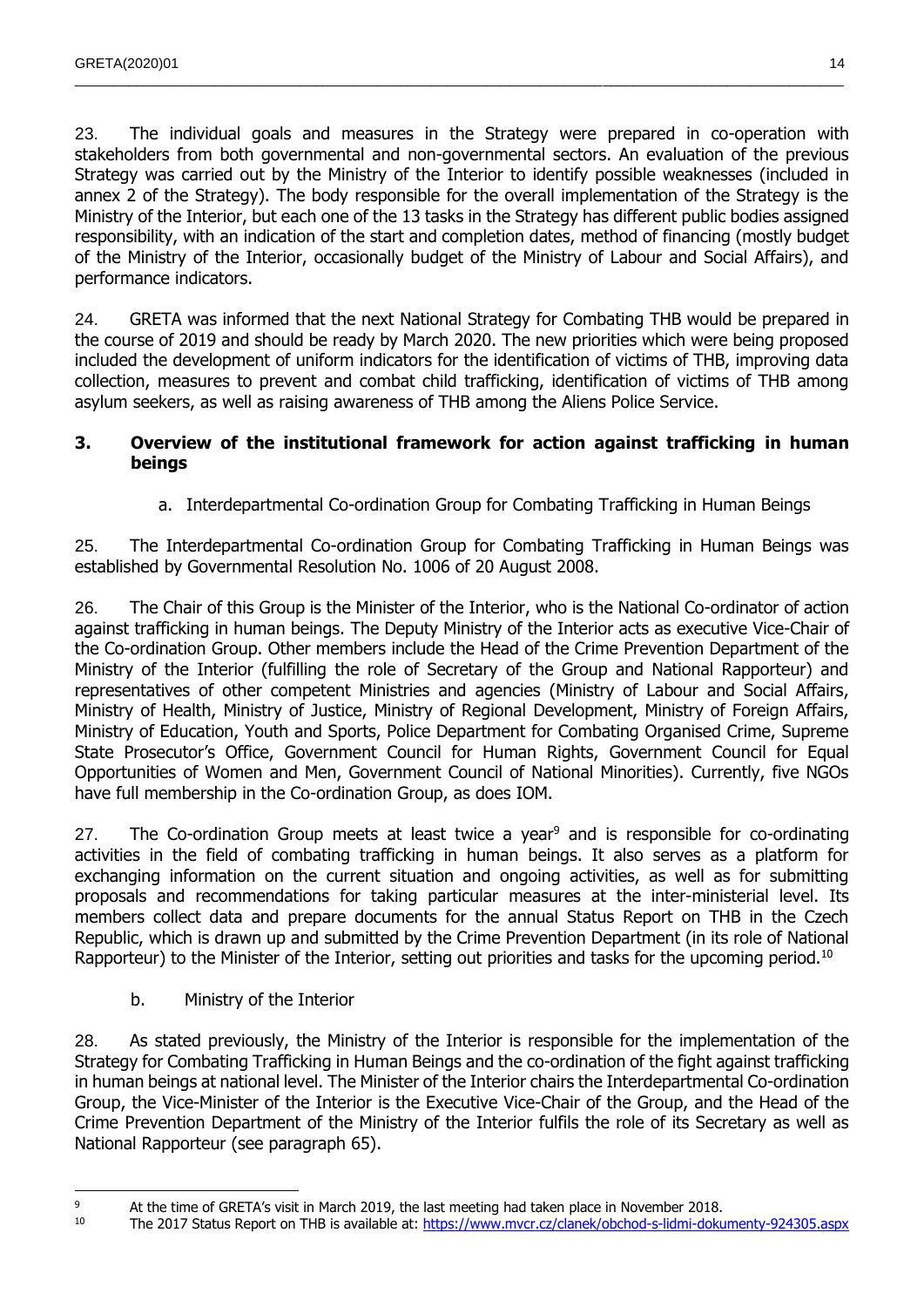23. The individual goals and measures in the Strategy were prepared in co-operation with stakeholders from both governmental and non-governmental sectors. An evaluation of the previous Strategy was carried out by the Ministry of the Interior to identify possible weaknesses (included in annex 2 of the Strategy). The body responsible for the overall implementation of the Strategy is the Ministry of the Interior, but each one of the 13 tasks in the Strategy has different public bodies assigned responsibility, with an indication of the start and completion dates, method of financing (mostly budget of the Ministry of the Interior, occasionally budget of the Ministry of Labour and Social Affairs), and performance indicators.

24. GRETA was informed that the next National Strategy for Combating THB would be prepared in the course of 2019 and should be ready by March 2020. The new priorities which were being proposed included the development of uniform indicators for the identification of victims of THB, improving data collection, measures to prevent and combat child trafficking, identification of victims of THB among asylum seekers, as well as raising awareness of THB among the Aliens Police Service.

## 3. Overview of the institutional framework for action against trafficking in human beings

### a. Interdepartmental Co-ordination Group for Combating Trafficking in Human Beings

25. The Interdepartmental Co-ordination Group for Combating Trafficking in Human Beings was established by Governmental Resolution No. 1006 of 20 August 2008.

26. The Chair of this Group is the Minister of the Interior, who is the National Co-ordinator of action against trafficking in human beings. The Deputy Ministry of the Interior acts as executive Vice-Chair of the Co-ordination Group. Other members include the Head of the Crime Prevention Department of the Ministry of the Interior (fulfilling the role of Secretary of the Group and National Rapporteur) and representatives of other competent Ministries and agencies (Ministry of Labour and Social Affairs, Ministry of Health, Ministry of Justice, Ministry of Regional Development, Ministry of Foreign Affairs, Ministry of Education, Youth and Sports, Police Department for Combating Organised Crime, Supreme State Prosecutor's Office, Government Council for Human Rights, Government Council for Equal Opportunities of Women and Men, Government Council of National Minorities). Currently, five NGOs have full membership in the Co-ordination Group, as does IOM.

27. The Co-ordination Group meets at least twice a year[9] and is responsible for co-ordinating activities in the field of combating trafficking in human beings. It also serves as a platform for exchanging information on the current situation and ongoing activities, as well as for submitting proposals and recommendations for taking particular measures at the inter-ministerial level. Its members collect data and prepare documents for the annual Status Report on THB in the Czech Republic, which is drawn up and submitted by the Crime Prevention Department (in its role of National Rapporteur) to the Minister of the Interior, setting out priorities and tasks for the upcoming period.[10]

### b. Ministry of the Interior

28. As stated previously, the Ministry of the Interior is responsible for the implementation of the Strategy for Combating Trafficking in Human Beings and the co-ordination of the fight against trafficking in human beings at national level. The Minister of the Interior chairs the Interdepartmental Co-ordination Group, the Vice-Minister of the Interior is the Executive Vice-Chair of the Group, and the Head of the Crime Prevention Department of the Ministry of the Interior fulfils the role of its Secretary as well as National Rapporteur (see paragraph 65).

---

[9] At the time of GRETA's visit in March 2019, the last meeting had taken place in November 2018.

[10] The 2017 Status Report on THB is available at: https://www.mvcr.cz/clanek/obchod-s-lidmi-dokumenty-924305.aspx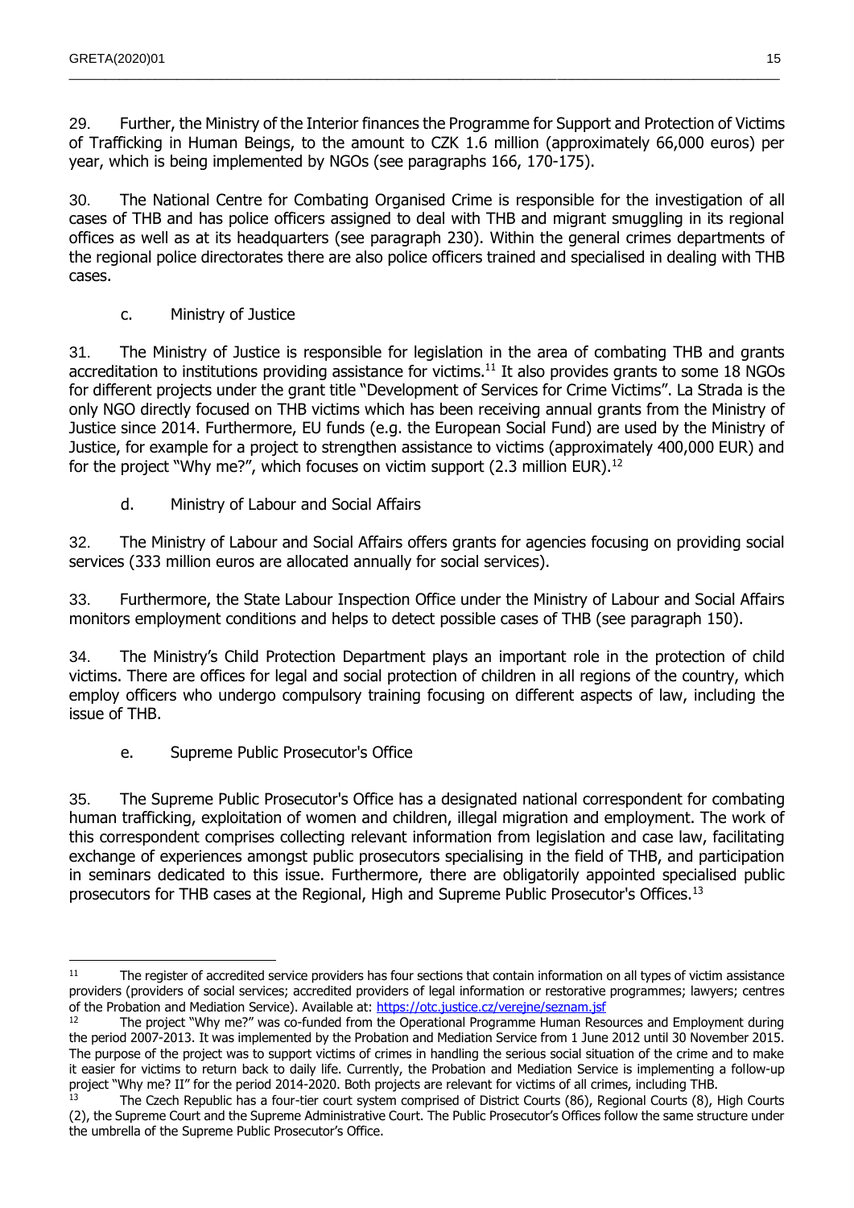29. Further, the Ministry of the Interior finances the Programme for Support and Protection of Victims of Trafficking in Human Beings, to the amount to CZK 1.6 million (approximately 66,000 euros) per year, which is being implemented by NGOs (see paragraphs 166, 170-175).

30. The National Centre for Combating Organised Crime is responsible for the investigation of all cases of THB and has police officers assigned to deal with THB and migrant smuggling in its regional offices as well as at its headquarters (see paragraph 230). Within the general crimes departments of the regional police directorates there are also police officers trained and specialised in dealing with THB cases.

### c. Ministry of Justice

31. The Ministry of Justice is responsible for legislation in the area of combating THB and grants accreditation to institutions providing assistance for victims.[11] It also provides grants to some 18 NGOs for different projects under the grant title "Development of Services for Crime Victims". La Strada is the only NGO directly focused on THB victims which has been receiving annual grants from the Ministry of Justice since 2014. Furthermore, EU funds (e.g. the European Social Fund) are used by the Ministry of Justice, for example for a project to strengthen assistance to victims (approximately 400,000 EUR) and for the project "Why me?", which focuses on victim support (2.3 million EUR).[12]

### d. Ministry of Labour and Social Affairs

32. The Ministry of Labour and Social Affairs offers grants for agencies focusing on providing social services (333 million euros are allocated annually for social services).

33. Furthermore, the State Labour Inspection Office under the Ministry of Labour and Social Affairs monitors employment conditions and helps to detect possible cases of THB (see paragraph 150).

34. The Ministry's Child Protection Department plays an important role in the protection of child victims. There are offices for legal and social protection of children in all regions of the country, which employ officers who undergo compulsory training focusing on different aspects of law, including the issue of THB.

### e. Supreme Public Prosecutor's Office

35. The Supreme Public Prosecutor's Office has a designated national correspondent for combating human trafficking, exploitation of women and children, illegal migration and employment. The work of this correspondent comprises collecting relevant information from legislation and case law, facilitating exchange of experiences amongst public prosecutors specialising in the field of THB, and participation in seminars dedicated to this issue. Furthermore, there are obligatorily appointed specialised public prosecutors for THB cases at the Regional, High and Supreme Public Prosecutor's Offices.[13]

---

[11] The register of accredited service providers has four sections that contain information on all types of victim assistance providers (providers of social services; accredited providers of legal information or restorative programmes; lawyers; centres of the Probation and Mediation Service). Available at: https://otc.justice.cz/verejne/seznam.jsf

[12] The project "Why me?" was co-funded from the Operational Programme Human Resources and Employment during the period 2007-2013. It was implemented by the Probation and Mediation Service from 1 June 2012 until 30 November 2015. The purpose of the project was to support victims of crimes in handling the serious social situation of the crime and to make it easier for victims to return back to daily life. Currently, the Probation and Mediation Service is implementing a follow-up project "Why me? II" for the period 2014-2020. Both projects are relevant for victims of all crimes, including THB.

[13] The Czech Republic has a four-tier court system comprised of District Courts (86), Regional Courts (8), High Courts (2), the Supreme Court and the Supreme Administrative Court. The Public Prosecutor's Offices follow the same structure under the umbrella of the Supreme Public Prosecutor's Office.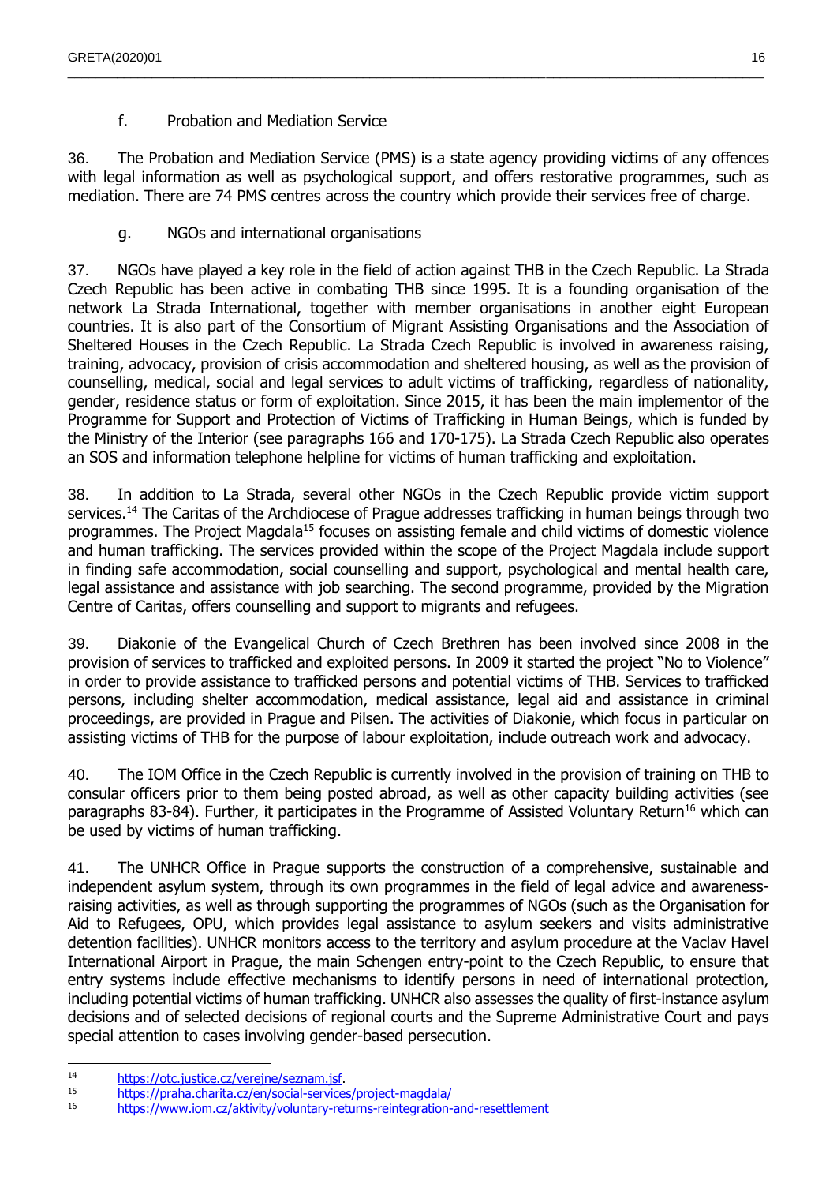### f. Probation and Mediation Service

36. The Probation and Mediation Service (PMS) is a state agency providing victims of any offences with legal information as well as psychological support, and offers restorative programmes, such as mediation. There are 74 PMS centres across the country which provide their services free of charge.

### g. NGOs and international organisations

37. NGOs have played a key role in the field of action against THB in the Czech Republic. La Strada Czech Republic has been active in combating THB since 1995. It is a founding organisation of the network La Strada International, together with member organisations in another eight European countries. It is also part of the Consortium of Migrant Assisting Organisations and the Association of Sheltered Houses in the Czech Republic. La Strada Czech Republic is involved in awareness raising, training, advocacy, provision of crisis accommodation and sheltered housing, as well as the provision of counselling, medical, social and legal services to adult victims of trafficking, regardless of nationality, gender, residence status or form of exploitation. Since 2015, it has been the main implementor of the Programme for Support and Protection of Victims of Trafficking in Human Beings, which is funded by the Ministry of the Interior (see paragraphs 166 and 170-175). La Strada Czech Republic also operates an SOS and information telephone helpline for victims of human trafficking and exploitation.

38. In addition to La Strada, several other NGOs in the Czech Republic provide victim support services.[14] The Caritas of the Archdiocese of Prague addresses trafficking in human beings through two programmes. The Project Magdala[15] focuses on assisting female and child victims of domestic violence and human trafficking. The services provided within the scope of the Project Magdala include support in finding safe accommodation, social counselling and support, psychological and mental health care, legal assistance and assistance with job searching. The second programme, provided by the Migration Centre of Caritas, offers counselling and support to migrants and refugees.

39. Diakonie of the Evangelical Church of Czech Brethren has been involved since 2008 in the provision of services to trafficked and exploited persons. In 2009 it started the project "No to Violence" in order to provide assistance to trafficked persons and potential victims of THB. Services to trafficked persons, including shelter accommodation, medical assistance, legal aid and assistance in criminal proceedings, are provided in Prague and Pilsen. The activities of Diakonie, which focus in particular on assisting victims of THB for the purpose of labour exploitation, include outreach work and advocacy.

40. The IOM Office in the Czech Republic is currently involved in the provision of training on THB to consular officers prior to them being posted abroad, as well as other capacity building activities (see paragraphs 83-84). Further, it participates in the Programme of Assisted Voluntary Return[16] which can be used by victims of human trafficking.

41. The UNHCR Office in Prague supports the construction of a comprehensive, sustainable and independent asylum system, through its own programmes in the field of legal advice and awareness-raising activities, as well as through supporting the programmes of NGOs (such as the Organisation for Aid to Refugees, OPU, which provides legal assistance to asylum seekers and visits administrative detention facilities). UNHCR monitors access to the territory and asylum procedure at the Vaclav Havel International Airport in Prague, the main Schengen entry-point to the Czech Republic, to ensure that entry systems include effective mechanisms to identify persons in need of international protection, including potential victims of human trafficking. UNHCR also assesses the quality of first-instance asylum decisions and of selected decisions of regional courts and the Supreme Administrative Court and pays special attention to cases involving gender-based persecution.

---

[14] https://otc.justice.cz/verejne/seznam.jsf.

[15] https://praha.charita.cz/en/social-services/project-magdala/

[16] https://www.iom.cz/aktivity/voluntary-returns-reintegration-and-resettlement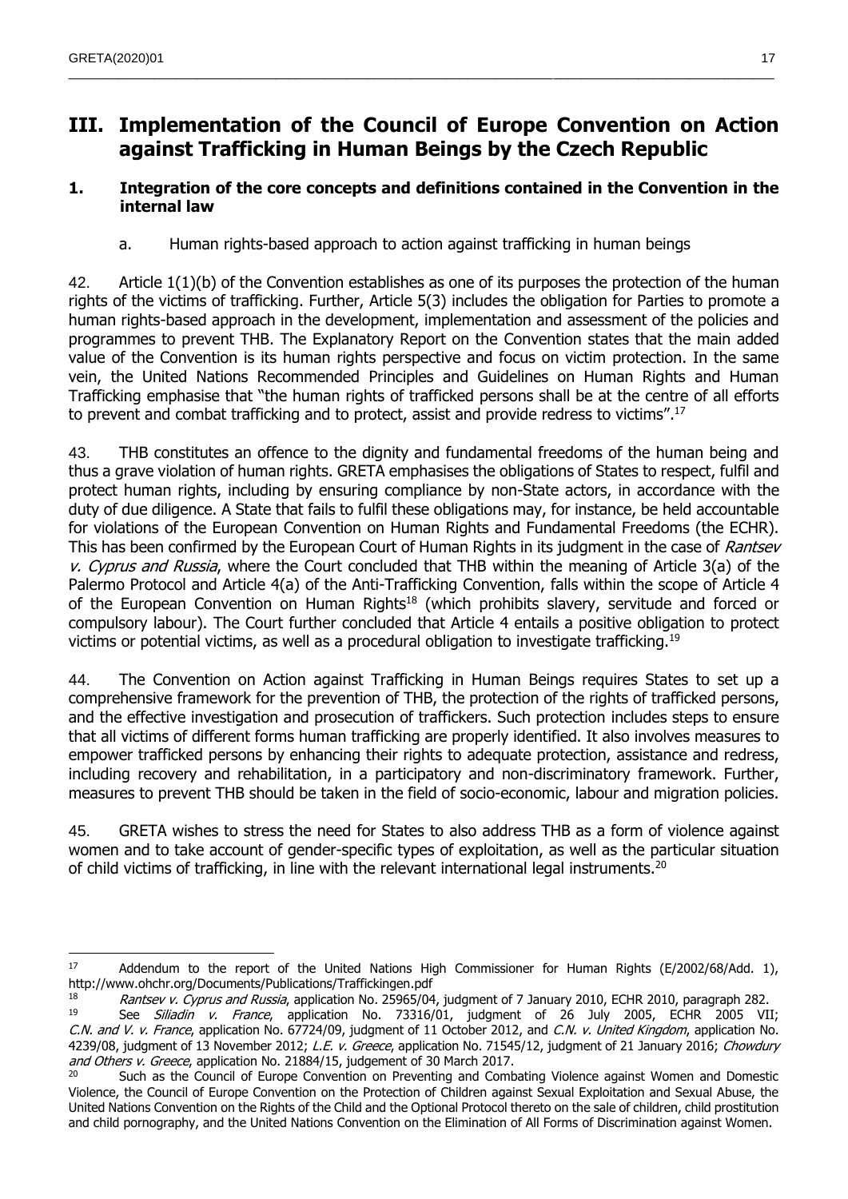# III. Implementation of the Council of Europe Convention on Action against Trafficking in Human Beings by the Czech Republic

## 1. Integration of the core concepts and definitions contained in the Convention in the internal law

### a. Human rights-based approach to action against trafficking in human beings

42. Article 1(1)(b) of the Convention establishes as one of its purposes the protection of the human rights of the victims of trafficking. Further, Article 5(3) includes the obligation for Parties to promote a human rights-based approach in the development, implementation and assessment of the policies and programmes to prevent THB. The Explanatory Report on the Convention states that the main added value of the Convention is its human rights perspective and focus on victim protection. In the same vein, the United Nations Recommended Principles and Guidelines on Human Rights and Human Trafficking emphasise that "the human rights of trafficked persons shall be at the centre of all efforts to prevent and combat trafficking and to protect, assist and provide redress to victims".[17]

43. THB constitutes an offence to the dignity and fundamental freedoms of the human being and thus a grave violation of human rights. GRETA emphasises the obligations of States to respect, fulfil and protect human rights, including by ensuring compliance by non-State actors, in accordance with the duty of due diligence. A State that fails to fulfil these obligations may, for instance, be held accountable for violations of the European Convention on Human Rights and Fundamental Freedoms (the ECHR). This has been confirmed by the European Court of Human Rights in its judgment in the case of *Rantsev v. Cyprus and Russia*, where the Court concluded that THB within the meaning of Article 3(a) of the Palermo Protocol and Article 4(a) of the Anti-Trafficking Convention, falls within the scope of Article 4 of the European Convention on Human Rights[18] (which prohibits slavery, servitude and forced or compulsory labour). The Court further concluded that Article 4 entails a positive obligation to protect victims or potential victims, as well as a procedural obligation to investigate trafficking.[19]

44. The Convention on Action against Trafficking in Human Beings requires States to set up a comprehensive framework for the prevention of THB, the protection of the rights of trafficked persons, and the effective investigation and prosecution of traffickers. Such protection includes steps to ensure that all victims of different forms human trafficking are properly identified. It also involves measures to empower trafficked persons by enhancing their rights to adequate protection, assistance and redress, including recovery and rehabilitation, in a participatory and non-discriminatory framework. Further, measures to prevent THB should be taken in the field of socio-economic, labour and migration policies.

45. GRETA wishes to stress the need for States to also address THB as a form of violence against women and to take account of gender-specific types of exploitation, as well as the particular situation of child victims of trafficking, in line with the relevant international legal instruments.[20]

---

[17] Addendum to the report of the United Nations High Commissioner for Human Rights (E/2002/68/Add. 1), http://www.ohchr.org/Documents/Publications/Traffickingen.pdf

[18] *Rantsev v. Cyprus and Russia*, application No. 25965/04, judgment of 7 January 2010, ECHR 2010, paragraph 282.

[19] See *Siliadin v. France*, application No. 73316/01, judgment of 26 July 2005, ECHR 2005 VII; *C.N. and V. v. France*, application No. 67724/09, judgment of 11 October 2012, and *C.N. v. United Kingdom*, application No. 4239/08, judgment of 13 November 2012; *L.E. v. Greece*, application No. 71545/12, judgment of 21 January 2016; *Chowdury and Others v. Greece*, application No. 21884/15, judgement of 30 March 2017.

[20] Such as the Council of Europe Convention on Preventing and Combating Violence against Women and Domestic Violence, the Council of Europe Convention on the Protection of Children against Sexual Exploitation and Sexual Abuse, the United Nations Convention on the Rights of the Child and the Optional Protocol thereto on the sale of children, child prostitution and child pornography, and the United Nations Convention on the Elimination of All Forms of Discrimination against Women.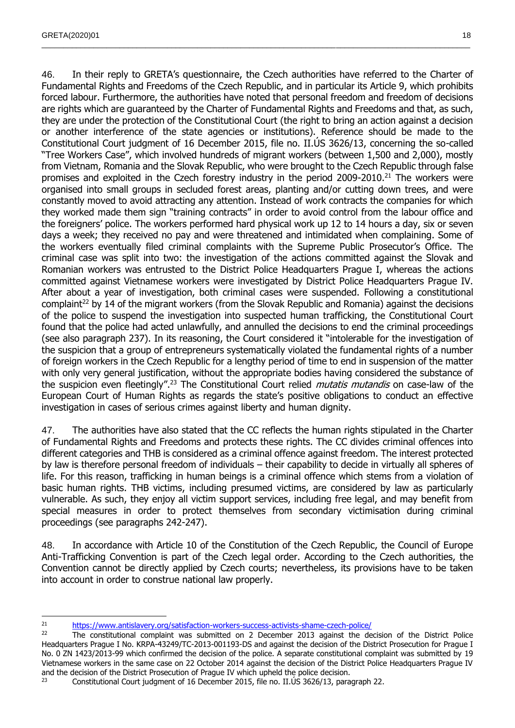46. In their reply to GRETA's questionnaire, the Czech authorities have referred to the Charter of Fundamental Rights and Freedoms of the Czech Republic, and in particular its Article 9, which prohibits forced labour. Furthermore, the authorities have noted that personal freedom and freedom of decisions are rights which are guaranteed by the Charter of Fundamental Rights and Freedoms and that, as such, they are under the protection of the Constitutional Court (the right to bring an action against a decision or another interference of the state agencies or institutions). Reference should be made to the Constitutional Court judgment of 16 December 2015, file no. II.ÚS 3626/13, concerning the so-called "Tree Workers Case", which involved hundreds of migrant workers (between 1,500 and 2,000), mostly from Vietnam, Romania and the Slovak Republic, who were brought to the Czech Republic through false promises and exploited in the Czech forestry industry in the period 2009-2010.[21] The workers were organised into small groups in secluded forest areas, planting and/or cutting down trees, and were constantly moved to avoid attracting any attention. Instead of work contracts the companies for which they worked made them sign "training contracts" in order to avoid control from the labour office and the foreigners' police. The workers performed hard physical work up 12 to 14 hours a day, six or seven days a week; they received no pay and were threatened and intimidated when complaining. Some of the workers eventually filed criminal complaints with the Supreme Public Prosecutor's Office. The criminal case was split into two: the investigation of the actions committed against the Slovak and Romanian workers was entrusted to the District Police Headquarters Prague I, whereas the actions committed against Vietnamese workers were investigated by District Police Headquarters Prague IV. After about a year of investigation, both criminal cases were suspended. Following a constitutional complaint[22] by 14 of the migrant workers (from the Slovak Republic and Romania) against the decisions of the police to suspend the investigation into suspected human trafficking, the Constitutional Court found that the police had acted unlawfully, and annulled the decisions to end the criminal proceedings (see also paragraph 237). In its reasoning, the Court considered it "intolerable for the investigation of the suspicion that a group of entrepreneurs systematically violated the fundamental rights of a number of foreign workers in the Czech Republic for a lengthy period of time to end in suspension of the matter with only very general justification, without the appropriate bodies having considered the substance of the suspicion even fleetingly".[23] The Constitutional Court relied *mutatis mutandis* on case-law of the European Court of Human Rights as regards the state's positive obligations to conduct an effective investigation in cases of serious crimes against liberty and human dignity.

47. The authorities have also stated that the CC reflects the human rights stipulated in the Charter of Fundamental Rights and Freedoms and protects these rights. The CC divides criminal offences into different categories and THB is considered as a criminal offence against freedom. The interest protected by law is therefore personal freedom of individuals – their capability to decide in virtually all spheres of life. For this reason, trafficking in human beings is a criminal offence which stems from a violation of basic human rights. THB victims, including presumed victims, are considered by law as particularly vulnerable. As such, they enjoy all victim support services, including free legal, and may benefit from special measures in order to protect themselves from secondary victimisation during criminal proceedings (see paragraphs 242-247).

48. In accordance with Article 10 of the Constitution of the Czech Republic, the Council of Europe Anti-Trafficking Convention is part of the Czech legal order. According to the Czech authorities, the Convention cannot be directly applied by Czech courts; nevertheless, its provisions have to be taken into account in order to construe national law properly.

---

[21] https://www.antislavery.org/satisfaction-workers-success-activists-shame-czech-police/

[22] The constitutional complaint was submitted on 2 December 2013 against the decision of the District Police Headquarters Prague I No. KRPA-43249/TC-2013-001193-DS and against the decision of the District Prosecution for Prague I No. 0 ZN 1423/2013-99 which confirmed the decision of the police. A separate constitutional complaint was submitted by 19 Vietnamese workers in the same case on 22 October 2014 against the decision of the District Police Headquarters Prague IV and the decision of the District Prosecution of Prague IV which upheld the police decision.

[23] Constitutional Court judgment of 16 December 2015, file no. II.ÚS 3626/13, paragraph 22.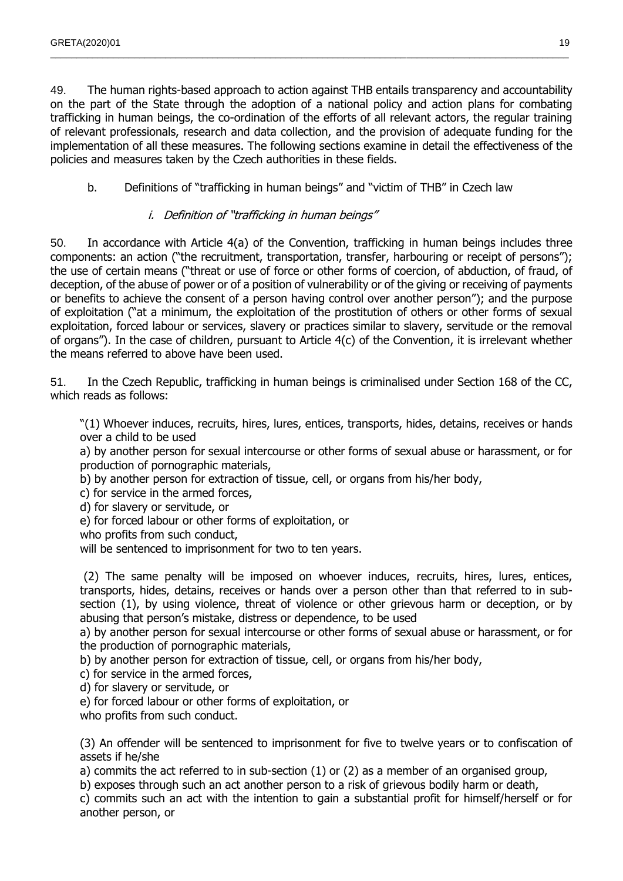49. The human rights-based approach to action against THB entails transparency and accountability on the part of the State through the adoption of a national policy and action plans for combating trafficking in human beings, the co-ordination of the efforts of all relevant actors, the regular training of relevant professionals, research and data collection, and the provision of adequate funding for the implementation of all these measures. The following sections examine in detail the effectiveness of the policies and measures taken by the Czech authorities in these fields.

### b. Definitions of "trafficking in human beings" and "victim of THB" in Czech law

#### *i. Definition of "trafficking in human beings"*

50. In accordance with Article 4(a) of the Convention, trafficking in human beings includes three components: an action ("the recruitment, transportation, transfer, harbouring or receipt of persons"); the use of certain means ("threat or use of force or other forms of coercion, of abduction, of fraud, of deception, of the abuse of power or of a position of vulnerability or of the giving or receiving of payments or benefits to achieve the consent of a person having control over another person"); and the purpose of exploitation ("at a minimum, the exploitation of the prostitution of others or other forms of sexual exploitation, forced labour or services, slavery or practices similar to slavery, servitude or the removal of organs"). In the case of children, pursuant to Article 4(c) of the Convention, it is irrelevant whether the means referred to above have been used.

51. In the Czech Republic, trafficking in human beings is criminalised under Section 168 of the CC, which reads as follows:

> "(1) Whoever induces, recruits, hires, lures, entices, transports, hides, detains, receives or hands over a child to be used
> a) by another person for sexual intercourse or other forms of sexual abuse or harassment, or for production of pornographic materials,
> b) by another person for extraction of tissue, cell, or organs from his/her body,
> c) for service in the armed forces,
> d) for slavery or servitude, or
> e) for forced labour or other forms of exploitation, or
> who profits from such conduct,
> will be sentenced to imprisonment for two to ten years.
>
> (2) The same penalty will be imposed on whoever induces, recruits, hires, lures, entices, transports, hides, detains, receives or hands over a person other than that referred to in sub-section (1), by using violence, threat of violence or other grievous harm or deception, or by abusing that person's mistake, distress or dependence, to be used
> a) by another person for sexual intercourse or other forms of sexual abuse or harassment, or for the production of pornographic materials,
> b) by another person for extraction of tissue, cell, or organs from his/her body,
> c) for service in the armed forces,
> d) for slavery or servitude, or
> e) for forced labour or other forms of exploitation, or
> who profits from such conduct.
>
> (3) An offender will be sentenced to imprisonment for five to twelve years or to confiscation of assets if he/she
> a) commits the act referred to in sub-section (1) or (2) as a member of an organised group,
> b) exposes through such an act another person to a risk of grievous bodily harm or death,
> c) commits such an act with the intention to gain a substantial profit for himself/herself or for another person, or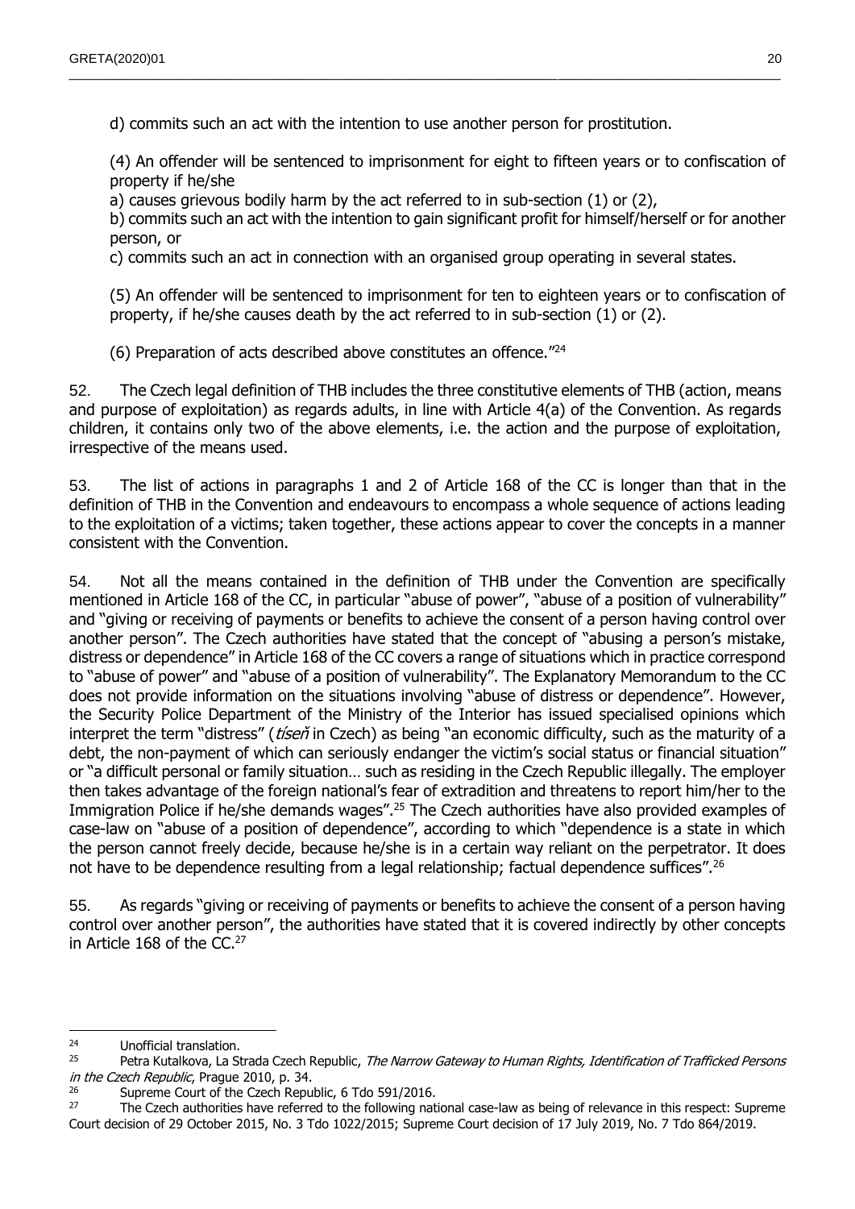d) commits such an act with the intention to use another person for prostitution.

(4) An offender will be sentenced to imprisonment for eight to fifteen years or to confiscation of property if he/she

a) causes grievous bodily harm by the act referred to in sub-section (1) or (2),

b) commits such an act with the intention to gain significant profit for himself/herself or for another person, or

c) commits such an act in connection with an organised group operating in several states.

(5) An offender will be sentenced to imprisonment for ten to eighteen years or to confiscation of property, if he/she causes death by the act referred to in sub-section (1) or (2).

(6) Preparation of acts described above constitutes an offence."[24]

52. The Czech legal definition of THB includes the three constitutive elements of THB (action, means and purpose of exploitation) as regards adults, in line with Article 4(a) of the Convention. As regards children, it contains only two of the above elements, i.e. the action and the purpose of exploitation, irrespective of the means used.

53. The list of actions in paragraphs 1 and 2 of Article 168 of the CC is longer than that in the definition of THB in the Convention and endeavours to encompass a whole sequence of actions leading to the exploitation of a victims; taken together, these actions appear to cover the concepts in a manner consistent with the Convention.

54. Not all the means contained in the definition of THB under the Convention are specifically mentioned in Article 168 of the CC, in particular "abuse of power", "abuse of a position of vulnerability" and "giving or receiving of payments or benefits to achieve the consent of a person having control over another person". The Czech authorities have stated that the concept of "abusing a person's mistake, distress or dependence" in Article 168 of the CC covers a range of situations which in practice correspond to "abuse of power" and "abuse of a position of vulnerability". The Explanatory Memorandum to the CC does not provide information on the situations involving "abuse of distress or dependence". However, the Security Police Department of the Ministry of the Interior has issued specialised opinions which interpret the term "distress" (*tíseň* in Czech) as being "an economic difficulty, such as the maturity of a debt, the non-payment of which can seriously endanger the victim's social status or financial situation" or "a difficult personal or family situation… such as residing in the Czech Republic illegally. The employer then takes advantage of the foreign national's fear of extradition and threatens to report him/her to the Immigration Police if he/she demands wages".[25] The Czech authorities have also provided examples of case-law on "abuse of a position of dependence", according to which "dependence is a state in which the person cannot freely decide, because he/she is in a certain way reliant on the perpetrator. It does not have to be dependence resulting from a legal relationship; factual dependence suffices".[26]

55. As regards "giving or receiving of payments or benefits to achieve the consent of a person having control over another person", the authorities have stated that it is covered indirectly by other concepts in Article 168 of the CC.[27]

---

[24] Unofficial translation.

[25] Petra Kutalkova, La Strada Czech Republic, *The Narrow Gateway to Human Rights, Identification of Trafficked Persons in the Czech Republic*, Prague 2010, p. 34.

[26] Supreme Court of the Czech Republic, 6 Tdo 591/2016.

[27] The Czech authorities have referred to the following national case-law as being of relevance in this respect: Supreme Court decision of 29 October 2015, No. 3 Tdo 1022/2015; Supreme Court decision of 17 July 2019, No. 7 Tdo 864/2019.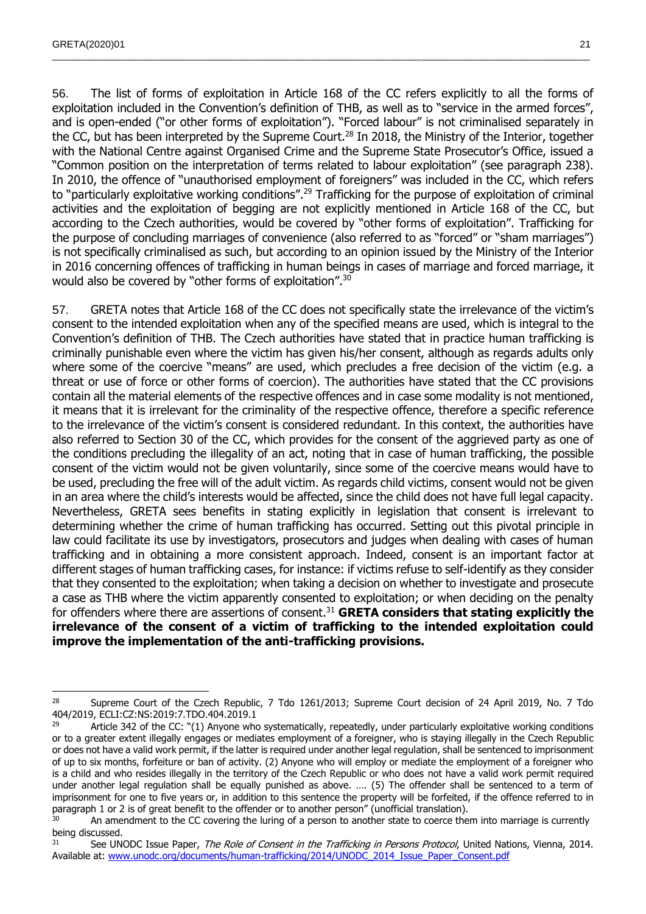56. The list of forms of exploitation in Article 168 of the CC refers explicitly to all the forms of exploitation included in the Convention's definition of THB, as well as to "service in the armed forces", and is open-ended ("or other forms of exploitation"). "Forced labour" is not criminalised separately in the CC, but has been interpreted by the Supreme Court.[28] In 2018, the Ministry of the Interior, together with the National Centre against Organised Crime and the Supreme State Prosecutor's Office, issued a "Common position on the interpretation of terms related to labour exploitation" (see paragraph 238). In 2010, the offence of "unauthorised employment of foreigners" was included in the CC, which refers to "particularly exploitative working conditions".[29] Trafficking for the purpose of exploitation of criminal activities and the exploitation of begging are not explicitly mentioned in Article 168 of the CC, but according to the Czech authorities, would be covered by "other forms of exploitation". Trafficking for the purpose of concluding marriages of convenience (also referred to as "forced" or "sham marriages") is not specifically criminalised as such, but according to an opinion issued by the Ministry of the Interior in 2016 concerning offences of trafficking in human beings in cases of marriage and forced marriage, it would also be covered by "other forms of exploitation".[30]

57. GRETA notes that Article 168 of the CC does not specifically state the irrelevance of the victim's consent to the intended exploitation when any of the specified means are used, which is integral to the Convention's definition of THB. The Czech authorities have stated that in practice human trafficking is criminally punishable even where the victim has given his/her consent, although as regards adults only where some of the coercive "means" are used, which precludes a free decision of the victim (e.g. a threat or use of force or other forms of coercion). The authorities have stated that the CC provisions contain all the material elements of the respective offences and in case some modality is not mentioned, it means that it is irrelevant for the criminality of the respective offence, therefore a specific reference to the irrelevance of the victim's consent is considered redundant. In this context, the authorities have also referred to Section 30 of the CC, which provides for the consent of the aggrieved party as one of the conditions precluding the illegality of an act, noting that in case of human trafficking, the possible consent of the victim would not be given voluntarily, since some of the coercive means would have to be used, precluding the free will of the adult victim. As regards child victims, consent would not be given in an area where the child's interests would be affected, since the child does not have full legal capacity. Nevertheless, GRETA sees benefits in stating explicitly in legislation that consent is irrelevant to determining whether the crime of human trafficking has occurred. Setting out this pivotal principle in law could facilitate its use by investigators, prosecutors and judges when dealing with cases of human trafficking and in obtaining a more consistent approach. Indeed, consent is an important factor at different stages of human trafficking cases, for instance: if victims refuse to self-identify as they consider that they consented to the exploitation; when taking a decision on whether to investigate and prosecute a case as THB where the victim apparently consented to exploitation; or when deciding on the penalty for offenders where there are assertions of consent.[31] **GRETA considers that stating explicitly the irrelevance of the consent of a victim of trafficking to the intended exploitation could improve the implementation of the anti-trafficking provisions.**

---

[28] Supreme Court of the Czech Republic, 7 Tdo 1261/2013; Supreme Court decision of 24 April 2019, No. 7 Tdo 404/2019, ECLI:CZ:NS:2019:7.TDO.404.2019.1

[29] Article 342 of the CC: "(1) Anyone who systematically, repeatedly, under particularly exploitative working conditions or to a greater extent illegally engages or mediates employment of a foreigner, who is staying illegally in the Czech Republic or does not have a valid work permit, if the latter is required under another legal regulation, shall be sentenced to imprisonment of up to six months, forfeiture or ban of activity. (2) Anyone who will employ or mediate the employment of a foreigner who is a child and who resides illegally in the territory of the Czech Republic or who does not have a valid work permit required under another legal regulation shall be equally punished as above. …. (5) The offender shall be sentenced to a term of imprisonment for one to five years or, in addition to this sentence the property will be forfeited, if the offence referred to in paragraph 1 or 2 is of great benefit to the offender or to another person" (unofficial translation).

[30] An amendment to the CC covering the luring of a person to another state to coerce them into marriage is currently being discussed.

[31] See UNODC Issue Paper, *The Role of Consent in the Trafficking in Persons Protocol*, United Nations, Vienna, 2014. Available at: www.unodc.org/documents/human-trafficking/2014/UNODC_2014_Issue_Paper_Consent.pdf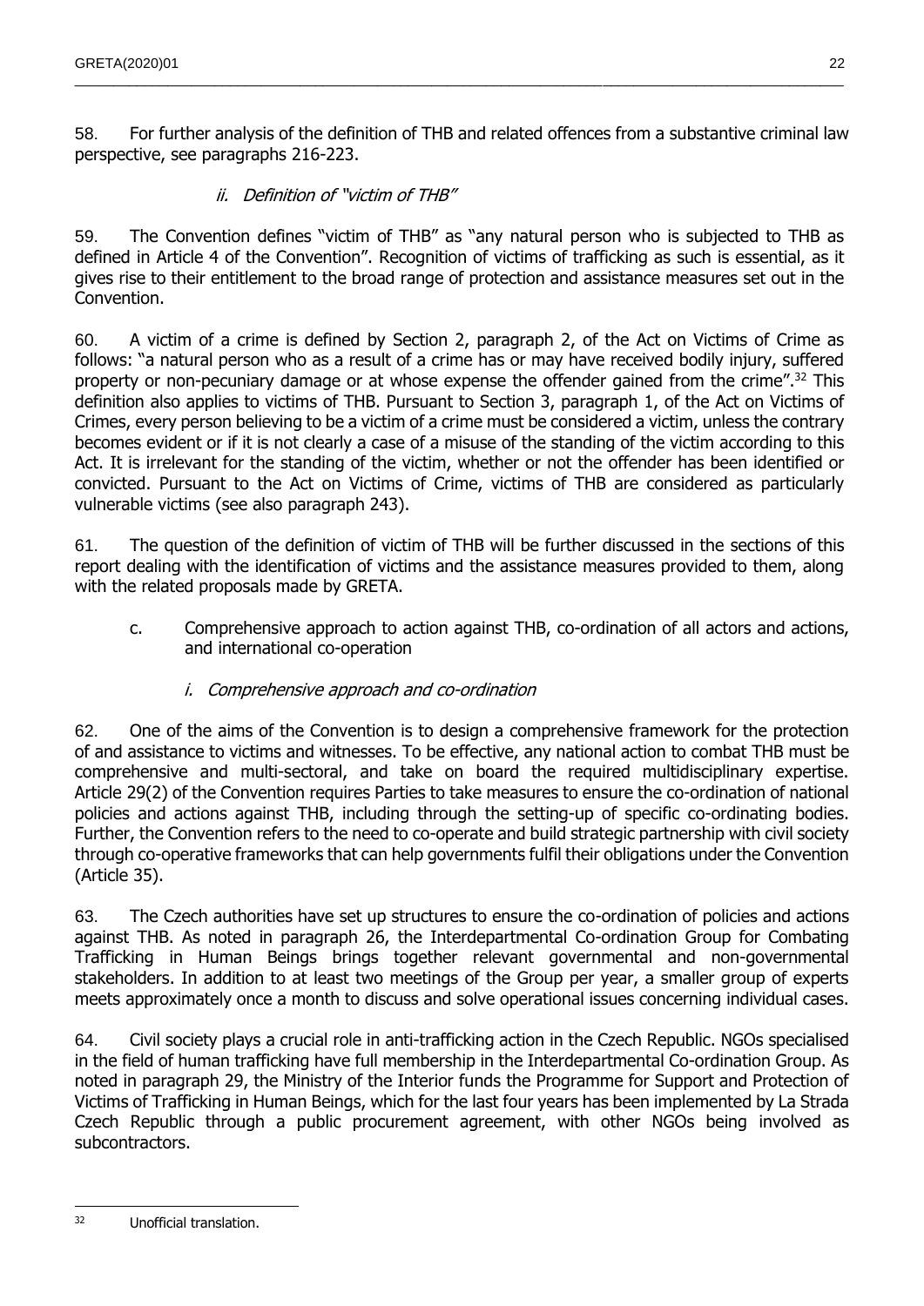58. For further analysis of the definition of THB and related offences from a substantive criminal law perspective, see paragraphs 216-223.

### *ii. Definition of "victim of THB"*

59. The Convention defines "victim of THB" as "any natural person who is subjected to THB as defined in Article 4 of the Convention". Recognition of victims of trafficking as such is essential, as it gives rise to their entitlement to the broad range of protection and assistance measures set out in the Convention.

60. A victim of a crime is defined by Section 2, paragraph 2, of the Act on Victims of Crime as follows: "a natural person who as a result of a crime has or may have received bodily injury, suffered property or non-pecuniary damage or at whose expense the offender gained from the crime".[32] This definition also applies to victims of THB. Pursuant to Section 3, paragraph 1, of the Act on Victims of Crimes, every person believing to be a victim of a crime must be considered a victim, unless the contrary becomes evident or if it is not clearly a case of a misuse of the standing of the victim according to this Act. It is irrelevant for the standing of the victim, whether or not the offender has been identified or convicted. Pursuant to the Act on Victims of Crime, victims of THB are considered as particularly vulnerable victims (see also paragraph 243).

61. The question of the definition of victim of THB will be further discussed in the sections of this report dealing with the identification of victims and the assistance measures provided to them, along with the related proposals made by GRETA.

## c. Comprehensive approach to action against THB, co-ordination of all actors and actions, and international co-operation

### *i. Comprehensive approach and co-ordination*

62. One of the aims of the Convention is to design a comprehensive framework for the protection of and assistance to victims and witnesses. To be effective, any national action to combat THB must be comprehensive and multi-sectoral, and take on board the required multidisciplinary expertise. Article 29(2) of the Convention requires Parties to take measures to ensure the co-ordination of national policies and actions against THB, including through the setting-up of specific co-ordinating bodies. Further, the Convention refers to the need to co-operate and build strategic partnership with civil society through co-operative frameworks that can help governments fulfil their obligations under the Convention (Article 35).

63. The Czech authorities have set up structures to ensure the co-ordination of policies and actions against THB. As noted in paragraph 26, the Interdepartmental Co-ordination Group for Combating Trafficking in Human Beings brings together relevant governmental and non-governmental stakeholders. In addition to at least two meetings of the Group per year, a smaller group of experts meets approximately once a month to discuss and solve operational issues concerning individual cases.

64. Civil society plays a crucial role in anti-trafficking action in the Czech Republic. NGOs specialised in the field of human trafficking have full membership in the Interdepartmental Co-ordination Group. As noted in paragraph 29, the Ministry of the Interior funds the Programme for Support and Protection of Victims of Trafficking in Human Beings, which for the last four years has been implemented by La Strada Czech Republic through a public procurement agreement, with other NGOs being involved as subcontractors.

---

[32] Unofficial translation.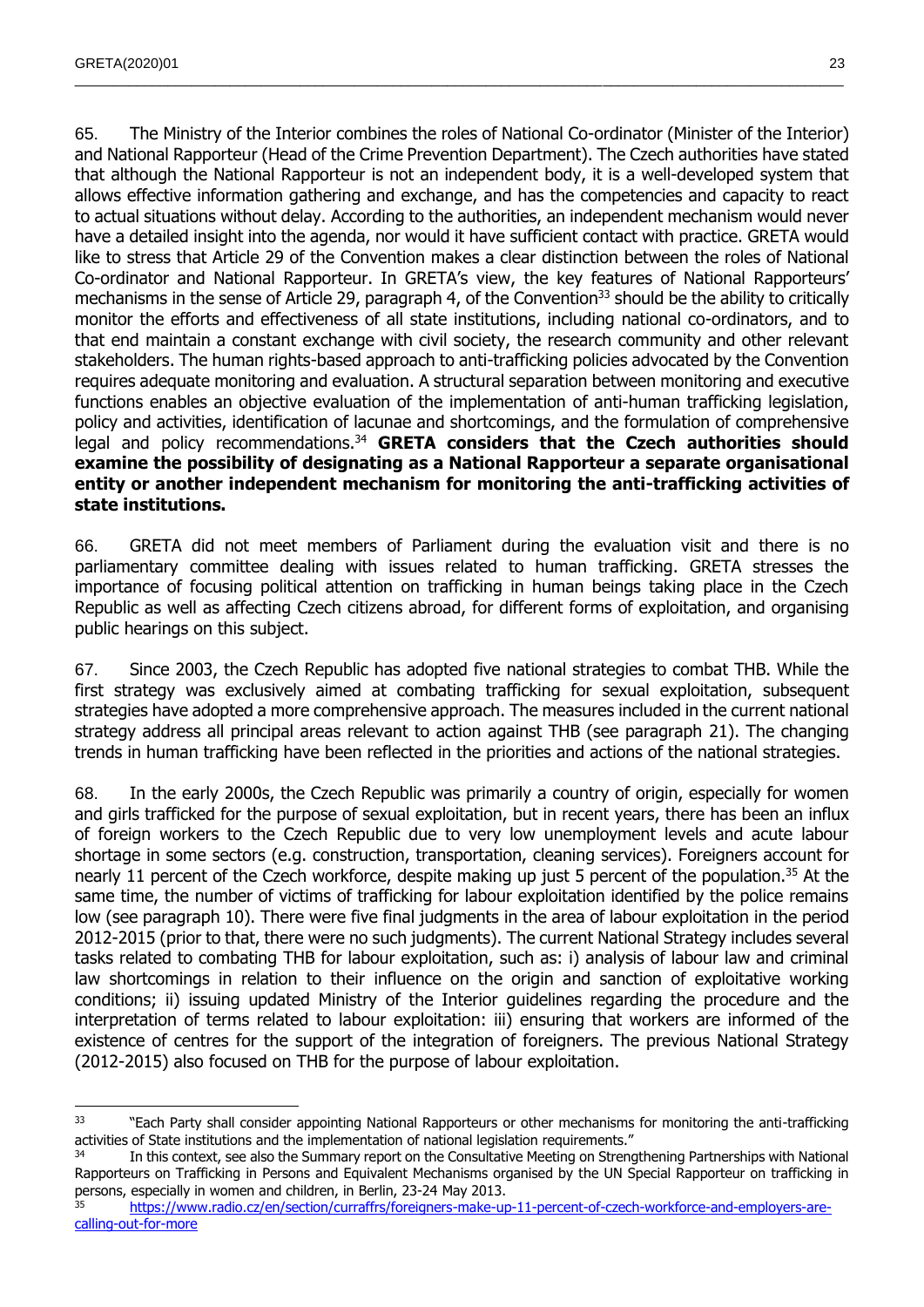65. The Ministry of the Interior combines the roles of National Co-ordinator (Minister of the Interior) and National Rapporteur (Head of the Crime Prevention Department). The Czech authorities have stated that although the National Rapporteur is not an independent body, it is a well-developed system that allows effective information gathering and exchange, and has the competencies and capacity to react to actual situations without delay. According to the authorities, an independent mechanism would never have a detailed insight into the agenda, nor would it have sufficient contact with practice. GRETA would like to stress that Article 29 of the Convention makes a clear distinction between the roles of National Co-ordinator and National Rapporteur. In GRETA's view, the key features of National Rapporteurs' mechanisms in the sense of Article 29, paragraph 4, of the Convention[33] should be the ability to critically monitor the efforts and effectiveness of all state institutions, including national co-ordinators, and to that end maintain a constant exchange with civil society, the research community and other relevant stakeholders. The human rights-based approach to anti-trafficking policies advocated by the Convention requires adequate monitoring and evaluation. A structural separation between monitoring and executive functions enables an objective evaluation of the implementation of anti-human trafficking legislation, policy and activities, identification of lacunae and shortcomings, and the formulation of comprehensive legal and policy recommendations.[34] **GRETA considers that the Czech authorities should examine the possibility of designating as a National Rapporteur a separate organisational entity or another independent mechanism for monitoring the anti-trafficking activities of state institutions.**

66. GRETA did not meet members of Parliament during the evaluation visit and there is no parliamentary committee dealing with issues related to human trafficking. GRETA stresses the importance of focusing political attention on trafficking in human beings taking place in the Czech Republic as well as affecting Czech citizens abroad, for different forms of exploitation, and organising public hearings on this subject.

67. Since 2003, the Czech Republic has adopted five national strategies to combat THB. While the first strategy was exclusively aimed at combating trafficking for sexual exploitation, subsequent strategies have adopted a more comprehensive approach. The measures included in the current national strategy address all principal areas relevant to action against THB (see paragraph 21). The changing trends in human trafficking have been reflected in the priorities and actions of the national strategies.

68. In the early 2000s, the Czech Republic was primarily a country of origin, especially for women and girls trafficked for the purpose of sexual exploitation, but in recent years, there has been an influx of foreign workers to the Czech Republic due to very low unemployment levels and acute labour shortage in some sectors (e.g. construction, transportation, cleaning services). Foreigners account for nearly 11 percent of the Czech workforce, despite making up just 5 percent of the population.[35] At the same time, the number of victims of trafficking for labour exploitation identified by the police remains low (see paragraph 10). There were five final judgments in the area of labour exploitation in the period 2012-2015 (prior to that, there were no such judgments). The current National Strategy includes several tasks related to combating THB for labour exploitation, such as: i) analysis of labour law and criminal law shortcomings in relation to their influence on the origin and sanction of exploitative working conditions; ii) issuing updated Ministry of the Interior guidelines regarding the procedure and the interpretation of terms related to labour exploitation: iii) ensuring that workers are informed of the existence of centres for the support of the integration of foreigners. The previous National Strategy (2012-2015) also focused on THB for the purpose of labour exploitation.

---

[33] "Each Party shall consider appointing National Rapporteurs or other mechanisms for monitoring the anti-trafficking activities of State institutions and the implementation of national legislation requirements."

[34] In this context, see also the Summary report on the Consultative Meeting on Strengthening Partnerships with National Rapporteurs on Trafficking in Persons and Equivalent Mechanisms organised by the UN Special Rapporteur on trafficking in persons, especially in women and children, in Berlin, 23-24 May 2013.

[35] https://www.radio.cz/en/section/curraffrs/foreigners-make-up-11-percent-of-czech-workforce-and-employers-are-calling-out-for-more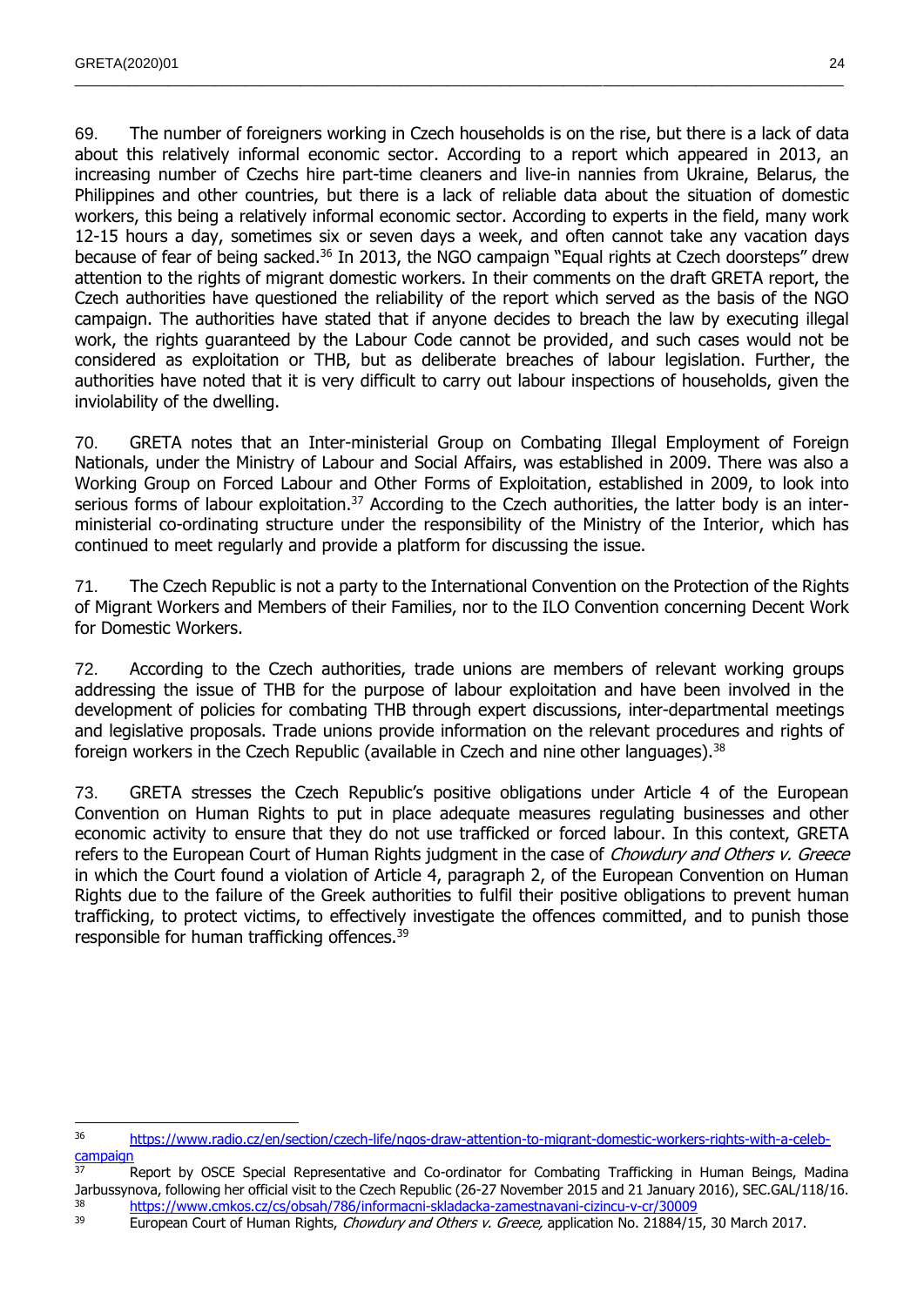69. The number of foreigners working in Czech households is on the rise, but there is a lack of data about this relatively informal economic sector. According to a report which appeared in 2013, an increasing number of Czechs hire part-time cleaners and live-in nannies from Ukraine, Belarus, the Philippines and other countries, but there is a lack of reliable data about the situation of domestic workers, this being a relatively informal economic sector. According to experts in the field, many work 12-15 hours a day, sometimes six or seven days a week, and often cannot take any vacation days because of fear of being sacked.[36] In 2013, the NGO campaign "Equal rights at Czech doorsteps" drew attention to the rights of migrant domestic workers. In their comments on the draft GRETA report, the Czech authorities have questioned the reliability of the report which served as the basis of the NGO campaign. The authorities have stated that if anyone decides to breach the law by executing illegal work, the rights guaranteed by the Labour Code cannot be provided, and such cases would not be considered as exploitation or THB, but as deliberate breaches of labour legislation. Further, the authorities have noted that it is very difficult to carry out labour inspections of households, given the inviolability of the dwelling.

70. GRETA notes that an Inter-ministerial Group on Combating Illegal Employment of Foreign Nationals, under the Ministry of Labour and Social Affairs, was established in 2009. There was also a Working Group on Forced Labour and Other Forms of Exploitation, established in 2009, to look into serious forms of labour exploitation.[37] According to the Czech authorities, the latter body is an inter-ministerial co-ordinating structure under the responsibility of the Ministry of the Interior, which has continued to meet regularly and provide a platform for discussing the issue.

71. The Czech Republic is not a party to the International Convention on the Protection of the Rights of Migrant Workers and Members of their Families, nor to the ILO Convention concerning Decent Work for Domestic Workers.

72. According to the Czech authorities, trade unions are members of relevant working groups addressing the issue of THB for the purpose of labour exploitation and have been involved in the development of policies for combating THB through expert discussions, inter-departmental meetings and legislative proposals. Trade unions provide information on the relevant procedures and rights of foreign workers in the Czech Republic (available in Czech and nine other languages).[38]

73. GRETA stresses the Czech Republic's positive obligations under Article 4 of the European Convention on Human Rights to put in place adequate measures regulating businesses and other economic activity to ensure that they do not use trafficked or forced labour. In this context, GRETA refers to the European Court of Human Rights judgment in the case of *Chowdury and Others v. Greece* in which the Court found a violation of Article 4, paragraph 2, of the European Convention on Human Rights due to the failure of the Greek authorities to fulfil their positive obligations to prevent human trafficking, to protect victims, to effectively investigate the offences committed, and to punish those responsible for human trafficking offences.[39]

---

[36] https://www.radio.cz/en/section/czech-life/ngos-draw-attention-to-migrant-domestic-workers-rights-with-a-celeb-campaign

[37] Report by OSCE Special Representative and Co-ordinator for Combating Trafficking in Human Beings, Madina Jarbussynova, following her official visit to the Czech Republic (26-27 November 2015 and 21 January 2016), SEC.GAL/118/16.

[38] https://www.cmkos.cz/cs/obsah/786/informacni-skladacka-zamestnavani-cizincu-v-cr/30009

[39] European Court of Human Rights, *Chowdury and Others v. Greece,* application No. 21884/15, 30 March 2017.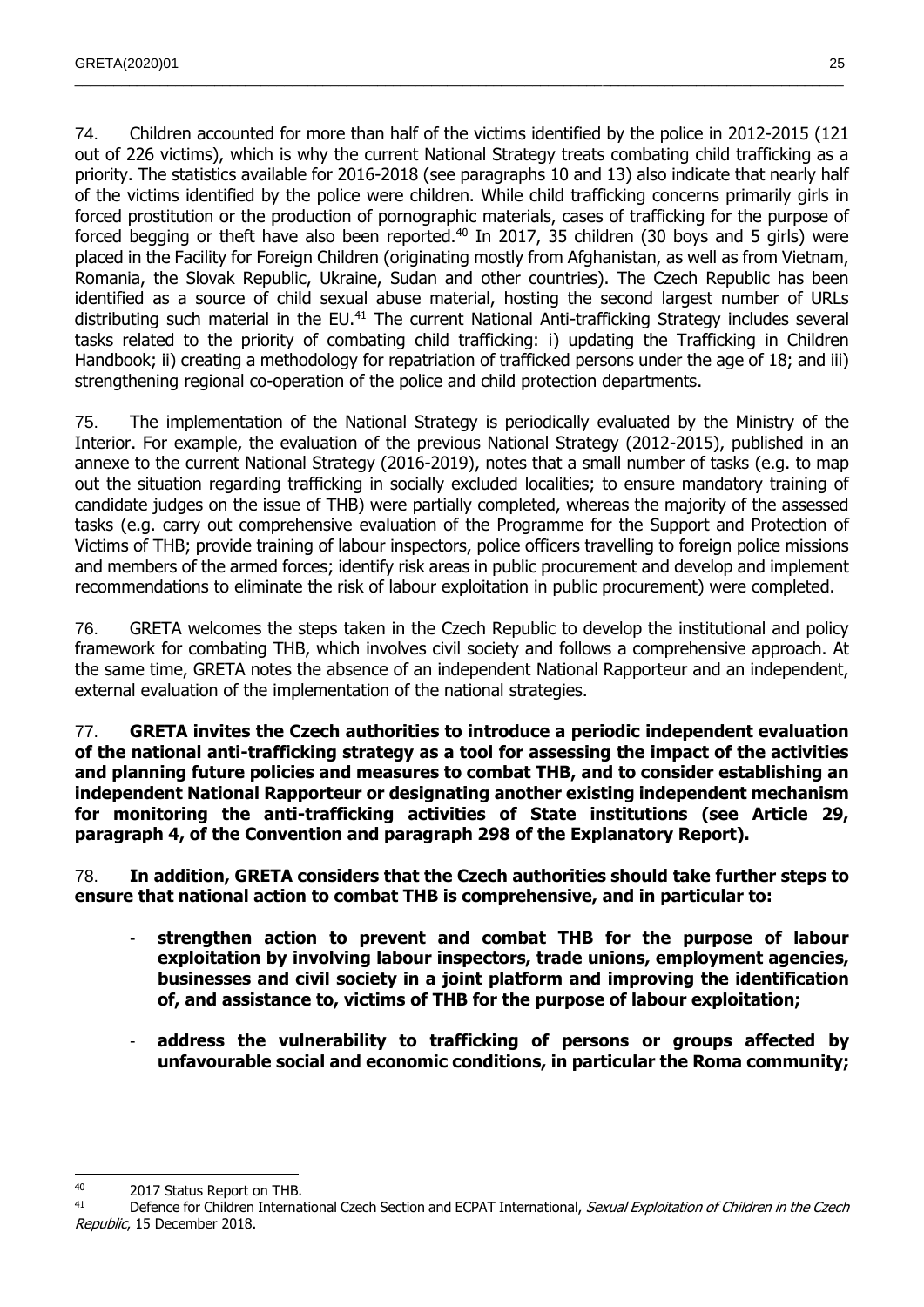74. Children accounted for more than half of the victims identified by the police in 2012-2015 (121 out of 226 victims), which is why the current National Strategy treats combating child trafficking as a priority. The statistics available for 2016-2018 (see paragraphs 10 and 13) also indicate that nearly half of the victims identified by the police were children. While child trafficking concerns primarily girls in forced prostitution or the production of pornographic materials, cases of trafficking for the purpose of forced begging or theft have also been reported.[40] In 2017, 35 children (30 boys and 5 girls) were placed in the Facility for Foreign Children (originating mostly from Afghanistan, as well as from Vietnam, Romania, the Slovak Republic, Ukraine, Sudan and other countries). The Czech Republic has been identified as a source of child sexual abuse material, hosting the second largest number of URLs distributing such material in the EU.[41] The current National Anti-trafficking Strategy includes several tasks related to the priority of combating child trafficking: i) updating the Trafficking in Children Handbook; ii) creating a methodology for repatriation of trafficked persons under the age of 18; and iii) strengthening regional co-operation of the police and child protection departments.

75. The implementation of the National Strategy is periodically evaluated by the Ministry of the Interior. For example, the evaluation of the previous National Strategy (2012-2015), published in an annexe to the current National Strategy (2016-2019), notes that a small number of tasks (e.g. to map out the situation regarding trafficking in socially excluded localities; to ensure mandatory training of candidate judges on the issue of THB) were partially completed, whereas the majority of the assessed tasks (e.g. carry out comprehensive evaluation of the Programme for the Support and Protection of Victims of THB; provide training of labour inspectors, police officers travelling to foreign police missions and members of the armed forces; identify risk areas in public procurement and develop and implement recommendations to eliminate the risk of labour exploitation in public procurement) were completed.

76. GRETA welcomes the steps taken in the Czech Republic to develop the institutional and policy framework for combating THB, which involves civil society and follows a comprehensive approach. At the same time, GRETA notes the absence of an independent National Rapporteur and an independent, external evaluation of the implementation of the national strategies.

77. **GRETA invites the Czech authorities to introduce a periodic independent evaluation of the national anti-trafficking strategy as a tool for assessing the impact of the activities and planning future policies and measures to combat THB, and to consider establishing an independent National Rapporteur or designating another existing independent mechanism for monitoring the anti-trafficking activities of State institutions (see Article 29, paragraph 4, of the Convention and paragraph 298 of the Explanatory Report).**

78. **In addition, GRETA considers that the Czech authorities should take further steps to ensure that national action to combat THB is comprehensive, and in particular to:**

- **strengthen action to prevent and combat THB for the purpose of labour exploitation by involving labour inspectors, trade unions, employment agencies, businesses and civil society in a joint platform and improving the identification of, and assistance to, victims of THB for the purpose of labour exploitation;**

- **address the vulnerability to trafficking of persons or groups affected by unfavourable social and economic conditions, in particular the Roma community;**

---

[40] 2017 Status Report on THB.

[41] Defence for Children International Czech Section and ECPAT International, *Sexual Exploitation of Children in the Czech Republic*, 15 December 2018.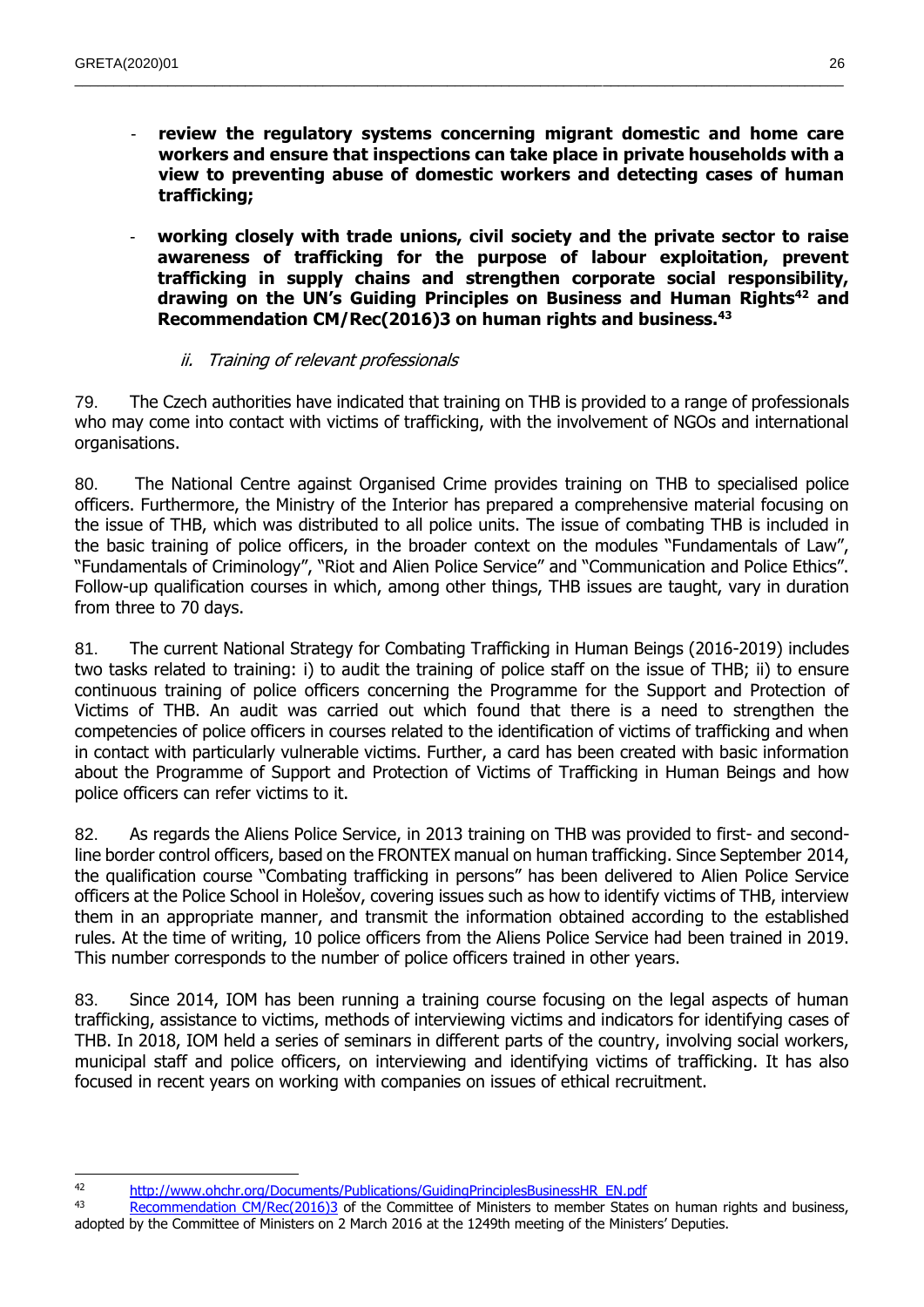- **review the regulatory systems concerning migrant domestic and home care workers and ensure that inspections can take place in private households with a view to preventing abuse of domestic workers and detecting cases of human trafficking;**

- **working closely with trade unions, civil society and the private sector to raise awareness of trafficking for the purpose of labour exploitation, prevent trafficking in supply chains and strengthen corporate social responsibility, drawing on the UN's Guiding Principles on Business and Human Rights[42] and Recommendation CM/Rec(2016)3 on human rights and business.[43]**

### *ii. Training of relevant professionals*

79. The Czech authorities have indicated that training on THB is provided to a range of professionals who may come into contact with victims of trafficking, with the involvement of NGOs and international organisations.

80. The National Centre against Organised Crime provides training on THB to specialised police officers. Furthermore, the Ministry of the Interior has prepared a comprehensive material focusing on the issue of THB, which was distributed to all police units. The issue of combating THB is included in the basic training of police officers, in the broader context on the modules "Fundamentals of Law", "Fundamentals of Criminology", "Riot and Alien Police Service" and "Communication and Police Ethics". Follow-up qualification courses in which, among other things, THB issues are taught, vary in duration from three to 70 days.

81. The current National Strategy for Combating Trafficking in Human Beings (2016-2019) includes two tasks related to training: i) to audit the training of police staff on the issue of THB; ii) to ensure continuous training of police officers concerning the Programme for the Support and Protection of Victims of THB. An audit was carried out which found that there is a need to strengthen the competencies of police officers in courses related to the identification of victims of trafficking and when in contact with particularly vulnerable victims. Further, a card has been created with basic information about the Programme of Support and Protection of Victims of Trafficking in Human Beings and how police officers can refer victims to it.

82. As regards the Aliens Police Service, in 2013 training on THB was provided to first- and second-line border control officers, based on the FRONTEX manual on human trafficking. Since September 2014, the qualification course "Combating trafficking in persons" has been delivered to Alien Police Service officers at the Police School in Holešov, covering issues such as how to identify victims of THB, interview them in an appropriate manner, and transmit the information obtained according to the established rules. At the time of writing, 10 police officers from the Aliens Police Service had been trained in 2019. This number corresponds to the number of police officers trained in other years.

83. Since 2014, IOM has been running a training course focusing on the legal aspects of human trafficking, assistance to victims, methods of interviewing victims and indicators for identifying cases of THB. In 2018, IOM held a series of seminars in different parts of the country, involving social workers, municipal staff and police officers, on interviewing and identifying victims of trafficking. It has also focused in recent years on working with companies on issues of ethical recruitment.

---

[42] http://www.ohchr.org/Documents/Publications/GuidingPrinciplesBusinessHR_EN.pdf

[43] Recommendation CM/Rec(2016)3 of the Committee of Ministers to member States on human rights and business, adopted by the Committee of Ministers on 2 March 2016 at the 1249th meeting of the Ministers' Deputies.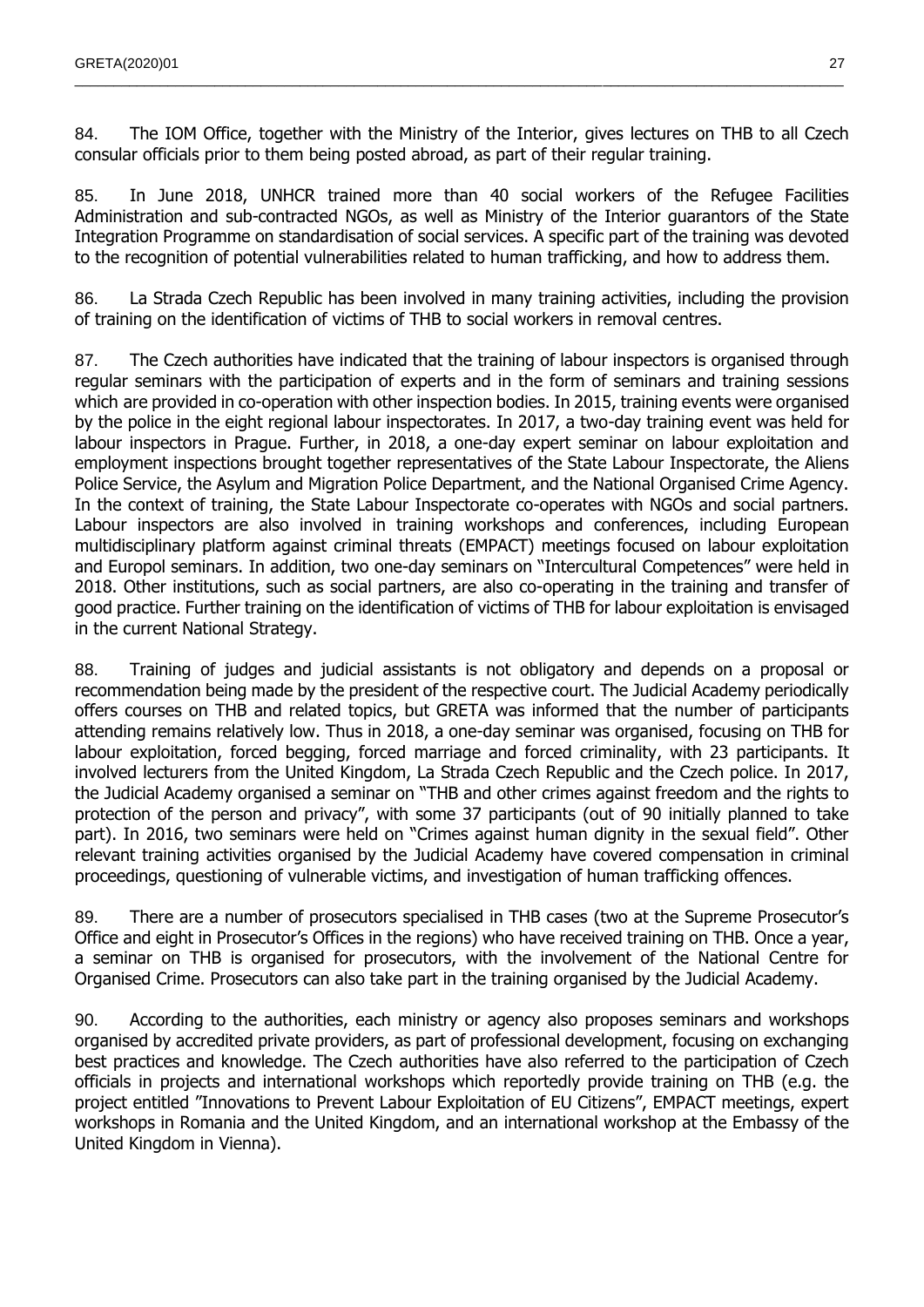84. The IOM Office, together with the Ministry of the Interior, gives lectures on THB to all Czech consular officials prior to them being posted abroad, as part of their regular training.

85. In June 2018, UNHCR trained more than 40 social workers of the Refugee Facilities Administration and sub-contracted NGOs, as well as Ministry of the Interior guarantors of the State Integration Programme on standardisation of social services. A specific part of the training was devoted to the recognition of potential vulnerabilities related to human trafficking, and how to address them.

86. La Strada Czech Republic has been involved in many training activities, including the provision of training on the identification of victims of THB to social workers in removal centres.

87. The Czech authorities have indicated that the training of labour inspectors is organised through regular seminars with the participation of experts and in the form of seminars and training sessions which are provided in co-operation with other inspection bodies. In 2015, training events were organised by the police in the eight regional labour inspectorates. In 2017, a two-day training event was held for labour inspectors in Prague. Further, in 2018, a one-day expert seminar on labour exploitation and employment inspections brought together representatives of the State Labour Inspectorate, the Aliens Police Service, the Asylum and Migration Police Department, and the National Organised Crime Agency. In the context of training, the State Labour Inspectorate co-operates with NGOs and social partners. Labour inspectors are also involved in training workshops and conferences, including European multidisciplinary platform against criminal threats (EMPACT) meetings focused on labour exploitation and Europol seminars. In addition, two one-day seminars on "Intercultural Competences" were held in 2018. Other institutions, such as social partners, are also co-operating in the training and transfer of good practice. Further training on the identification of victims of THB for labour exploitation is envisaged in the current National Strategy.

88. Training of judges and judicial assistants is not obligatory and depends on a proposal or recommendation being made by the president of the respective court. The Judicial Academy periodically offers courses on THB and related topics, but GRETA was informed that the number of participants attending remains relatively low. Thus in 2018, a one-day seminar was organised, focusing on THB for labour exploitation, forced begging, forced marriage and forced criminality, with 23 participants. It involved lecturers from the United Kingdom, La Strada Czech Republic and the Czech police. In 2017, the Judicial Academy organised a seminar on "THB and other crimes against freedom and the rights to protection of the person and privacy", with some 37 participants (out of 90 initially planned to take part). In 2016, two seminars were held on "Crimes against human dignity in the sexual field". Other relevant training activities organised by the Judicial Academy have covered compensation in criminal proceedings, questioning of vulnerable victims, and investigation of human trafficking offences.

89. There are a number of prosecutors specialised in THB cases (two at the Supreme Prosecutor's Office and eight in Prosecutor's Offices in the regions) who have received training on THB. Once a year, a seminar on THB is organised for prosecutors, with the involvement of the National Centre for Organised Crime. Prosecutors can also take part in the training organised by the Judicial Academy.

90. According to the authorities, each ministry or agency also proposes seminars and workshops organised by accredited private providers, as part of professional development, focusing on exchanging best practices and knowledge. The Czech authorities have also referred to the participation of Czech officials in projects and international workshops which reportedly provide training on THB (e.g. the project entitled "Innovations to Prevent Labour Exploitation of EU Citizens", EMPACT meetings, expert workshops in Romania and the United Kingdom, and an international workshop at the Embassy of the United Kingdom in Vienna).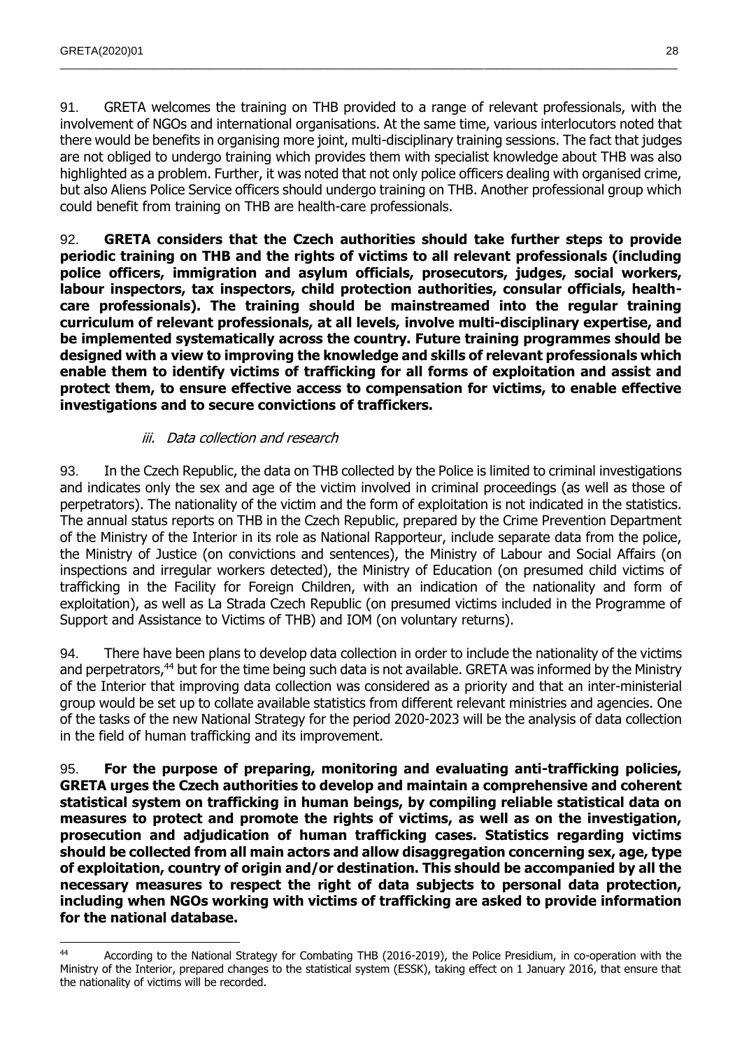91. GRETA welcomes the training on THB provided to a range of relevant professionals, with the involvement of NGOs and international organisations. At the same time, various interlocutors noted that there would be benefits in organising more joint, multi-disciplinary training sessions. The fact that judges are not obliged to undergo training which provides them with specialist knowledge about THB was also highlighted as a problem. Further, it was noted that not only police officers dealing with organised crime, but also Aliens Police Service officers should undergo training on THB. Another professional group which could benefit from training on THB are health-care professionals.

92. **GRETA considers that the Czech authorities should take further steps to provide periodic training on THB and the rights of victims to all relevant professionals (including police officers, immigration and asylum officials, prosecutors, judges, social workers, labour inspectors, tax inspectors, child protection authorities, consular officials, health-care professionals). The training should be mainstreamed into the regular training curriculum of relevant professionals, at all levels, involve multi-disciplinary expertise, and be implemented systematically across the country. Future training programmes should be designed with a view to improving the knowledge and skills of relevant professionals which enable them to identify victims of trafficking for all forms of exploitation and assist and protect them, to ensure effective access to compensation for victims, to enable effective investigations and to secure convictions of traffickers.**

### *iii. Data collection and research*

93. In the Czech Republic, the data on THB collected by the Police is limited to criminal investigations and indicates only the sex and age of the victim involved in criminal proceedings (as well as those of perpetrators). The nationality of the victim and the form of exploitation is not indicated in the statistics. The annual status reports on THB in the Czech Republic, prepared by the Crime Prevention Department of the Ministry of the Interior in its role as National Rapporteur, include separate data from the police, the Ministry of Justice (on convictions and sentences), the Ministry of Labour and Social Affairs (on inspections and irregular workers detected), the Ministry of Education (on presumed child victims of trafficking in the Facility for Foreign Children, with an indication of the nationality and form of exploitation), as well as La Strada Czech Republic (on presumed victims included in the Programme of Support and Assistance to Victims of THB) and IOM (on voluntary returns).

94. There have been plans to develop data collection in order to include the nationality of the victims and perpetrators,[44] but for the time being such data is not available. GRETA was informed by the Ministry of the Interior that improving data collection was considered as a priority and that an inter-ministerial group would be set up to collate available statistics from different relevant ministries and agencies. One of the tasks of the new National Strategy for the period 2020-2023 will be the analysis of data collection in the field of human trafficking and its improvement.

95. **For the purpose of preparing, monitoring and evaluating anti-trafficking policies, GRETA urges the Czech authorities to develop and maintain a comprehensive and coherent statistical system on trafficking in human beings, by compiling reliable statistical data on measures to protect and promote the rights of victims, as well as on the investigation, prosecution and adjudication of human trafficking cases. Statistics regarding victims should be collected from all main actors and allow disaggregation concerning sex, age, type of exploitation, country of origin and/or destination. This should be accompanied by all the necessary measures to respect the right of data subjects to personal data protection, including when NGOs working with victims of trafficking are asked to provide information for the national database.**

---

[44] According to the National Strategy for Combating THB (2016-2019), the Police Presidium, in co-operation with the Ministry of the Interior, prepared changes to the statistical system (ESSK), taking effect on 1 January 2016, that ensure that the nationality of victims will be recorded.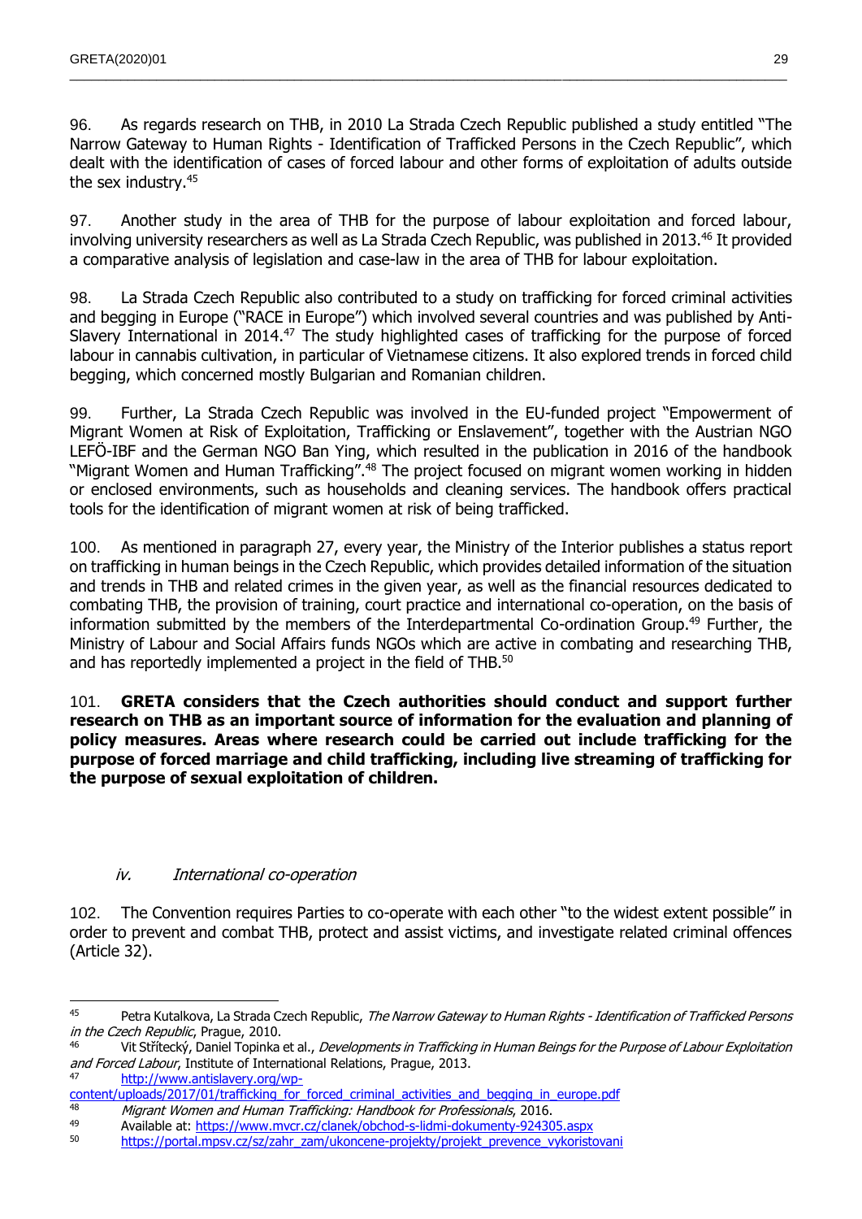96. As regards research on THB, in 2010 La Strada Czech Republic published a study entitled "The Narrow Gateway to Human Rights - Identification of Trafficked Persons in the Czech Republic", which dealt with the identification of cases of forced labour and other forms of exploitation of adults outside the sex industry.[45]

97. Another study in the area of THB for the purpose of labour exploitation and forced labour, involving university researchers as well as La Strada Czech Republic, was published in 2013.[46] It provided a comparative analysis of legislation and case-law in the area of THB for labour exploitation.

98. La Strada Czech Republic also contributed to a study on trafficking for forced criminal activities and begging in Europe ("RACE in Europe") which involved several countries and was published by Anti-Slavery International in 2014.[47] The study highlighted cases of trafficking for the purpose of forced labour in cannabis cultivation, in particular of Vietnamese citizens. It also explored trends in forced child begging, which concerned mostly Bulgarian and Romanian children.

99. Further, La Strada Czech Republic was involved in the EU-funded project "Empowerment of Migrant Women at Risk of Exploitation, Trafficking or Enslavement", together with the Austrian NGO LEFÖ-IBF and the German NGO Ban Ying, which resulted in the publication in 2016 of the handbook "Migrant Women and Human Trafficking".[48] The project focused on migrant women working in hidden or enclosed environments, such as households and cleaning services. The handbook offers practical tools for the identification of migrant women at risk of being trafficked.

100. As mentioned in paragraph 27, every year, the Ministry of the Interior publishes a status report on trafficking in human beings in the Czech Republic, which provides detailed information of the situation and trends in THB and related crimes in the given year, as well as the financial resources dedicated to combating THB, the provision of training, court practice and international co-operation, on the basis of information submitted by the members of the Interdepartmental Co-ordination Group.[49] Further, the Ministry of Labour and Social Affairs funds NGOs which are active in combating and researching THB, and has reportedly implemented a project in the field of THB.[50]

101. **GRETA considers that the Czech authorities should conduct and support further research on THB as an important source of information for the evaluation and planning of policy measures. Areas where research could be carried out include trafficking for the purpose of forced marriage and child trafficking, including live streaming of trafficking for the purpose of sexual exploitation of children.**

### *iv. International co-operation*

102. The Convention requires Parties to co-operate with each other "to the widest extent possible" in order to prevent and combat THB, protect and assist victims, and investigate related criminal offences (Article 32).

---

[45] Petra Kutalkova, La Strada Czech Republic, *The Narrow Gateway to Human Rights - Identification of Trafficked Persons in the Czech Republic*, Prague, 2010.

[46] Vit Střítecký, Daniel Topinka et al., *Developments in Trafficking in Human Beings for the Purpose of Labour Exploitation and Forced Labour*, Institute of International Relations, Prague, 2013.

[47] http://www.antislavery.org/wp-content/uploads/2017/01/trafficking_for_forced_criminal_activities_and_begging_in_europe.pdf

[48] *Migrant Women and Human Trafficking: Handbook for Professionals*, 2016.

[49] Available at: https://www.mvcr.cz/clanek/obchod-s-lidmi-dokumenty-924305.aspx

[50] https://portal.mpsv.cz/sz/zahr_zam/ukoncene-projekty/projekt_prevence_vykoristovani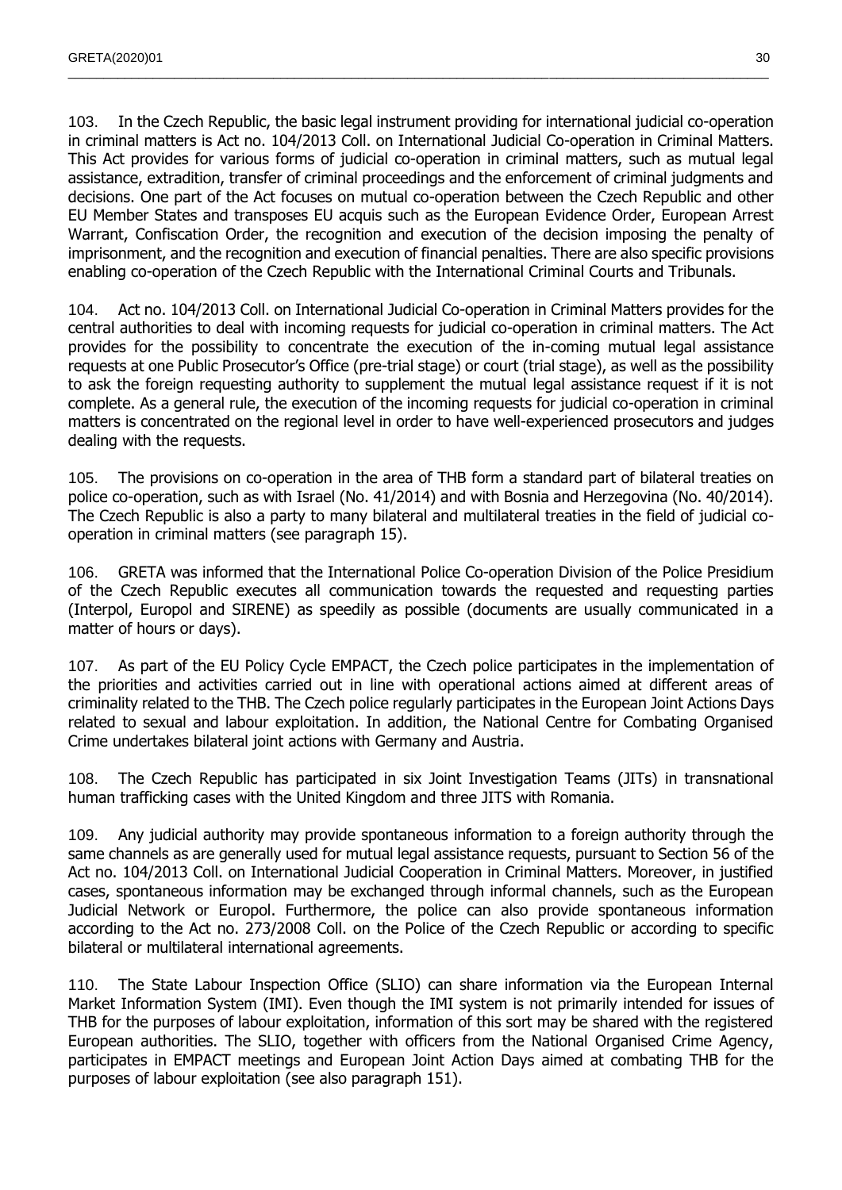103. In the Czech Republic, the basic legal instrument providing for international judicial co-operation in criminal matters is Act no. 104/2013 Coll. on International Judicial Co-operation in Criminal Matters. This Act provides for various forms of judicial co-operation in criminal matters, such as mutual legal assistance, extradition, transfer of criminal proceedings and the enforcement of criminal judgments and decisions. One part of the Act focuses on mutual co-operation between the Czech Republic and other EU Member States and transposes EU acquis such as the European Evidence Order, European Arrest Warrant, Confiscation Order, the recognition and execution of the decision imposing the penalty of imprisonment, and the recognition and execution of financial penalties. There are also specific provisions enabling co-operation of the Czech Republic with the International Criminal Courts and Tribunals.

104. Act no. 104/2013 Coll. on International Judicial Co-operation in Criminal Matters provides for the central authorities to deal with incoming requests for judicial co-operation in criminal matters. The Act provides for the possibility to concentrate the execution of the in-coming mutual legal assistance requests at one Public Prosecutor's Office (pre-trial stage) or court (trial stage), as well as the possibility to ask the foreign requesting authority to supplement the mutual legal assistance request if it is not complete. As a general rule, the execution of the incoming requests for judicial co-operation in criminal matters is concentrated on the regional level in order to have well-experienced prosecutors and judges dealing with the requests.

105. The provisions on co-operation in the area of THB form a standard part of bilateral treaties on police co-operation, such as with Israel (No. 41/2014) and with Bosnia and Herzegovina (No. 40/2014). The Czech Republic is also a party to many bilateral and multilateral treaties in the field of judicial co-operation in criminal matters (see paragraph 15).

106. GRETA was informed that the International Police Co-operation Division of the Police Presidium of the Czech Republic executes all communication towards the requested and requesting parties (Interpol, Europol and SIRENE) as speedily as possible (documents are usually communicated in a matter of hours or days).

107. As part of the EU Policy Cycle EMPACT, the Czech police participates in the implementation of the priorities and activities carried out in line with operational actions aimed at different areas of criminality related to the THB. The Czech police regularly participates in the European Joint Actions Days related to sexual and labour exploitation. In addition, the National Centre for Combating Organised Crime undertakes bilateral joint actions with Germany and Austria.

108. The Czech Republic has participated in six Joint Investigation Teams (JITs) in transnational human trafficking cases with the United Kingdom and three JITS with Romania.

109. Any judicial authority may provide spontaneous information to a foreign authority through the same channels as are generally used for mutual legal assistance requests, pursuant to Section 56 of the Act no. 104/2013 Coll. on International Judicial Cooperation in Criminal Matters. Moreover, in justified cases, spontaneous information may be exchanged through informal channels, such as the European Judicial Network or Europol. Furthermore, the police can also provide spontaneous information according to the Act no. 273/2008 Coll. on the Police of the Czech Republic or according to specific bilateral or multilateral international agreements.

110. The State Labour Inspection Office (SLIO) can share information via the European Internal Market Information System (IMI). Even though the IMI system is not primarily intended for issues of THB for the purposes of labour exploitation, information of this sort may be shared with the registered European authorities. The SLIO, together with officers from the National Organised Crime Agency, participates in EMPACT meetings and European Joint Action Days aimed at combating THB for the purposes of labour exploitation (see also paragraph 151).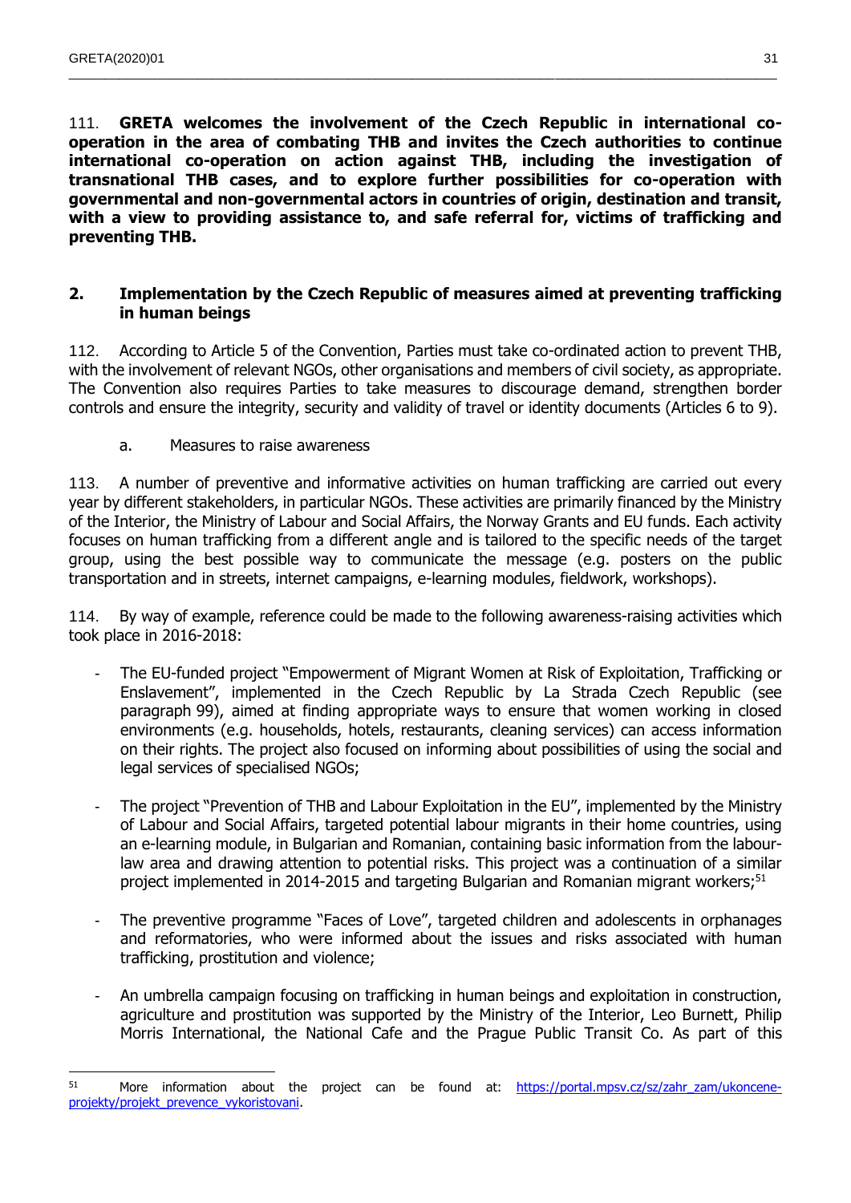111. **GRETA welcomes the involvement of the Czech Republic in international co-operation in the area of combating THB and invites the Czech authorities to continue international co-operation on action against THB, including the investigation of transnational THB cases, and to explore further possibilities for co-operation with governmental and non-governmental actors in countries of origin, destination and transit, with a view to providing assistance to, and safe referral for, victims of trafficking and preventing THB.**

## 2. Implementation by the Czech Republic of measures aimed at preventing trafficking in human beings

112. According to Article 5 of the Convention, Parties must take co-ordinated action to prevent THB, with the involvement of relevant NGOs, other organisations and members of civil society, as appropriate. The Convention also requires Parties to take measures to discourage demand, strengthen border controls and ensure the integrity, security and validity of travel or identity documents (Articles 6 to 9).

### a. Measures to raise awareness

113. A number of preventive and informative activities on human trafficking are carried out every year by different stakeholders, in particular NGOs. These activities are primarily financed by the Ministry of the Interior, the Ministry of Labour and Social Affairs, the Norway Grants and EU funds. Each activity focuses on human trafficking from a different angle and is tailored to the specific needs of the target group, using the best possible way to communicate the message (e.g. posters on the public transportation and in streets, internet campaigns, e-learning modules, fieldwork, workshops).

114. By way of example, reference could be made to the following awareness-raising activities which took place in 2016-2018:

- The EU-funded project "Empowerment of Migrant Women at Risk of Exploitation, Trafficking or Enslavement", implemented in the Czech Republic by La Strada Czech Republic (see paragraph 99), aimed at finding appropriate ways to ensure that women working in closed environments (e.g. households, hotels, restaurants, cleaning services) can access information on their rights. The project also focused on informing about possibilities of using the social and legal services of specialised NGOs;

- The project "Prevention of THB and Labour Exploitation in the EU", implemented by the Ministry of Labour and Social Affairs, targeted potential labour migrants in their home countries, using an e-learning module, in Bulgarian and Romanian, containing basic information from the labour-law area and drawing attention to potential risks. This project was a continuation of a similar project implemented in 2014-2015 and targeting Bulgarian and Romanian migrant workers;[51]

- The preventive programme "Faces of Love", targeted children and adolescents in orphanages and reformatories, who were informed about the issues and risks associated with human trafficking, prostitution and violence;

- An umbrella campaign focusing on trafficking in human beings and exploitation in construction, agriculture and prostitution was supported by the Ministry of the Interior, Leo Burnett, Philip Morris International, the National Cafe and the Prague Public Transit Co. As part of this

---

[51] More information about the project can be found at: https://portal.mpsv.cz/sz/zahr_zam/ukoncene-projekty/projekt_prevence_vykoristovani.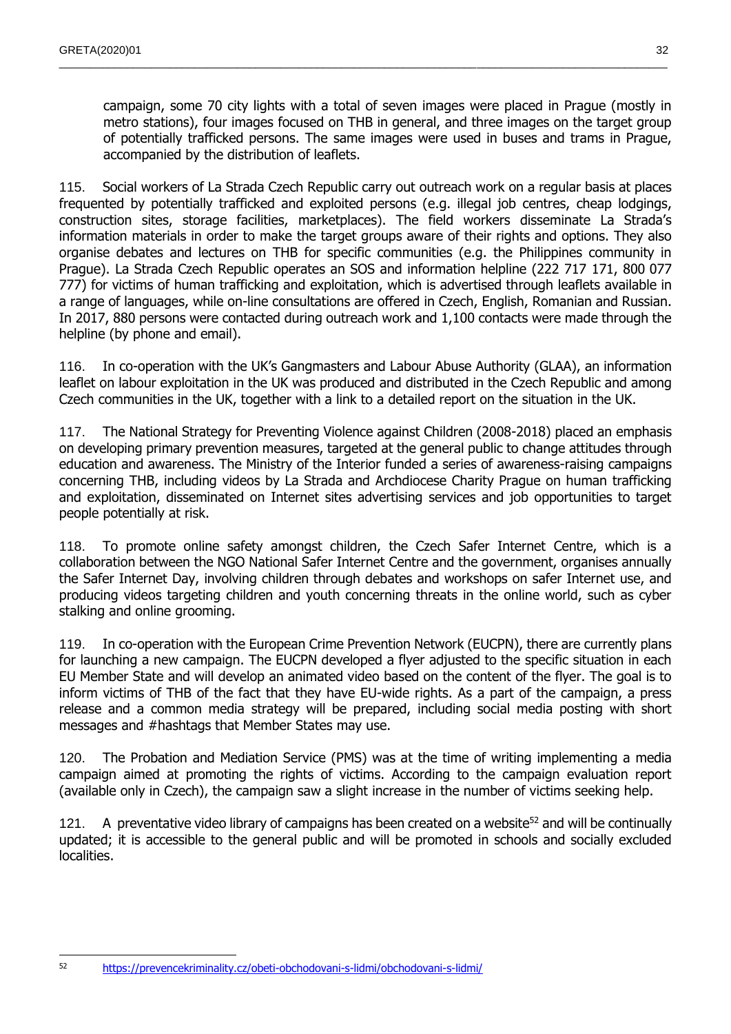campaign, some 70 city lights with a total of seven images were placed in Prague (mostly in metro stations), four images focused on THB in general, and three images on the target group of potentially trafficked persons. The same images were used in buses and trams in Prague, accompanied by the distribution of leaflets.

115. Social workers of La Strada Czech Republic carry out outreach work on a regular basis at places frequented by potentially trafficked and exploited persons (e.g. illegal job centres, cheap lodgings, construction sites, storage facilities, marketplaces). The field workers disseminate La Strada's information materials in order to make the target groups aware of their rights and options. They also organise debates and lectures on THB for specific communities (e.g. the Philippines community in Prague). La Strada Czech Republic operates an SOS and information helpline (222 717 171, 800 077 777) for victims of human trafficking and exploitation, which is advertised through leaflets available in a range of languages, while on-line consultations are offered in Czech, English, Romanian and Russian. In 2017, 880 persons were contacted during outreach work and 1,100 contacts were made through the helpline (by phone and email).

116. In co-operation with the UK's Gangmasters and Labour Abuse Authority (GLAA), an information leaflet on labour exploitation in the UK was produced and distributed in the Czech Republic and among Czech communities in the UK, together with a link to a detailed report on the situation in the UK.

117. The National Strategy for Preventing Violence against Children (2008-2018) placed an emphasis on developing primary prevention measures, targeted at the general public to change attitudes through education and awareness. The Ministry of the Interior funded a series of awareness-raising campaigns concerning THB, including videos by La Strada and Archdiocese Charity Prague on human trafficking and exploitation, disseminated on Internet sites advertising services and job opportunities to target people potentially at risk.

118. To promote online safety amongst children, the Czech Safer Internet Centre, which is a collaboration between the NGO National Safer Internet Centre and the government, organises annually the Safer Internet Day, involving children through debates and workshops on safer Internet use, and producing videos targeting children and youth concerning threats in the online world, such as cyber stalking and online grooming.

119. In co-operation with the European Crime Prevention Network (EUCPN), there are currently plans for launching a new campaign. The EUCPN developed a flyer adjusted to the specific situation in each EU Member State and will develop an animated video based on the content of the flyer. The goal is to inform victims of THB of the fact that they have EU-wide rights. As a part of the campaign, a press release and a common media strategy will be prepared, including social media posting with short messages and #hashtags that Member States may use.

120. The Probation and Mediation Service (PMS) was at the time of writing implementing a media campaign aimed at promoting the rights of victims. According to the campaign evaluation report (available only in Czech), the campaign saw a slight increase in the number of victims seeking help.

121. A preventative video library of campaigns has been created on a website[52] and will be continually updated; it is accessible to the general public and will be promoted in schools and socially excluded localities.

---

[52] https://prevencekriminality.cz/obeti-obchodovani-s-lidmi/obchodovani-s-lidmi/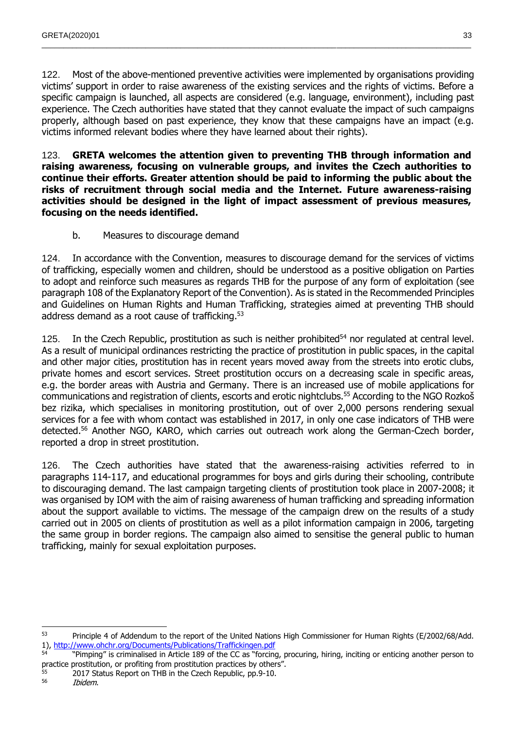122. Most of the above-mentioned preventive activities were implemented by organisations providing victims' support in order to raise awareness of the existing services and the rights of victims. Before a specific campaign is launched, all aspects are considered (e.g. language, environment), including past experience. The Czech authorities have stated that they cannot evaluate the impact of such campaigns properly, although based on past experience, they know that these campaigns have an impact (e.g. victims informed relevant bodies where they have learned about their rights).

123. **GRETA welcomes the attention given to preventing THB through information and raising awareness, focusing on vulnerable groups, and invites the Czech authorities to continue their efforts. Greater attention should be paid to informing the public about the risks of recruitment through social media and the Internet. Future awareness-raising activities should be designed in the light of impact assessment of previous measures, focusing on the needs identified.**

### b. Measures to discourage demand

124. In accordance with the Convention, measures to discourage demand for the services of victims of trafficking, especially women and children, should be understood as a positive obligation on Parties to adopt and reinforce such measures as regards THB for the purpose of any form of exploitation (see paragraph 108 of the Explanatory Report of the Convention). As is stated in the Recommended Principles and Guidelines on Human Rights and Human Trafficking, strategies aimed at preventing THB should address demand as a root cause of trafficking.[53]

125. In the Czech Republic, prostitution as such is neither prohibited[54] nor regulated at central level. As a result of municipal ordinances restricting the practice of prostitution in public spaces, in the capital and other major cities, prostitution has in recent years moved away from the streets into erotic clubs, private homes and escort services. Street prostitution occurs on a decreasing scale in specific areas, e.g. the border areas with Austria and Germany. There is an increased use of mobile applications for communications and registration of clients, escorts and erotic nightclubs.[55] According to the NGO Rozkoš bez rizika, which specialises in monitoring prostitution, out of over 2,000 persons rendering sexual services for a fee with whom contact was established in 2017, in only one case indicators of THB were detected.[56] Another NGO, KARO, which carries out outreach work along the German-Czech border, reported a drop in street prostitution.

126. The Czech authorities have stated that the awareness-raising activities referred to in paragraphs 114-117, and educational programmes for boys and girls during their schooling, contribute to discouraging demand. The last campaign targeting clients of prostitution took place in 2007-2008; it was organised by IOM with the aim of raising awareness of human trafficking and spreading information about the support available to victims. The message of the campaign drew on the results of a study carried out in 2005 on clients of prostitution as well as a pilot information campaign in 2006, targeting the same group in border regions. The campaign also aimed to sensitise the general public to human trafficking, mainly for sexual exploitation purposes.

---

[53] Principle 4 of Addendum to the report of the United Nations High Commissioner for Human Rights (E/2002/68/Add. 1), http://www.ohchr.org/Documents/Publications/Traffickingen.pdf

[54] "Pimping" is criminalised in Article 189 of the CC as "forcing, procuring, hiring, inciting or enticing another person to practice prostitution, or profiting from prostitution practices by others".

[55] 2017 Status Report on THB in the Czech Republic, pp.9-10.

[56] *Ibidem*.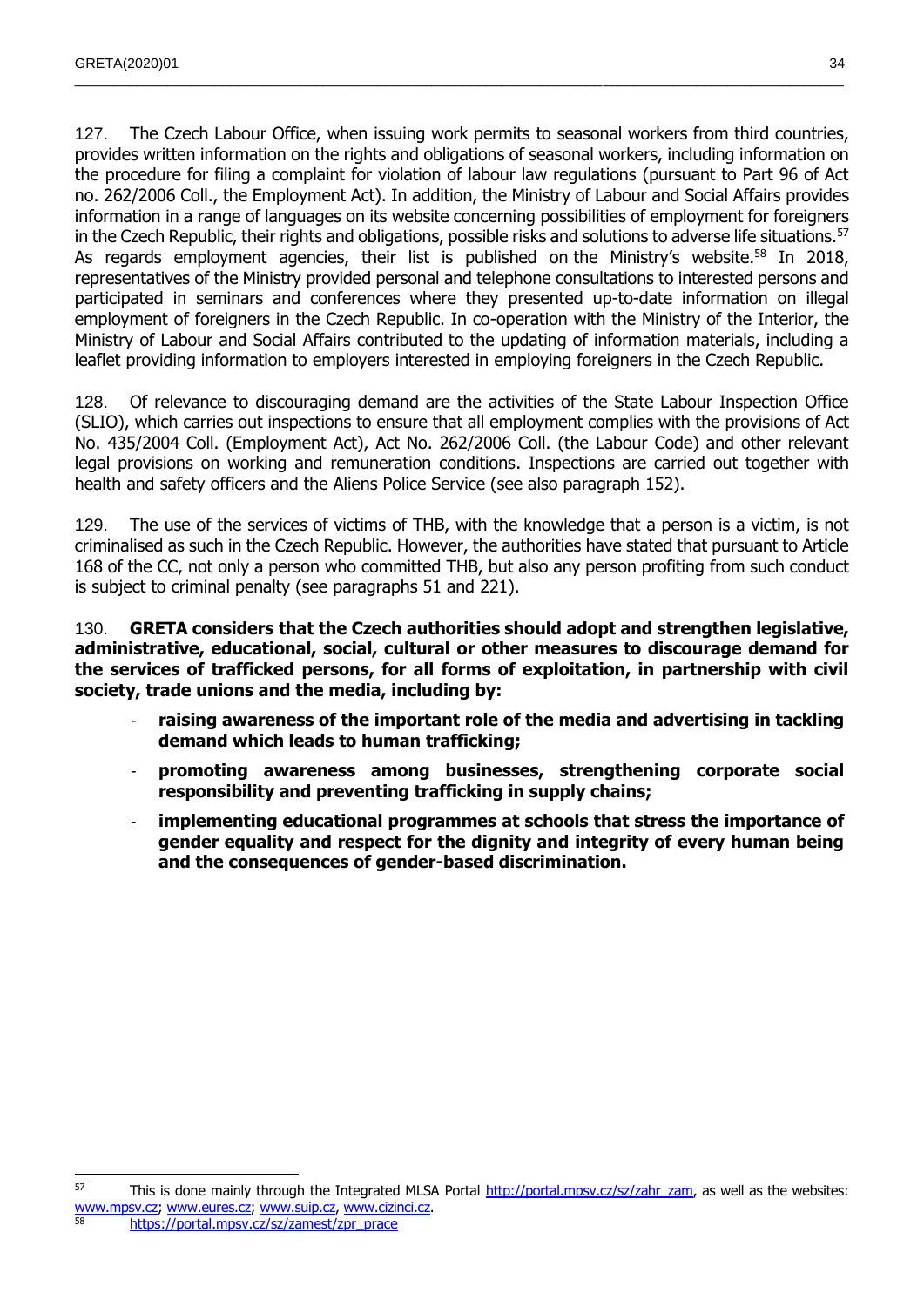127. The Czech Labour Office, when issuing work permits to seasonal workers from third countries, provides written information on the rights and obligations of seasonal workers, including information on the procedure for filing a complaint for violation of labour law regulations (pursuant to Part 96 of Act no. 262/2006 Coll., the Employment Act). In addition, the Ministry of Labour and Social Affairs provides information in a range of languages on its website concerning possibilities of employment for foreigners in the Czech Republic, their rights and obligations, possible risks and solutions to adverse life situations.[57] As regards employment agencies, their list is published on the Ministry's website.[58] In 2018, representatives of the Ministry provided personal and telephone consultations to interested persons and participated in seminars and conferences where they presented up-to-date information on illegal employment of foreigners in the Czech Republic. In co-operation with the Ministry of the Interior, the Ministry of Labour and Social Affairs contributed to the updating of information materials, including a leaflet providing information to employers interested in employing foreigners in the Czech Republic.

128. Of relevance to discouraging demand are the activities of the State Labour Inspection Office (SLIO), which carries out inspections to ensure that all employment complies with the provisions of Act No. 435/2004 Coll. (Employment Act), Act No. 262/2006 Coll. (the Labour Code) and other relevant legal provisions on working and remuneration conditions. Inspections are carried out together with health and safety officers and the Aliens Police Service (see also paragraph 152).

129. The use of the services of victims of THB, with the knowledge that a person is a victim, is not criminalised as such in the Czech Republic. However, the authorities have stated that pursuant to Article 168 of the CC, not only a person who committed THB, but also any person profiting from such conduct is subject to criminal penalty (see paragraphs 51 and 221).

130. **GRETA considers that the Czech authorities should adopt and strengthen legislative, administrative, educational, social, cultural or other measures to discourage demand for the services of trafficked persons, for all forms of exploitation, in partnership with civil society, trade unions and the media, including by:**

- **raising awareness of the important role of the media and advertising in tackling demand which leads to human trafficking;**
- **promoting awareness among businesses, strengthening corporate social responsibility and preventing trafficking in supply chains;**
- **implementing educational programmes at schools that stress the importance of gender equality and respect for the dignity and integrity of every human being and the consequences of gender-based discrimination.**

---

[57] This is done mainly through the Integrated MLSA Portal http://portal.mpsv.cz/sz/zahr_zam, as well as the websites: www.mpsv.cz; www.eures.cz; www.suip.cz, www.cizinci.cz.

[58] https://portal.mpsv.cz/sz/zamest/zpr_prace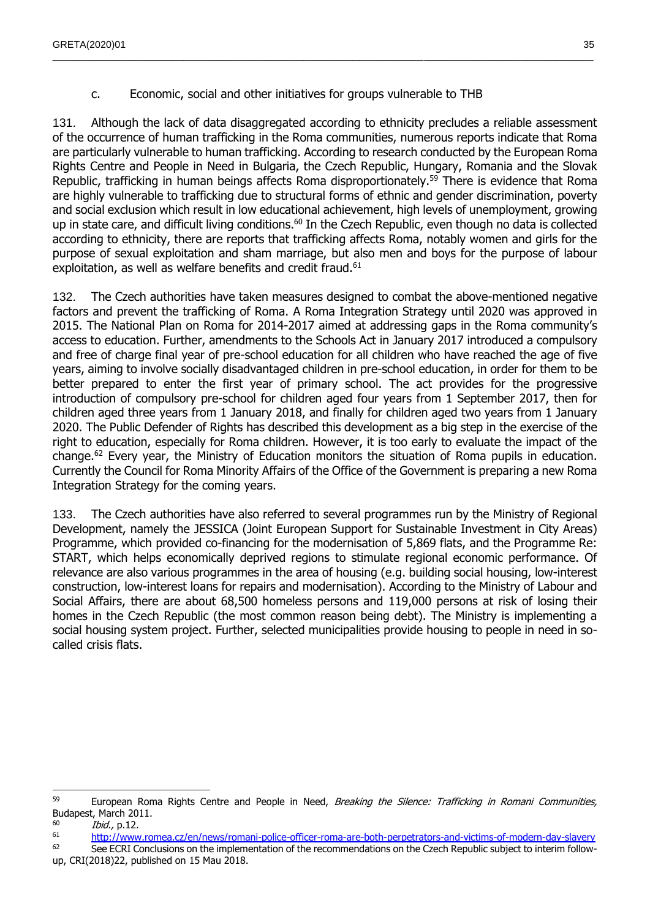### c. Economic, social and other initiatives for groups vulnerable to THB

131. Although the lack of data disaggregated according to ethnicity precludes a reliable assessment of the occurrence of human trafficking in the Roma communities, numerous reports indicate that Roma are particularly vulnerable to human trafficking. According to research conducted by the European Roma Rights Centre and People in Need in Bulgaria, the Czech Republic, Hungary, Romania and the Slovak Republic, trafficking in human beings affects Roma disproportionately.[59] There is evidence that Roma are highly vulnerable to trafficking due to structural forms of ethnic and gender discrimination, poverty and social exclusion which result in low educational achievement, high levels of unemployment, growing up in state care, and difficult living conditions.[60] In the Czech Republic, even though no data is collected according to ethnicity, there are reports that trafficking affects Roma, notably women and girls for the purpose of sexual exploitation and sham marriage, but also men and boys for the purpose of labour exploitation, as well as welfare benefits and credit fraud.[61]

132. The Czech authorities have taken measures designed to combat the above-mentioned negative factors and prevent the trafficking of Roma. A Roma Integration Strategy until 2020 was approved in 2015. The National Plan on Roma for 2014-2017 aimed at addressing gaps in the Roma community's access to education. Further, amendments to the Schools Act in January 2017 introduced a compulsory and free of charge final year of pre-school education for all children who have reached the age of five years, aiming to involve socially disadvantaged children in pre-school education, in order for them to be better prepared to enter the first year of primary school. The act provides for the progressive introduction of compulsory pre-school for children aged four years from 1 September 2017, then for children aged three years from 1 January 2018, and finally for children aged two years from 1 January 2020. The Public Defender of Rights has described this development as a big step in the exercise of the right to education, especially for Roma children. However, it is too early to evaluate the impact of the change.[62] Every year, the Ministry of Education monitors the situation of Roma pupils in education. Currently the Council for Roma Minority Affairs of the Office of the Government is preparing a new Roma Integration Strategy for the coming years.

133. The Czech authorities have also referred to several programmes run by the Ministry of Regional Development, namely the JESSICA (Joint European Support for Sustainable Investment in City Areas) Programme, which provided co-financing for the modernisation of 5,869 flats, and the Programme Re: START, which helps economically deprived regions to stimulate regional economic performance. Of relevance are also various programmes in the area of housing (e.g. building social housing, low-interest construction, low-interest loans for repairs and modernisation). According to the Ministry of Labour and Social Affairs, there are about 68,500 homeless persons and 119,000 persons at risk of losing their homes in the Czech Republic (the most common reason being debt). The Ministry is implementing a social housing system project. Further, selected municipalities provide housing to people in need in so-called crisis flats.

---

[59] European Roma Rights Centre and People in Need, *Breaking the Silence: Trafficking in Romani Communities,* Budapest, March 2011.

[60] *Ibid.,* p.12.

[61] http://www.romea.cz/en/news/romani-police-officer-roma-are-both-perpetrators-and-victims-of-modern-day-slavery

[62] See ECRI Conclusions on the implementation of the recommendations on the Czech Republic subject to interim follow-up, CRI(2018)22, published on 15 Mau 2018.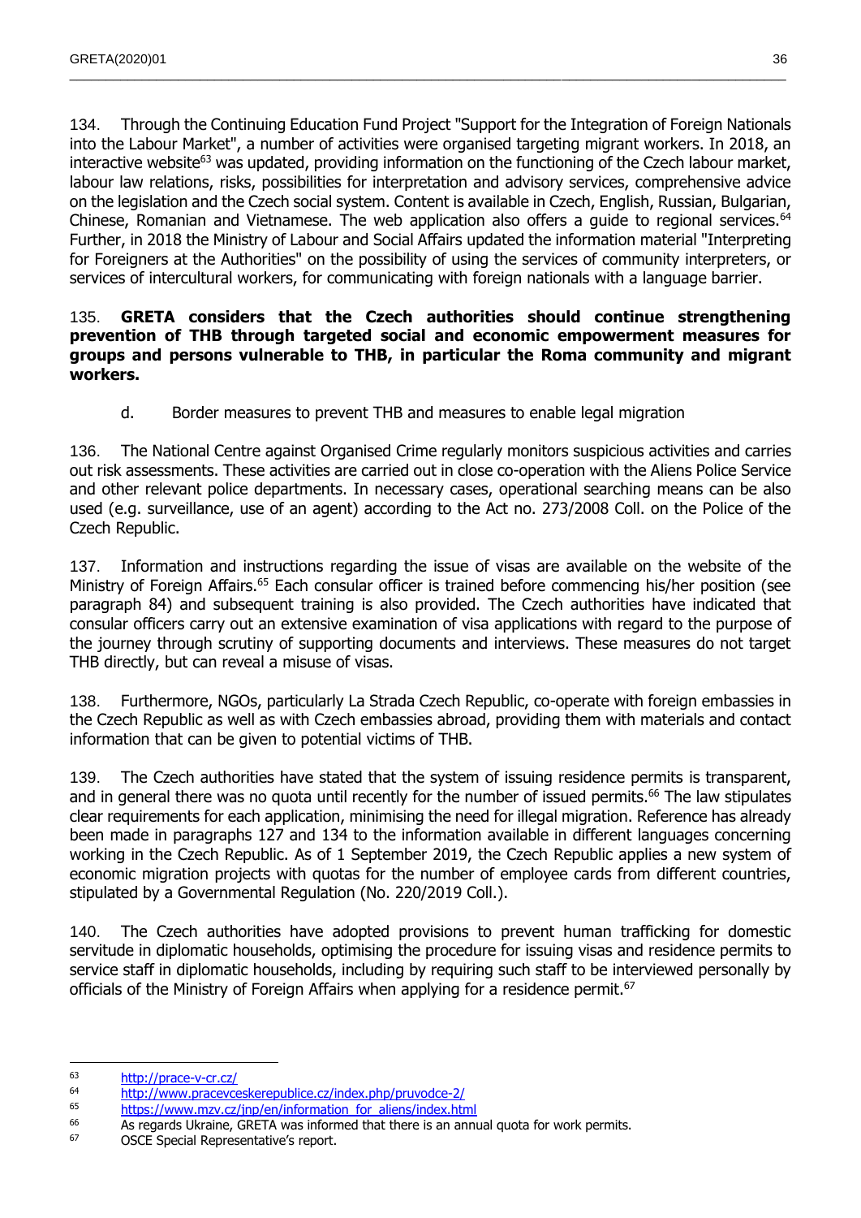134. Through the Continuing Education Fund Project "Support for the Integration of Foreign Nationals into the Labour Market", a number of activities were organised targeting migrant workers. In 2018, an interactive website[63] was updated, providing information on the functioning of the Czech labour market, labour law relations, risks, possibilities for interpretation and advisory services, comprehensive advice on the legislation and the Czech social system. Content is available in Czech, English, Russian, Bulgarian, Chinese, Romanian and Vietnamese. The web application also offers a guide to regional services.[64] Further, in 2018 the Ministry of Labour and Social Affairs updated the information material "Interpreting for Foreigners at the Authorities" on the possibility of using the services of community interpreters, or services of intercultural workers, for communicating with foreign nationals with a language barrier.

135. **GRETA considers that the Czech authorities should continue strengthening prevention of THB through targeted social and economic empowerment measures for groups and persons vulnerable to THB, in particular the Roma community and migrant workers.**

### d. Border measures to prevent THB and measures to enable legal migration

136. The National Centre against Organised Crime regularly monitors suspicious activities and carries out risk assessments. These activities are carried out in close co-operation with the Aliens Police Service and other relevant police departments. In necessary cases, operational searching means can be also used (e.g. surveillance, use of an agent) according to the Act no. 273/2008 Coll. on the Police of the Czech Republic.

137. Information and instructions regarding the issue of visas are available on the website of the Ministry of Foreign Affairs.[65] Each consular officer is trained before commencing his/her position (see paragraph 84) and subsequent training is also provided. The Czech authorities have indicated that consular officers carry out an extensive examination of visa applications with regard to the purpose of the journey through scrutiny of supporting documents and interviews. These measures do not target THB directly, but can reveal a misuse of visas.

138. Furthermore, NGOs, particularly La Strada Czech Republic, co-operate with foreign embassies in the Czech Republic as well as with Czech embassies abroad, providing them with materials and contact information that can be given to potential victims of THB.

139. The Czech authorities have stated that the system of issuing residence permits is transparent, and in general there was no quota until recently for the number of issued permits.[66] The law stipulates clear requirements for each application, minimising the need for illegal migration. Reference has already been made in paragraphs 127 and 134 to the information available in different languages concerning working in the Czech Republic. As of 1 September 2019, the Czech Republic applies a new system of economic migration projects with quotas for the number of employee cards from different countries, stipulated by a Governmental Regulation (No. 220/2019 Coll.).

140. The Czech authorities have adopted provisions to prevent human trafficking for domestic servitude in diplomatic households, optimising the procedure for issuing visas and residence permits to service staff in diplomatic households, including by requiring such staff to be interviewed personally by officials of the Ministry of Foreign Affairs when applying for a residence permit.[67]

---

[63] http://prace-v-cr.cz/

[64] http://www.pracevceskerepublice.cz/index.php/pruvodce-2/

[65] https://www.mzv.cz/jnp/en/information_for_aliens/index.html

[66] As regards Ukraine, GRETA was informed that there is an annual quota for work permits.

[67] OSCE Special Representative's report.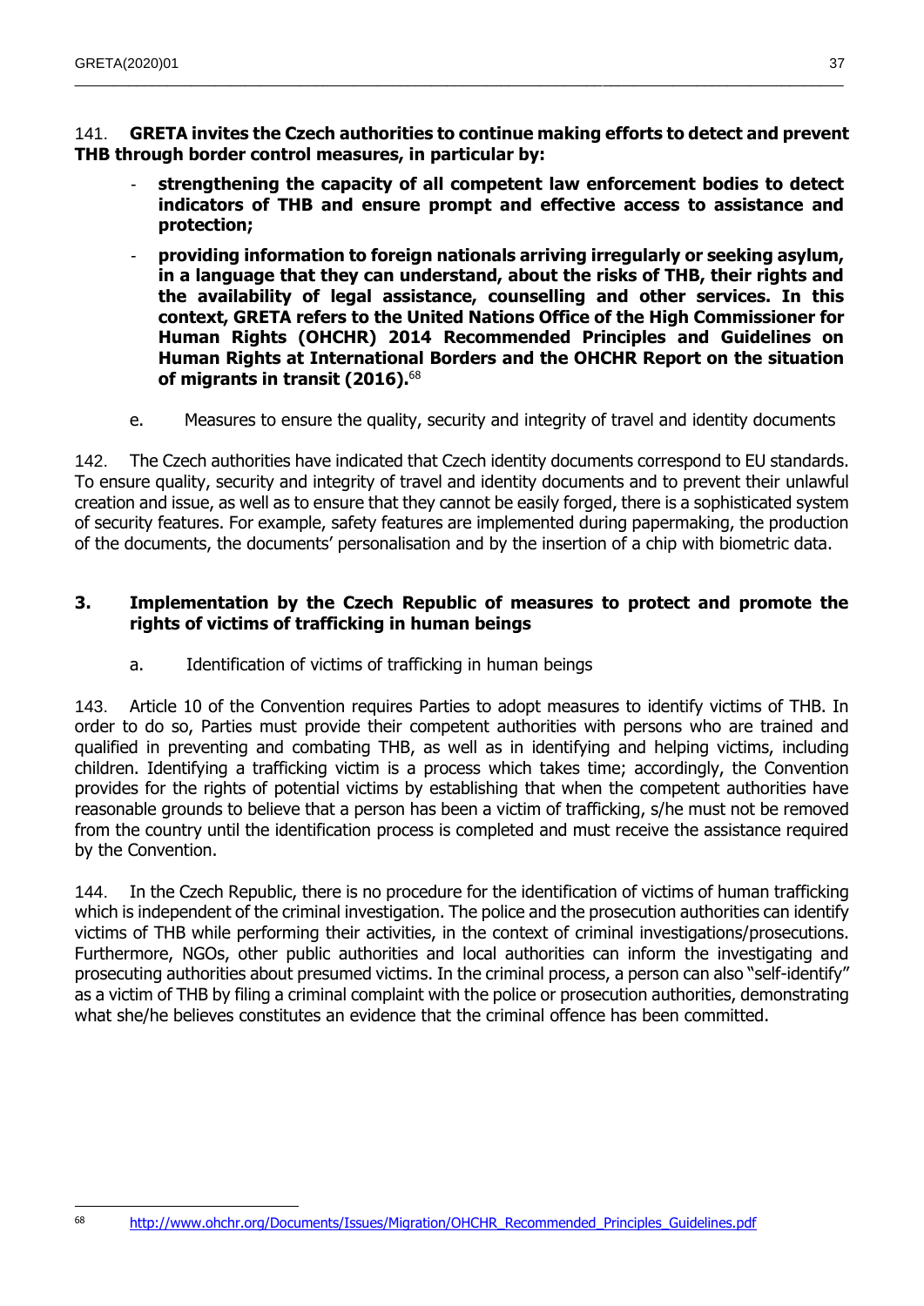141. **GRETA invites the Czech authorities to continue making efforts to detect and prevent THB through border control measures, in particular by:**

- **strengthening the capacity of all competent law enforcement bodies to detect indicators of THB and ensure prompt and effective access to assistance and protection;**
- **providing information to foreign nationals arriving irregularly or seeking asylum, in a language that they can understand, about the risks of THB, their rights and the availability of legal assistance, counselling and other services. In this context, GRETA refers to the United Nations Office of the High Commissioner for Human Rights (OHCHR) 2014 Recommended Principles and Guidelines on Human Rights at International Borders and the OHCHR Report on the situation of migrants in transit (2016).**[68]

e. Measures to ensure the quality, security and integrity of travel and identity documents

142. The Czech authorities have indicated that Czech identity documents correspond to EU standards. To ensure quality, security and integrity of travel and identity documents and to prevent their unlawful creation and issue, as well as to ensure that they cannot be easily forged, there is a sophisticated system of security features. For example, safety features are implemented during papermaking, the production of the documents, the documents' personalisation and by the insertion of a chip with biometric data.

## 3. Implementation by the Czech Republic of measures to protect and promote the rights of victims of trafficking in human beings

a. Identification of victims of trafficking in human beings

143. Article 10 of the Convention requires Parties to adopt measures to identify victims of THB. In order to do so, Parties must provide their competent authorities with persons who are trained and qualified in preventing and combating THB, as well as in identifying and helping victims, including children. Identifying a trafficking victim is a process which takes time; accordingly, the Convention provides for the rights of potential victims by establishing that when the competent authorities have reasonable grounds to believe that a person has been a victim of trafficking, s/he must not be removed from the country until the identification process is completed and must receive the assistance required by the Convention.

144. In the Czech Republic, there is no procedure for the identification of victims of human trafficking which is independent of the criminal investigation. The police and the prosecution authorities can identify victims of THB while performing their activities, in the context of criminal investigations/prosecutions. Furthermore, NGOs, other public authorities and local authorities can inform the investigating and prosecuting authorities about presumed victims. In the criminal process, a person can also "self-identify" as a victim of THB by filing a criminal complaint with the police or prosecution authorities, demonstrating what she/he believes constitutes an evidence that the criminal offence has been committed.

---

[68] http://www.ohchr.org/Documents/Issues/Migration/OHCHR_Recommended_Principles_Guidelines.pdf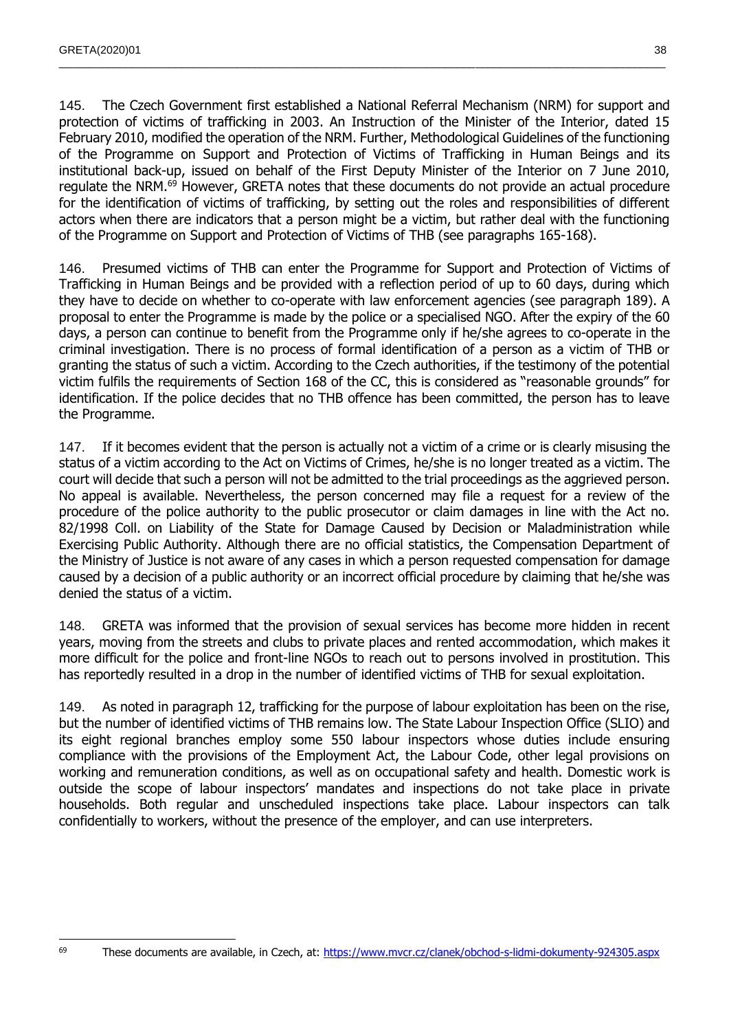145. The Czech Government first established a National Referral Mechanism (NRM) for support and protection of victims of trafficking in 2003. An Instruction of the Minister of the Interior, dated 15 February 2010, modified the operation of the NRM. Further, Methodological Guidelines of the functioning of the Programme on Support and Protection of Victims of Trafficking in Human Beings and its institutional back-up, issued on behalf of the First Deputy Minister of the Interior on 7 June 2010, regulate the NRM.[69] However, GRETA notes that these documents do not provide an actual procedure for the identification of victims of trafficking, by setting out the roles and responsibilities of different actors when there are indicators that a person might be a victim, but rather deal with the functioning of the Programme on Support and Protection of Victims of THB (see paragraphs 165-168).

146. Presumed victims of THB can enter the Programme for Support and Protection of Victims of Trafficking in Human Beings and be provided with a reflection period of up to 60 days, during which they have to decide on whether to co-operate with law enforcement agencies (see paragraph 189). A proposal to enter the Programme is made by the police or a specialised NGO. After the expiry of the 60 days, a person can continue to benefit from the Programme only if he/she agrees to co-operate in the criminal investigation. There is no process of formal identification of a person as a victim of THB or granting the status of such a victim. According to the Czech authorities, if the testimony of the potential victim fulfils the requirements of Section 168 of the CC, this is considered as "reasonable grounds" for identification. If the police decides that no THB offence has been committed, the person has to leave the Programme.

147. If it becomes evident that the person is actually not a victim of a crime or is clearly misusing the status of a victim according to the Act on Victims of Crimes, he/she is no longer treated as a victim. The court will decide that such a person will not be admitted to the trial proceedings as the aggrieved person. No appeal is available. Nevertheless, the person concerned may file a request for a review of the procedure of the police authority to the public prosecutor or claim damages in line with the Act no. 82/1998 Coll. on Liability of the State for Damage Caused by Decision or Maladministration while Exercising Public Authority. Although there are no official statistics, the Compensation Department of the Ministry of Justice is not aware of any cases in which a person requested compensation for damage caused by a decision of a public authority or an incorrect official procedure by claiming that he/she was denied the status of a victim.

148. GRETA was informed that the provision of sexual services has become more hidden in recent years, moving from the streets and clubs to private places and rented accommodation, which makes it more difficult for the police and front-line NGOs to reach out to persons involved in prostitution. This has reportedly resulted in a drop in the number of identified victims of THB for sexual exploitation.

149. As noted in paragraph 12, trafficking for the purpose of labour exploitation has been on the rise, but the number of identified victims of THB remains low. The State Labour Inspection Office (SLIO) and its eight regional branches employ some 550 labour inspectors whose duties include ensuring compliance with the provisions of the Employment Act, the Labour Code, other legal provisions on working and remuneration conditions, as well as on occupational safety and health. Domestic work is outside the scope of labour inspectors' mandates and inspections do not take place in private households. Both regular and unscheduled inspections take place. Labour inspectors can talk confidentially to workers, without the presence of the employer, and can use interpreters.

---

[69] These documents are available, in Czech, at: https://www.mvcr.cz/clanek/obchod-s-lidmi-dokumenty-924305.aspx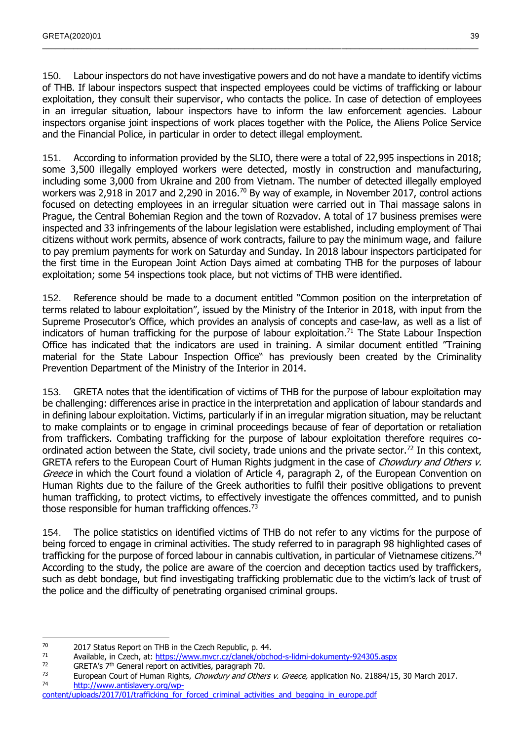150. Labour inspectors do not have investigative powers and do not have a mandate to identify victims of THB. If labour inspectors suspect that inspected employees could be victims of trafficking or labour exploitation, they consult their supervisor, who contacts the police. In case of detection of employees in an irregular situation, labour inspectors have to inform the law enforcement agencies. Labour inspectors organise joint inspections of work places together with the Police, the Aliens Police Service and the Financial Police, in particular in order to detect illegal employment.

151. According to information provided by the SLIO, there were a total of 22,995 inspections in 2018; some 3,500 illegally employed workers were detected, mostly in construction and manufacturing, including some 3,000 from Ukraine and 200 from Vietnam. The number of detected illegally employed workers was 2,918 in 2017 and 2,290 in 2016.[70] By way of example, in November 2017, control actions focused on detecting employees in an irregular situation were carried out in Thai massage salons in Prague, the Central Bohemian Region and the town of Rozvadov. A total of 17 business premises were inspected and 33 infringements of the labour legislation were established, including employment of Thai citizens without work permits, absence of work contracts, failure to pay the minimum wage, and failure to pay premium payments for work on Saturday and Sunday. In 2018 labour inspectors participated for the first time in the European Joint Action Days aimed at combating THB for the purposes of labour exploitation; some 54 inspections took place, but not victims of THB were identified.

152. Reference should be made to a document entitled "Common position on the interpretation of terms related to labour exploitation", issued by the Ministry of the Interior in 2018, with input from the Supreme Prosecutor's Office, which provides an analysis of concepts and case-law, as well as a list of indicators of human trafficking for the purpose of labour exploitation.[71] The State Labour Inspection Office has indicated that the indicators are used in training. A similar document entitled "Training material for the State Labour Inspection Office" has previously been created by the Criminality Prevention Department of the Ministry of the Interior in 2014.

153. GRETA notes that the identification of victims of THB for the purpose of labour exploitation may be challenging: differences arise in practice in the interpretation and application of labour standards and in defining labour exploitation. Victims, particularly if in an irregular migration situation, may be reluctant to make complaints or to engage in criminal proceedings because of fear of deportation or retaliation from traffickers. Combating trafficking for the purpose of labour exploitation therefore requires co-ordinated action between the State, civil society, trade unions and the private sector.[72] In this context, GRETA refers to the European Court of Human Rights judgment in the case of *Chowdury and Others v. Greece* in which the Court found a violation of Article 4, paragraph 2, of the European Convention on Human Rights due to the failure of the Greek authorities to fulfil their positive obligations to prevent human trafficking, to protect victims, to effectively investigate the offences committed, and to punish those responsible for human trafficking offences.[73]

154. The police statistics on identified victims of THB do not refer to any victims for the purpose of being forced to engage in criminal activities. The study referred to in paragraph 98 highlighted cases of trafficking for the purpose of forced labour in cannabis cultivation, in particular of Vietnamese citizens.[74] According to the study, the police are aware of the coercion and deception tactics used by traffickers, such as debt bondage, but find investigating trafficking problematic due to the victim's lack of trust of the police and the difficulty of penetrating organised criminal groups.

---

[70] 2017 Status Report on THB in the Czech Republic, p. 44.

[71] Available, in Czech, at: https://www.mvcr.cz/clanek/obchod-s-lidmi-dokumenty-924305.aspx

[72] GRETA's 7th General report on activities, paragraph 70.

[73] European Court of Human Rights, *Chowdury and Others v. Greece,* application No. 21884/15, 30 March 2017.

[74] http://www.antislavery.org/wp-content/uploads/2017/01/trafficking_for_forced_criminal_activities_and_begging_in_europe.pdf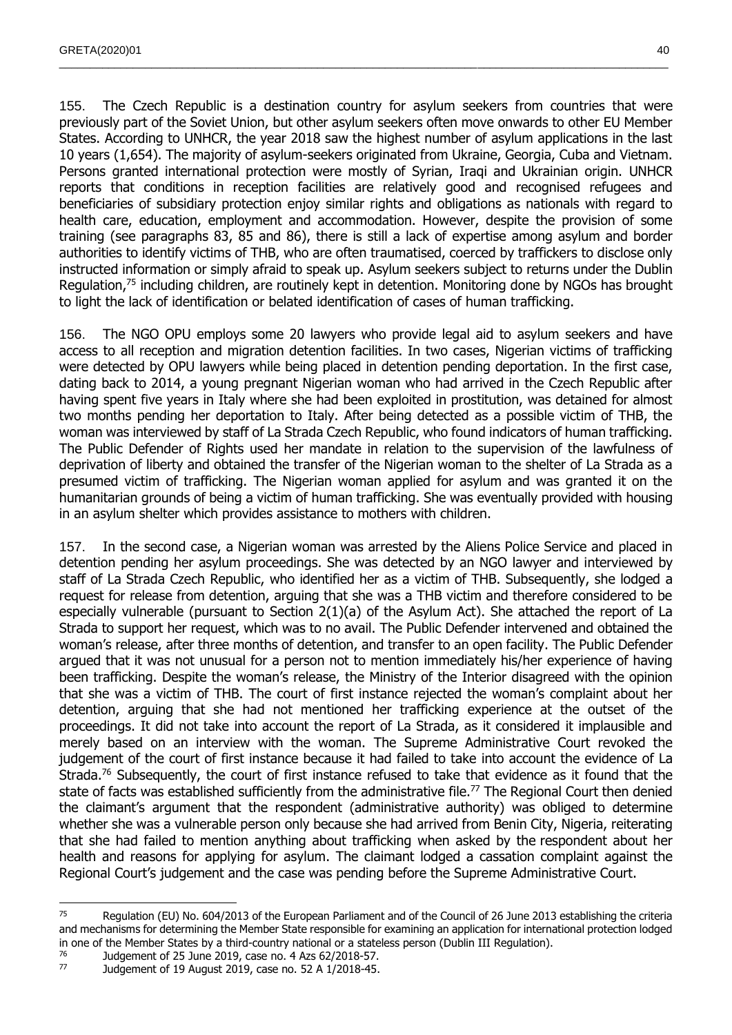155. The Czech Republic is a destination country for asylum seekers from countries that were previously part of the Soviet Union, but other asylum seekers often move onwards to other EU Member States. According to UNHCR, the year 2018 saw the highest number of asylum applications in the last 10 years (1,654). The majority of asylum-seekers originated from Ukraine, Georgia, Cuba and Vietnam. Persons granted international protection were mostly of Syrian, Iraqi and Ukrainian origin. UNHCR reports that conditions in reception facilities are relatively good and recognised refugees and beneficiaries of subsidiary protection enjoy similar rights and obligations as nationals with regard to health care, education, employment and accommodation. However, despite the provision of some training (see paragraphs 83, 85 and 86), there is still a lack of expertise among asylum and border authorities to identify victims of THB, who are often traumatised, coerced by traffickers to disclose only instructed information or simply afraid to speak up. Asylum seekers subject to returns under the Dublin Regulation,[75] including children, are routinely kept in detention. Monitoring done by NGOs has brought to light the lack of identification or belated identification of cases of human trafficking.

156. The NGO OPU employs some 20 lawyers who provide legal aid to asylum seekers and have access to all reception and migration detention facilities. In two cases, Nigerian victims of trafficking were detected by OPU lawyers while being placed in detention pending deportation. In the first case, dating back to 2014, a young pregnant Nigerian woman who had arrived in the Czech Republic after having spent five years in Italy where she had been exploited in prostitution, was detained for almost two months pending her deportation to Italy. After being detected as a possible victim of THB, the woman was interviewed by staff of La Strada Czech Republic, who found indicators of human trafficking. The Public Defender of Rights used her mandate in relation to the supervision of the lawfulness of deprivation of liberty and obtained the transfer of the Nigerian woman to the shelter of La Strada as a presumed victim of trafficking. The Nigerian woman applied for asylum and was granted it on the humanitarian grounds of being a victim of human trafficking. She was eventually provided with housing in an asylum shelter which provides assistance to mothers with children.

157. In the second case, a Nigerian woman was arrested by the Aliens Police Service and placed in detention pending her asylum proceedings. She was detected by an NGO lawyer and interviewed by staff of La Strada Czech Republic, who identified her as a victim of THB. Subsequently, she lodged a request for release from detention, arguing that she was a THB victim and therefore considered to be especially vulnerable (pursuant to Section 2(1)(a) of the Asylum Act). She attached the report of La Strada to support her request, which was to no avail. The Public Defender intervened and obtained the woman's release, after three months of detention, and transfer to an open facility. The Public Defender argued that it was not unusual for a person not to mention immediately his/her experience of having been trafficking. Despite the woman's release, the Ministry of the Interior disagreed with the opinion that she was a victim of THB. The court of first instance rejected the woman's complaint about her detention, arguing that she had not mentioned her trafficking experience at the outset of the proceedings. It did not take into account the report of La Strada, as it considered it implausible and merely based on an interview with the woman. The Supreme Administrative Court revoked the judgement of the court of first instance because it had failed to take into account the evidence of La Strada.[76] Subsequently, the court of first instance refused to take that evidence as it found that the state of facts was established sufficiently from the administrative file.[77] The Regional Court then denied the claimant's argument that the respondent (administrative authority) was obliged to determine whether she was a vulnerable person only because she had arrived from Benin City, Nigeria, reiterating that she had failed to mention anything about trafficking when asked by the respondent about her health and reasons for applying for asylum. The claimant lodged a cassation complaint against the Regional Court's judgement and the case was pending before the Supreme Administrative Court.

---

[75] Regulation (EU) No. 604/2013 of the European Parliament and of the Council of 26 June 2013 establishing the criteria and mechanisms for determining the Member State responsible for examining an application for international protection lodged in one of the Member States by a third-country national or a stateless person (Dublin III Regulation).

[76] Judgement of 25 June 2019, case no. 4 Azs 62/2018-57.

[77] Judgement of 19 August 2019, case no. 52 A 1/2018-45.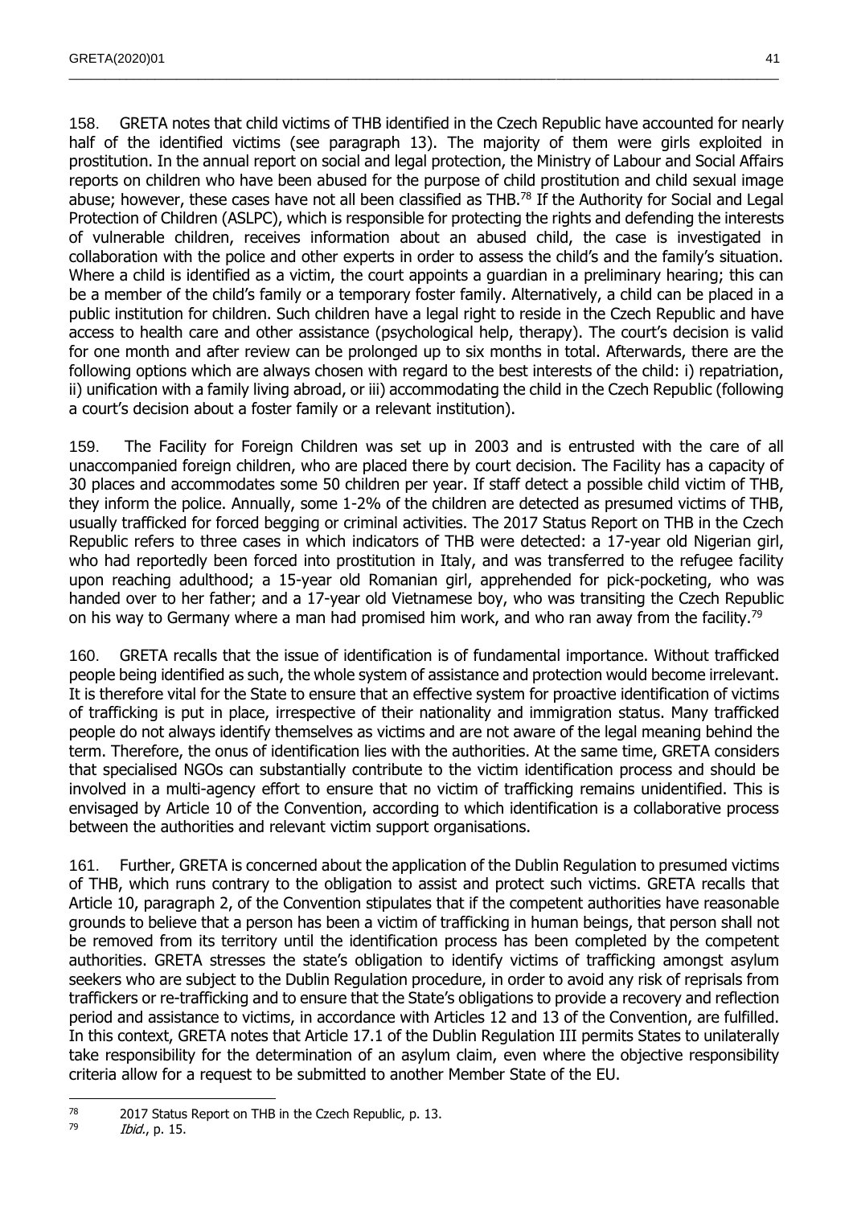158. GRETA notes that child victims of THB identified in the Czech Republic have accounted for nearly half of the identified victims (see paragraph 13). The majority of them were girls exploited in prostitution. In the annual report on social and legal protection, the Ministry of Labour and Social Affairs reports on children who have been abused for the purpose of child prostitution and child sexual image abuse; however, these cases have not all been classified as THB.[78] If the Authority for Social and Legal Protection of Children (ASLPC), which is responsible for protecting the rights and defending the interests of vulnerable children, receives information about an abused child, the case is investigated in collaboration with the police and other experts in order to assess the child's and the family's situation. Where a child is identified as a victim, the court appoints a guardian in a preliminary hearing; this can be a member of the child's family or a temporary foster family. Alternatively, a child can be placed in a public institution for children. Such children have a legal right to reside in the Czech Republic and have access to health care and other assistance (psychological help, therapy). The court's decision is valid for one month and after review can be prolonged up to six months in total. Afterwards, there are the following options which are always chosen with regard to the best interests of the child: i) repatriation, ii) unification with a family living abroad, or iii) accommodating the child in the Czech Republic (following a court's decision about a foster family or a relevant institution).

159. The Facility for Foreign Children was set up in 2003 and is entrusted with the care of all unaccompanied foreign children, who are placed there by court decision. The Facility has a capacity of 30 places and accommodates some 50 children per year. If staff detect a possible child victim of THB, they inform the police. Annually, some 1-2% of the children are detected as presumed victims of THB, usually trafficked for forced begging or criminal activities. The 2017 Status Report on THB in the Czech Republic refers to three cases in which indicators of THB were detected: a 17-year old Nigerian girl, who had reportedly been forced into prostitution in Italy, and was transferred to the refugee facility upon reaching adulthood; a 15-year old Romanian girl, apprehended for pick-pocketing, who was handed over to her father; and a 17-year old Vietnamese boy, who was transiting the Czech Republic on his way to Germany where a man had promised him work, and who ran away from the facility.[79]

160. GRETA recalls that the issue of identification is of fundamental importance. Without trafficked people being identified as such, the whole system of assistance and protection would become irrelevant. It is therefore vital for the State to ensure that an effective system for proactive identification of victims of trafficking is put in place, irrespective of their nationality and immigration status. Many trafficked people do not always identify themselves as victims and are not aware of the legal meaning behind the term. Therefore, the onus of identification lies with the authorities. At the same time, GRETA considers that specialised NGOs can substantially contribute to the victim identification process and should be involved in a multi-agency effort to ensure that no victim of trafficking remains unidentified. This is envisaged by Article 10 of the Convention, according to which identification is a collaborative process between the authorities and relevant victim support organisations.

161. Further, GRETA is concerned about the application of the Dublin Regulation to presumed victims of THB, which runs contrary to the obligation to assist and protect such victims. GRETA recalls that Article 10, paragraph 2, of the Convention stipulates that if the competent authorities have reasonable grounds to believe that a person has been a victim of trafficking in human beings, that person shall not be removed from its territory until the identification process has been completed by the competent authorities. GRETA stresses the state's obligation to identify victims of trafficking amongst asylum seekers who are subject to the Dublin Regulation procedure, in order to avoid any risk of reprisals from traffickers or re-trafficking and to ensure that the State's obligations to provide a recovery and reflection period and assistance to victims, in accordance with Articles 12 and 13 of the Convention, are fulfilled. In this context, GRETA notes that Article 17.1 of the Dublin Regulation III permits States to unilaterally take responsibility for the determination of an asylum claim, even where the objective responsibility criteria allow for a request to be submitted to another Member State of the EU.

---

[78] 2017 Status Report on THB in the Czech Republic, p. 13.

[79] *Ibid.*, p. 15.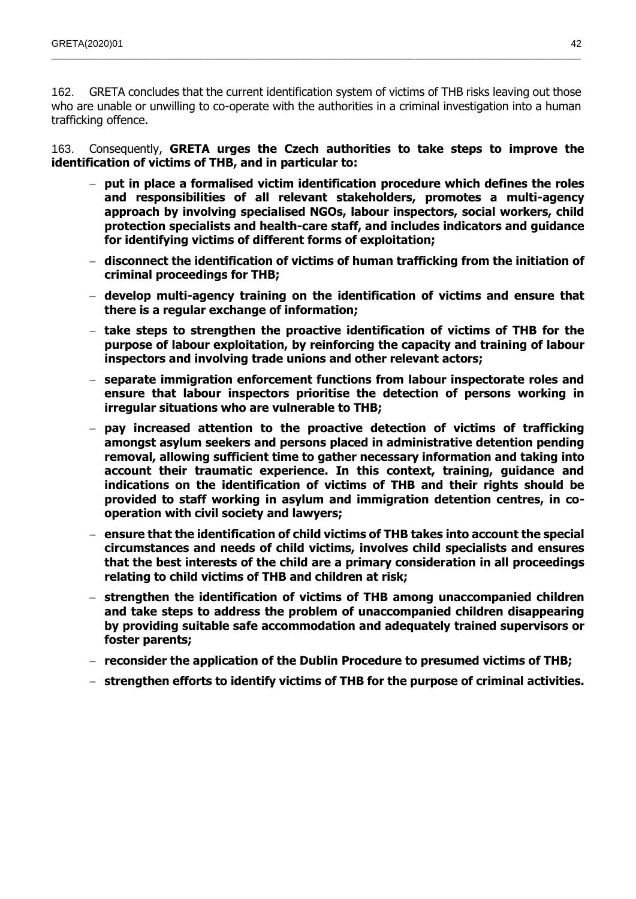162. GRETA concludes that the current identification system of victims of THB risks leaving out those who are unable or unwilling to co-operate with the authorities in a criminal investigation into a human trafficking offence.

163. Consequently, **GRETA urges the Czech authorities to take steps to improve the identification of victims of THB, and in particular to:**

- **put in place a formalised victim identification procedure which defines the roles and responsibilities of all relevant stakeholders, promotes a multi-agency approach by involving specialised NGOs, labour inspectors, social workers, child protection specialists and health-care staff, and includes indicators and guidance for identifying victims of different forms of exploitation;**
- **disconnect the identification of victims of human trafficking from the initiation of criminal proceedings for THB;**
- **develop multi-agency training on the identification of victims and ensure that there is a regular exchange of information;**
- **take steps to strengthen the proactive identification of victims of THB for the purpose of labour exploitation, by reinforcing the capacity and training of labour inspectors and involving trade unions and other relevant actors;**
- **separate immigration enforcement functions from labour inspectorate roles and ensure that labour inspectors prioritise the detection of persons working in irregular situations who are vulnerable to THB;**
- **pay increased attention to the proactive detection of victims of trafficking amongst asylum seekers and persons placed in administrative detention pending removal, allowing sufficient time to gather necessary information and taking into account their traumatic experience. In this context, training, guidance and indications on the identification of victims of THB and their rights should be provided to staff working in asylum and immigration detention centres, in co-operation with civil society and lawyers;**
- **ensure that the identification of child victims of THB takes into account the special circumstances and needs of child victims, involves child specialists and ensures that the best interests of the child are a primary consideration in all proceedings relating to child victims of THB and children at risk;**
- **strengthen the identification of victims of THB among unaccompanied children and take steps to address the problem of unaccompanied children disappearing by providing suitable safe accommodation and adequately trained supervisors or foster parents;**
- **reconsider the application of the Dublin Procedure to presumed victims of THB;**
- **strengthen efforts to identify victims of THB for the purpose of criminal activities.**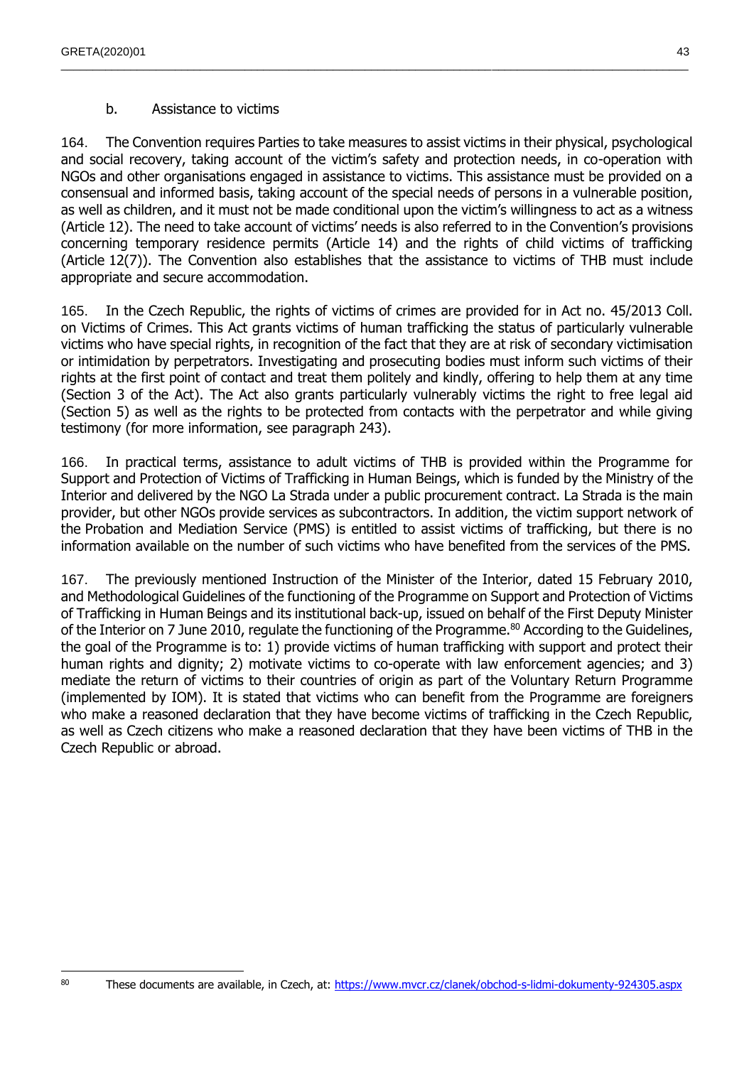### b. Assistance to victims

164. The Convention requires Parties to take measures to assist victims in their physical, psychological and social recovery, taking account of the victim's safety and protection needs, in co-operation with NGOs and other organisations engaged in assistance to victims. This assistance must be provided on a consensual and informed basis, taking account of the special needs of persons in a vulnerable position, as well as children, and it must not be made conditional upon the victim's willingness to act as a witness (Article 12). The need to take account of victims' needs is also referred to in the Convention's provisions concerning temporary residence permits (Article 14) and the rights of child victims of trafficking (Article 12(7)). The Convention also establishes that the assistance to victims of THB must include appropriate and secure accommodation.

165. In the Czech Republic, the rights of victims of crimes are provided for in Act no. 45/2013 Coll. on Victims of Crimes. This Act grants victims of human trafficking the status of particularly vulnerable victims who have special rights, in recognition of the fact that they are at risk of secondary victimisation or intimidation by perpetrators. Investigating and prosecuting bodies must inform such victims of their rights at the first point of contact and treat them politely and kindly, offering to help them at any time (Section 3 of the Act). The Act also grants particularly vulnerably victims the right to free legal aid (Section 5) as well as the rights to be protected from contacts with the perpetrator and while giving testimony (for more information, see paragraph 243).

166. In practical terms, assistance to adult victims of THB is provided within the Programme for Support and Protection of Victims of Trafficking in Human Beings, which is funded by the Ministry of the Interior and delivered by the NGO La Strada under a public procurement contract. La Strada is the main provider, but other NGOs provide services as subcontractors. In addition, the victim support network of the Probation and Mediation Service (PMS) is entitled to assist victims of trafficking, but there is no information available on the number of such victims who have benefited from the services of the PMS.

167. The previously mentioned Instruction of the Minister of the Interior, dated 15 February 2010, and Methodological Guidelines of the functioning of the Programme on Support and Protection of Victims of Trafficking in Human Beings and its institutional back-up, issued on behalf of the First Deputy Minister of the Interior on 7 June 2010, regulate the functioning of the Programme.[80] According to the Guidelines, the goal of the Programme is to: 1) provide victims of human trafficking with support and protect their human rights and dignity; 2) motivate victims to co-operate with law enforcement agencies; and 3) mediate the return of victims to their countries of origin as part of the Voluntary Return Programme (implemented by IOM). It is stated that victims who can benefit from the Programme are foreigners who make a reasoned declaration that they have become victims of trafficking in the Czech Republic, as well as Czech citizens who make a reasoned declaration that they have been victims of THB in the Czech Republic or abroad.

[80] These documents are available, in Czech, at: https://www.mvcr.cz/clanek/obchod-s-lidmi-dokumenty-924305.aspx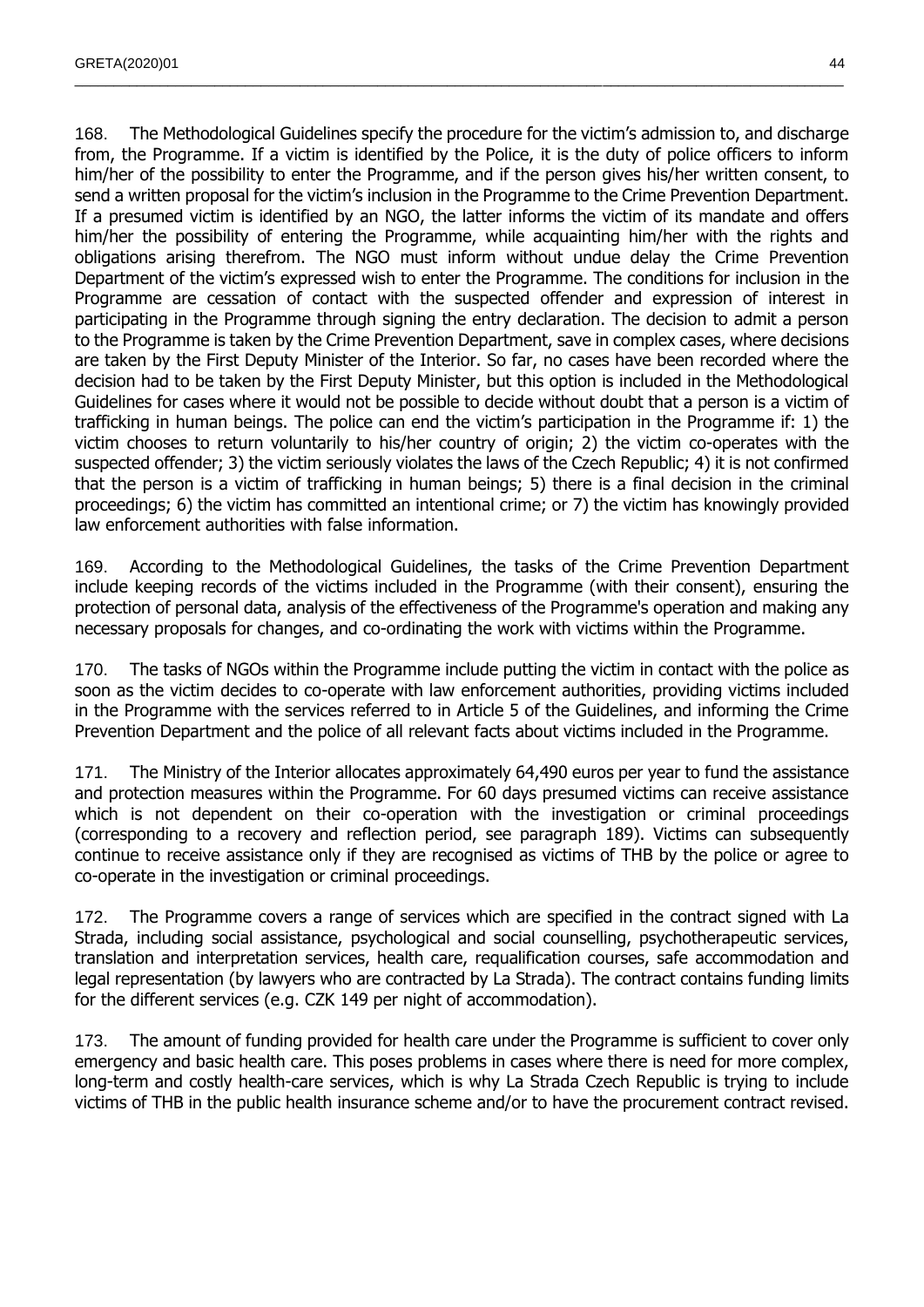168. The Methodological Guidelines specify the procedure for the victim's admission to, and discharge from, the Programme. If a victim is identified by the Police, it is the duty of police officers to inform him/her of the possibility to enter the Programme, and if the person gives his/her written consent, to send a written proposal for the victim's inclusion in the Programme to the Crime Prevention Department. If a presumed victim is identified by an NGO, the latter informs the victim of its mandate and offers him/her the possibility of entering the Programme, while acquainting him/her with the rights and obligations arising therefrom. The NGO must inform without undue delay the Crime Prevention Department of the victim's expressed wish to enter the Programme. The conditions for inclusion in the Programme are cessation of contact with the suspected offender and expression of interest in participating in the Programme through signing the entry declaration. The decision to admit a person to the Programme is taken by the Crime Prevention Department, save in complex cases, where decisions are taken by the First Deputy Minister of the Interior. So far, no cases have been recorded where the decision had to be taken by the First Deputy Minister, but this option is included in the Methodological Guidelines for cases where it would not be possible to decide without doubt that a person is a victim of trafficking in human beings. The police can end the victim's participation in the Programme if: 1) the victim chooses to return voluntarily to his/her country of origin; 2) the victim co-operates with the suspected offender; 3) the victim seriously violates the laws of the Czech Republic; 4) it is not confirmed that the person is a victim of trafficking in human beings; 5) there is a final decision in the criminal proceedings; 6) the victim has committed an intentional crime; or 7) the victim has knowingly provided law enforcement authorities with false information.

169. According to the Methodological Guidelines, the tasks of the Crime Prevention Department include keeping records of the victims included in the Programme (with their consent), ensuring the protection of personal data, analysis of the effectiveness of the Programme's operation and making any necessary proposals for changes, and co-ordinating the work with victims within the Programme.

170. The tasks of NGOs within the Programme include putting the victim in contact with the police as soon as the victim decides to co-operate with law enforcement authorities, providing victims included in the Programme with the services referred to in Article 5 of the Guidelines, and informing the Crime Prevention Department and the police of all relevant facts about victims included in the Programme.

171. The Ministry of the Interior allocates approximately 64,490 euros per year to fund the assistance and protection measures within the Programme. For 60 days presumed victims can receive assistance which is not dependent on their co-operation with the investigation or criminal proceedings (corresponding to a recovery and reflection period, see paragraph 189). Victims can subsequently continue to receive assistance only if they are recognised as victims of THB by the police or agree to co-operate in the investigation or criminal proceedings.

172. The Programme covers a range of services which are specified in the contract signed with La Strada, including social assistance, psychological and social counselling, psychotherapeutic services, translation and interpretation services, health care, requalification courses, safe accommodation and legal representation (by lawyers who are contracted by La Strada). The contract contains funding limits for the different services (e.g. CZK 149 per night of accommodation).

173. The amount of funding provided for health care under the Programme is sufficient to cover only emergency and basic health care. This poses problems in cases where there is need for more complex, long-term and costly health-care services, which is why La Strada Czech Republic is trying to include victims of THB in the public health insurance scheme and/or to have the procurement contract revised.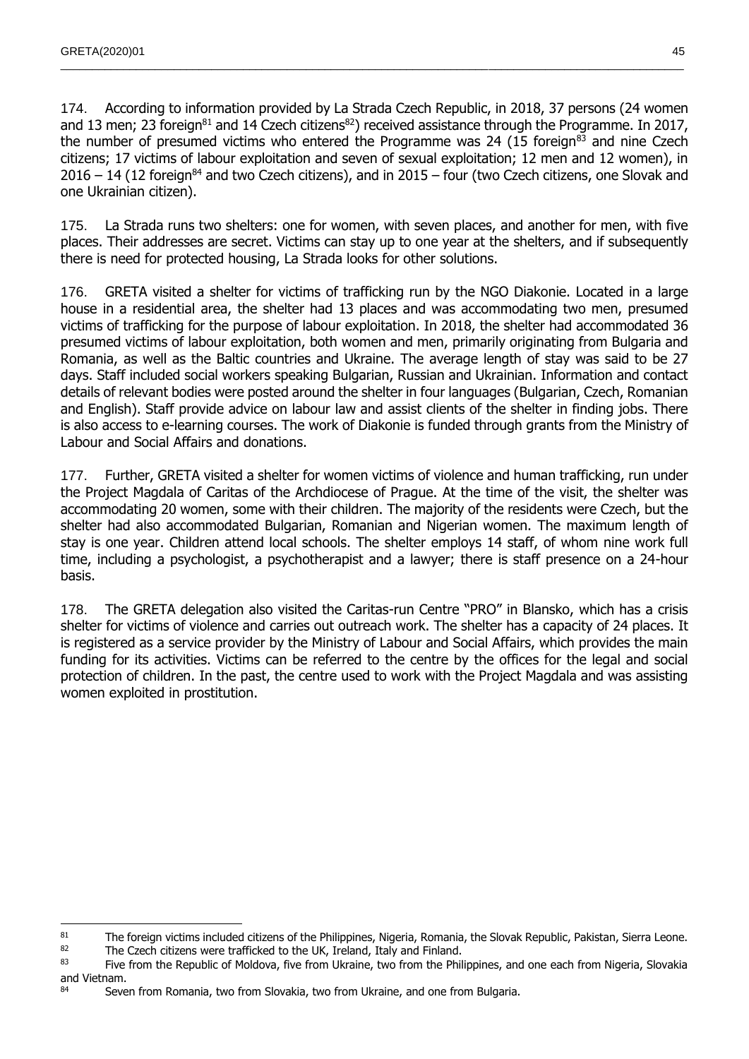174. According to information provided by La Strada Czech Republic, in 2018, 37 persons (24 women and 13 men; 23 foreign[81] and 14 Czech citizens[82]) received assistance through the Programme. In 2017, the number of presumed victims who entered the Programme was 24 (15 foreign[83] and nine Czech citizens; 17 victims of labour exploitation and seven of sexual exploitation; 12 men and 12 women), in 2016 – 14 (12 foreign[84] and two Czech citizens), and in 2015 – four (two Czech citizens, one Slovak and one Ukrainian citizen).

175. La Strada runs two shelters: one for women, with seven places, and another for men, with five places. Their addresses are secret. Victims can stay up to one year at the shelters, and if subsequently there is need for protected housing, La Strada looks for other solutions.

176. GRETA visited a shelter for victims of trafficking run by the NGO Diakonie. Located in a large house in a residential area, the shelter had 13 places and was accommodating two men, presumed victims of trafficking for the purpose of labour exploitation. In 2018, the shelter had accommodated 36 presumed victims of labour exploitation, both women and men, primarily originating from Bulgaria and Romania, as well as the Baltic countries and Ukraine. The average length of stay was said to be 27 days. Staff included social workers speaking Bulgarian, Russian and Ukrainian. Information and contact details of relevant bodies were posted around the shelter in four languages (Bulgarian, Czech, Romanian and English). Staff provide advice on labour law and assist clients of the shelter in finding jobs. There is also access to e-learning courses. The work of Diakonie is funded through grants from the Ministry of Labour and Social Affairs and donations.

177. Further, GRETA visited a shelter for women victims of violence and human trafficking, run under the Project Magdala of Caritas of the Archdiocese of Prague. At the time of the visit, the shelter was accommodating 20 women, some with their children. The majority of the residents were Czech, but the shelter had also accommodated Bulgarian, Romanian and Nigerian women. The maximum length of stay is one year. Children attend local schools. The shelter employs 14 staff, of whom nine work full time, including a psychologist, a psychotherapist and a lawyer; there is staff presence on a 24-hour basis.

178. The GRETA delegation also visited the Caritas-run Centre "PRO" in Blansko, which has a crisis shelter for victims of violence and carries out outreach work. The shelter has a capacity of 24 places. It is registered as a service provider by the Ministry of Labour and Social Affairs, which provides the main funding for its activities. Victims can be referred to the centre by the offices for the legal and social protection of children. In the past, the centre used to work with the Project Magdala and was assisting women exploited in prostitution.

---

[81] The foreign victims included citizens of the Philippines, Nigeria, Romania, the Slovak Republic, Pakistan, Sierra Leone.

[82] The Czech citizens were trafficked to the UK, Ireland, Italy and Finland.

[83] Five from the Republic of Moldova, five from Ukraine, two from the Philippines, and one each from Nigeria, Slovakia and Vietnam.

[84] Seven from Romania, two from Slovakia, two from Ukraine, and one from Bulgaria.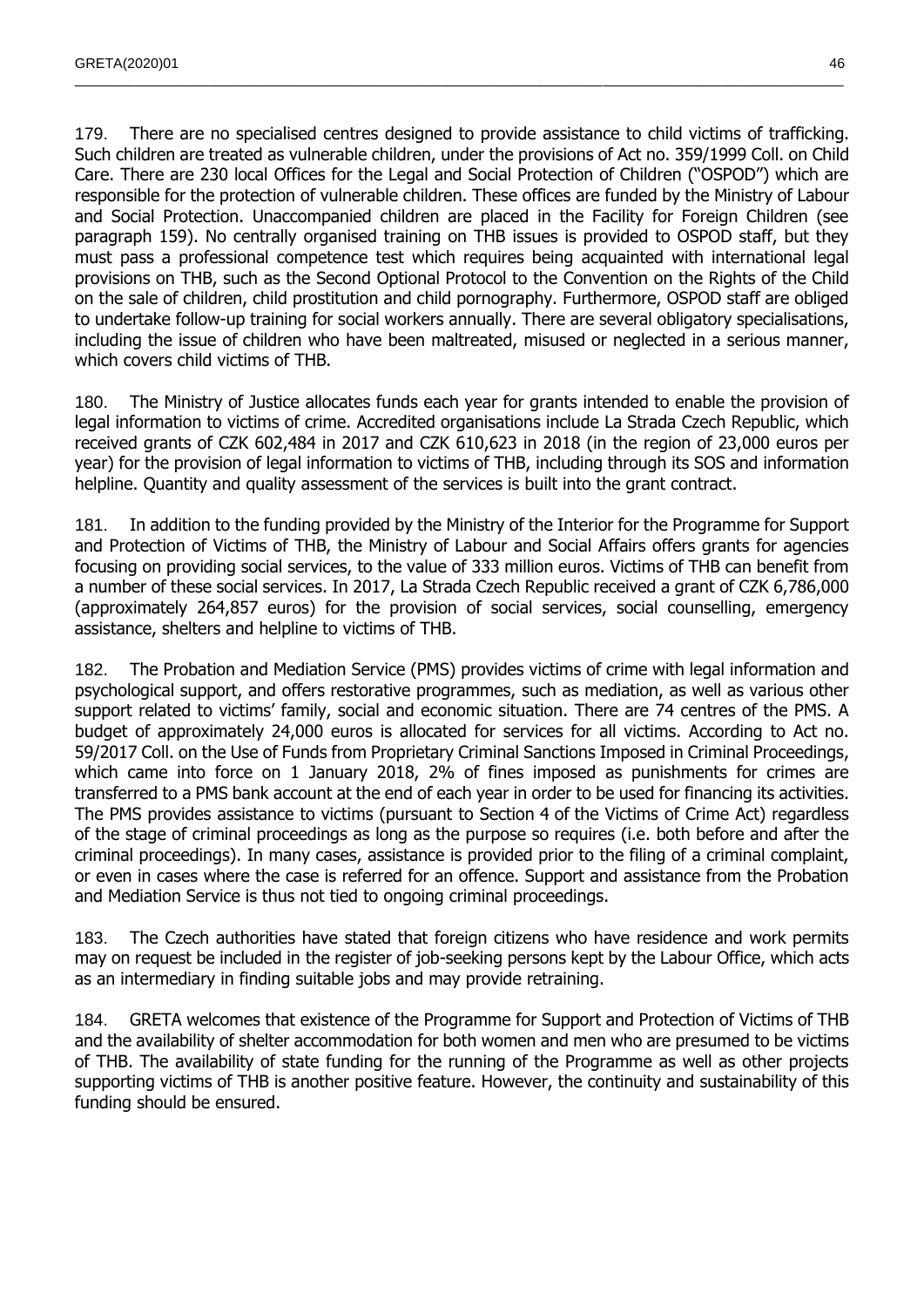179. There are no specialised centres designed to provide assistance to child victims of trafficking. Such children are treated as vulnerable children, under the provisions of Act no. 359/1999 Coll. on Child Care. There are 230 local Offices for the Legal and Social Protection of Children ("OSPOD") which are responsible for the protection of vulnerable children. These offices are funded by the Ministry of Labour and Social Protection. Unaccompanied children are placed in the Facility for Foreign Children (see paragraph 159). No centrally organised training on THB issues is provided to OSPOD staff, but they must pass a professional competence test which requires being acquainted with international legal provisions on THB, such as the Second Optional Protocol to the Convention on the Rights of the Child on the sale of children, child prostitution and child pornography. Furthermore, OSPOD staff are obliged to undertake follow-up training for social workers annually. There are several obligatory specialisations, including the issue of children who have been maltreated, misused or neglected in a serious manner, which covers child victims of THB.

180. The Ministry of Justice allocates funds each year for grants intended to enable the provision of legal information to victims of crime. Accredited organisations include La Strada Czech Republic, which received grants of CZK 602,484 in 2017 and CZK 610,623 in 2018 (in the region of 23,000 euros per year) for the provision of legal information to victims of THB, including through its SOS and information helpline. Quantity and quality assessment of the services is built into the grant contract.

181. In addition to the funding provided by the Ministry of the Interior for the Programme for Support and Protection of Victims of THB, the Ministry of Labour and Social Affairs offers grants for agencies focusing on providing social services, to the value of 333 million euros. Victims of THB can benefit from a number of these social services. In 2017, La Strada Czech Republic received a grant of CZK 6,786,000 (approximately 264,857 euros) for the provision of social services, social counselling, emergency assistance, shelters and helpline to victims of THB.

182. The Probation and Mediation Service (PMS) provides victims of crime with legal information and psychological support, and offers restorative programmes, such as mediation, as well as various other support related to victims' family, social and economic situation. There are 74 centres of the PMS. A budget of approximately 24,000 euros is allocated for services for all victims. According to Act no. 59/2017 Coll. on the Use of Funds from Proprietary Criminal Sanctions Imposed in Criminal Proceedings, which came into force on 1 January 2018, 2% of fines imposed as punishments for crimes are transferred to a PMS bank account at the end of each year in order to be used for financing its activities. The PMS provides assistance to victims (pursuant to Section 4 of the Victims of Crime Act) regardless of the stage of criminal proceedings as long as the purpose so requires (i.e. both before and after the criminal proceedings). In many cases, assistance is provided prior to the filing of a criminal complaint, or even in cases where the case is referred for an offence. Support and assistance from the Probation and Mediation Service is thus not tied to ongoing criminal proceedings.

183. The Czech authorities have stated that foreign citizens who have residence and work permits may on request be included in the register of job-seeking persons kept by the Labour Office, which acts as an intermediary in finding suitable jobs and may provide retraining.

184. GRETA welcomes that existence of the Programme for Support and Protection of Victims of THB and the availability of shelter accommodation for both women and men who are presumed to be victims of THB. The availability of state funding for the running of the Programme as well as other projects supporting victims of THB is another positive feature. However, the continuity and sustainability of this funding should be ensured.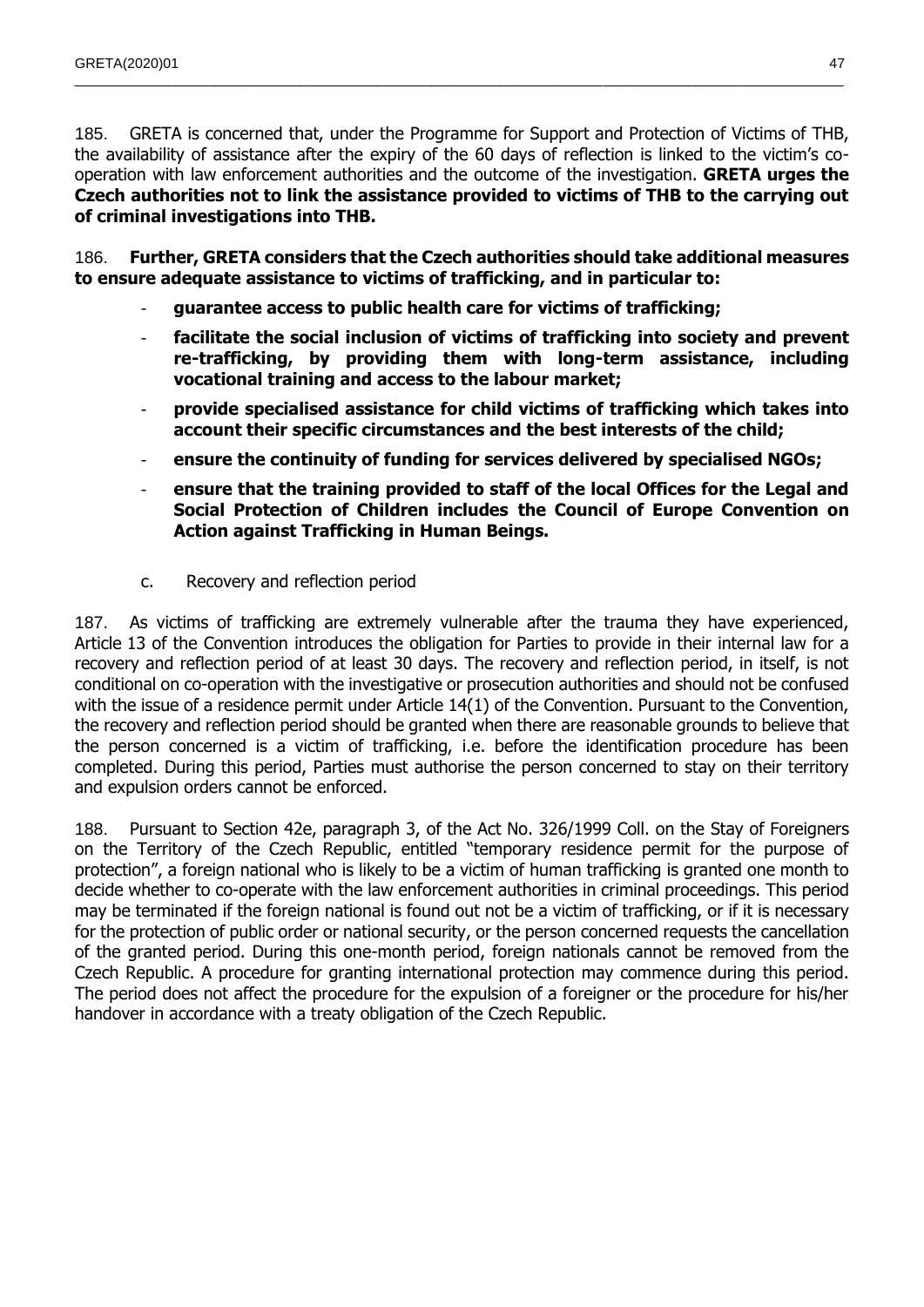185. GRETA is concerned that, under the Programme for Support and Protection of Victims of THB, the availability of assistance after the expiry of the 60 days of reflection is linked to the victim's co-operation with law enforcement authorities and the outcome of the investigation. **GRETA urges the Czech authorities not to link the assistance provided to victims of THB to the carrying out of criminal investigations into THB.**

186. **Further, GRETA considers that the Czech authorities should take additional measures to ensure adequate assistance to victims of trafficking, and in particular to:**

- **guarantee access to public health care for victims of trafficking;**
- **facilitate the social inclusion of victims of trafficking into society and prevent re-trafficking, by providing them with long-term assistance, including vocational training and access to the labour market;**
- **provide specialised assistance for child victims of trafficking which takes into account their specific circumstances and the best interests of the child;**
- **ensure the continuity of funding for services delivered by specialised NGOs;**
- **ensure that the training provided to staff of the local Offices for the Legal and Social Protection of Children includes the Council of Europe Convention on Action against Trafficking in Human Beings.**

### c. Recovery and reflection period

187. As victims of trafficking are extremely vulnerable after the trauma they have experienced, Article 13 of the Convention introduces the obligation for Parties to provide in their internal law for a recovery and reflection period of at least 30 days. The recovery and reflection period, in itself, is not conditional on co-operation with the investigative or prosecution authorities and should not be confused with the issue of a residence permit under Article 14(1) of the Convention. Pursuant to the Convention, the recovery and reflection period should be granted when there are reasonable grounds to believe that the person concerned is a victim of trafficking, i.e. before the identification procedure has been completed. During this period, Parties must authorise the person concerned to stay on their territory and expulsion orders cannot be enforced.

188. Pursuant to Section 42e, paragraph 3, of the Act No. 326/1999 Coll. on the Stay of Foreigners on the Territory of the Czech Republic, entitled "temporary residence permit for the purpose of protection", a foreign national who is likely to be a victim of human trafficking is granted one month to decide whether to co-operate with the law enforcement authorities in criminal proceedings. This period may be terminated if the foreign national is found out not be a victim of trafficking, or if it is necessary for the protection of public order or national security, or the person concerned requests the cancellation of the granted period. During this one-month period, foreign nationals cannot be removed from the Czech Republic. A procedure for granting international protection may commence during this period. The period does not affect the procedure for the expulsion of a foreigner or the procedure for his/her handover in accordance with a treaty obligation of the Czech Republic.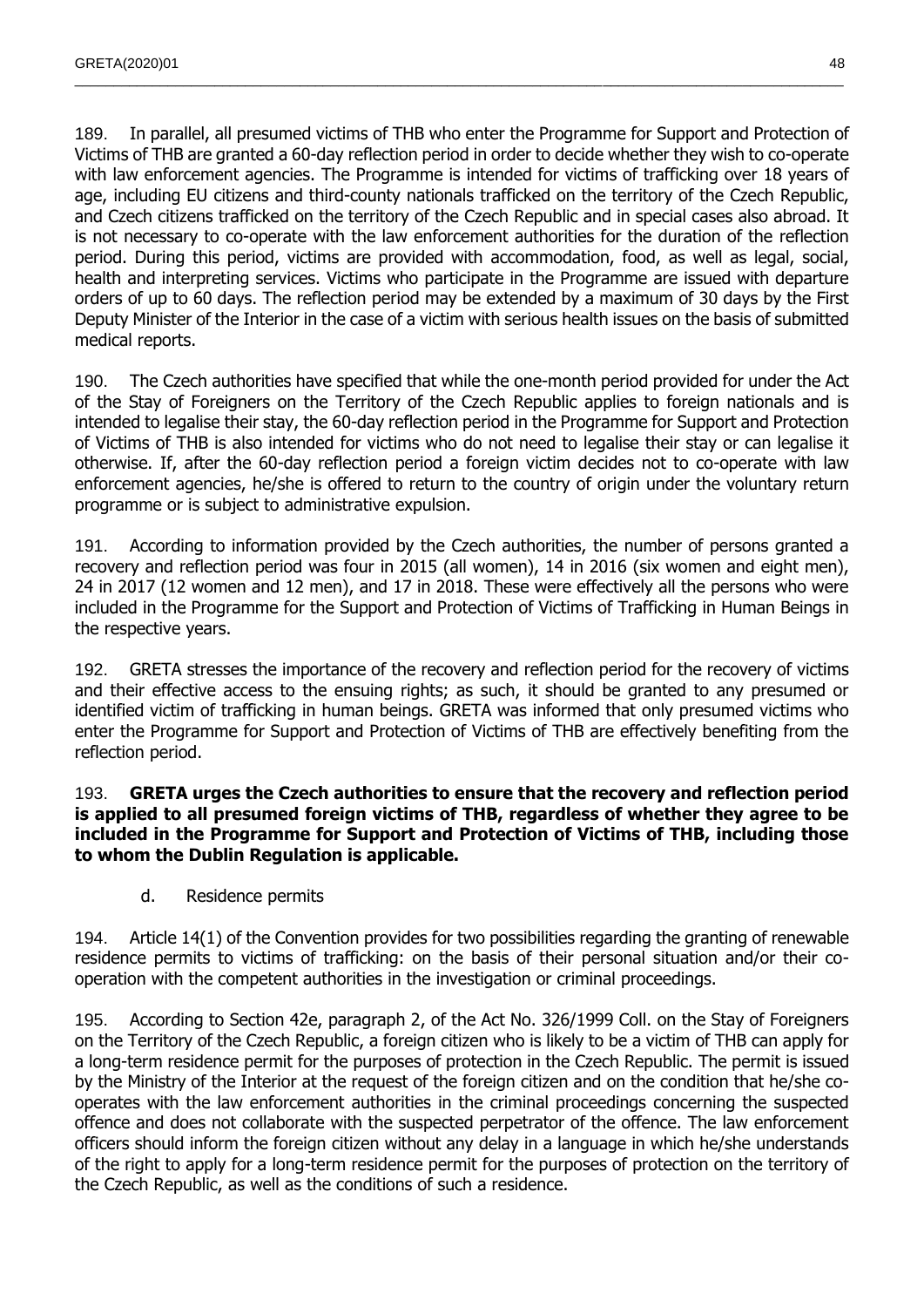189. In parallel, all presumed victims of THB who enter the Programme for Support and Protection of Victims of THB are granted a 60-day reflection period in order to decide whether they wish to co-operate with law enforcement agencies. The Programme is intended for victims of trafficking over 18 years of age, including EU citizens and third-county nationals trafficked on the territory of the Czech Republic, and Czech citizens trafficked on the territory of the Czech Republic and in special cases also abroad. It is not necessary to co-operate with the law enforcement authorities for the duration of the reflection period. During this period, victims are provided with accommodation, food, as well as legal, social, health and interpreting services. Victims who participate in the Programme are issued with departure orders of up to 60 days. The reflection period may be extended by a maximum of 30 days by the First Deputy Minister of the Interior in the case of a victim with serious health issues on the basis of submitted medical reports.

190. The Czech authorities have specified that while the one-month period provided for under the Act of the Stay of Foreigners on the Territory of the Czech Republic applies to foreign nationals and is intended to legalise their stay, the 60-day reflection period in the Programme for Support and Protection of Victims of THB is also intended for victims who do not need to legalise their stay or can legalise it otherwise. If, after the 60-day reflection period a foreign victim decides not to co-operate with law enforcement agencies, he/she is offered to return to the country of origin under the voluntary return programme or is subject to administrative expulsion.

191. According to information provided by the Czech authorities, the number of persons granted a recovery and reflection period was four in 2015 (all women), 14 in 2016 (six women and eight men), 24 in 2017 (12 women and 12 men), and 17 in 2018. These were effectively all the persons who were included in the Programme for the Support and Protection of Victims of Trafficking in Human Beings in the respective years.

192. GRETA stresses the importance of the recovery and reflection period for the recovery of victims and their effective access to the ensuing rights; as such, it should be granted to any presumed or identified victim of trafficking in human beings. GRETA was informed that only presumed victims who enter the Programme for Support and Protection of Victims of THB are effectively benefiting from the reflection period.

193. **GRETA urges the Czech authorities to ensure that the recovery and reflection period is applied to all presumed foreign victims of THB, regardless of whether they agree to be included in the Programme for Support and Protection of Victims of THB, including those to whom the Dublin Regulation is applicable.**

### d. Residence permits

194. Article 14(1) of the Convention provides for two possibilities regarding the granting of renewable residence permits to victims of trafficking: on the basis of their personal situation and/or their co-operation with the competent authorities in the investigation or criminal proceedings.

195. According to Section 42e, paragraph 2, of the Act No. 326/1999 Coll. on the Stay of Foreigners on the Territory of the Czech Republic, a foreign citizen who is likely to be a victim of THB can apply for a long-term residence permit for the purposes of protection in the Czech Republic. The permit is issued by the Ministry of the Interior at the request of the foreign citizen and on the condition that he/she co-operates with the law enforcement authorities in the criminal proceedings concerning the suspected offence and does not collaborate with the suspected perpetrator of the offence. The law enforcement officers should inform the foreign citizen without any delay in a language in which he/she understands of the right to apply for a long-term residence permit for the purposes of protection on the territory of the Czech Republic, as well as the conditions of such a residence.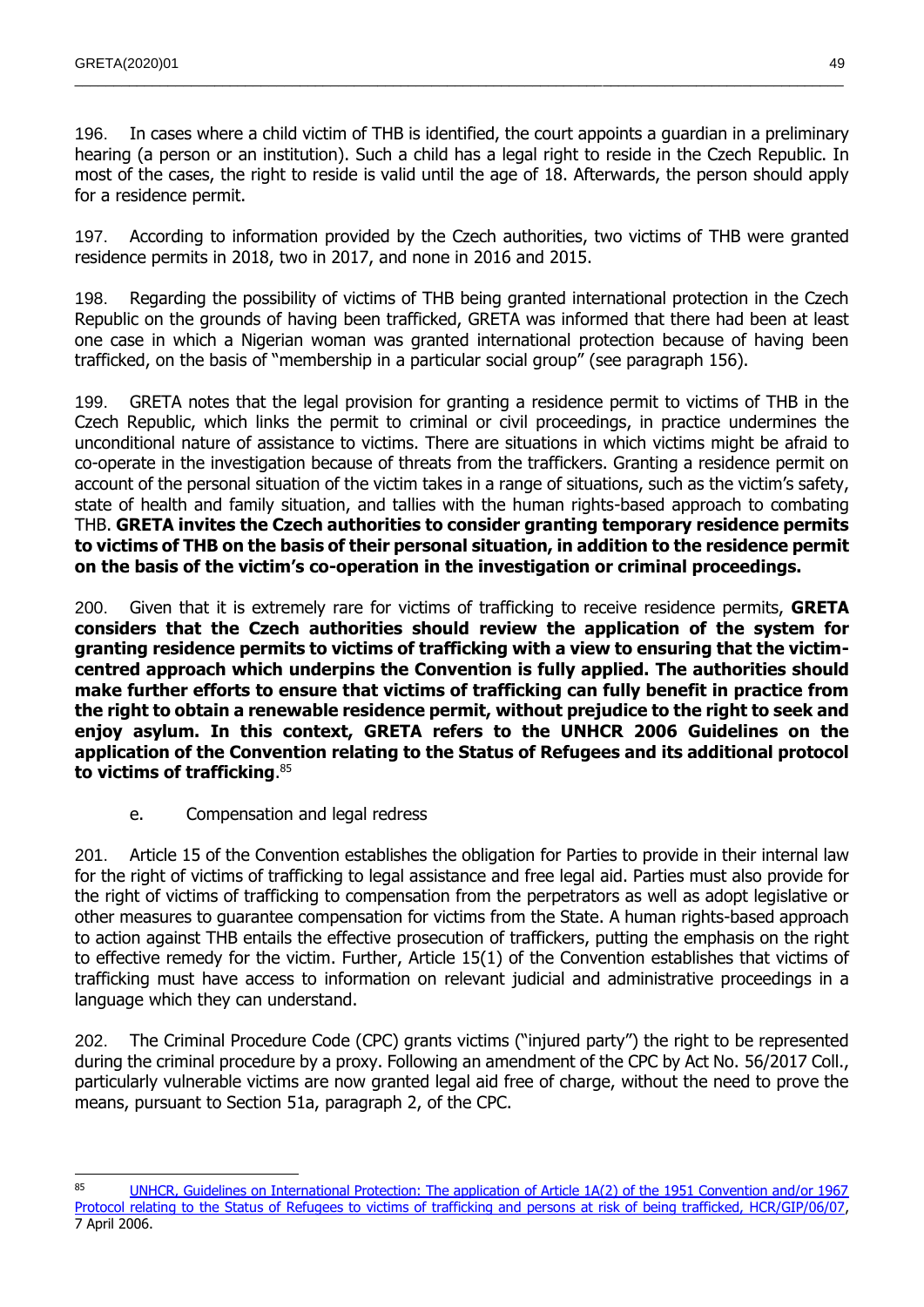196. In cases where a child victim of THB is identified, the court appoints a guardian in a preliminary hearing (a person or an institution). Such a child has a legal right to reside in the Czech Republic. In most of the cases, the right to reside is valid until the age of 18. Afterwards, the person should apply for a residence permit.

197. According to information provided by the Czech authorities, two victims of THB were granted residence permits in 2018, two in 2017, and none in 2016 and 2015.

198. Regarding the possibility of victims of THB being granted international protection in the Czech Republic on the grounds of having been trafficked, GRETA was informed that there had been at least one case in which a Nigerian woman was granted international protection because of having been trafficked, on the basis of "membership in a particular social group" (see paragraph 156).

199. GRETA notes that the legal provision for granting a residence permit to victims of THB in the Czech Republic, which links the permit to criminal or civil proceedings, in practice undermines the unconditional nature of assistance to victims. There are situations in which victims might be afraid to co-operate in the investigation because of threats from the traffickers. Granting a residence permit on account of the personal situation of the victim takes in a range of situations, such as the victim's safety, state of health and family situation, and tallies with the human rights-based approach to combating THB. **GRETA invites the Czech authorities to consider granting temporary residence permits to victims of THB on the basis of their personal situation, in addition to the residence permit on the basis of the victim's co-operation in the investigation or criminal proceedings.**

200. Given that it is extremely rare for victims of trafficking to receive residence permits, **GRETA considers that the Czech authorities should review the application of the system for granting residence permits to victims of trafficking with a view to ensuring that the victim-centred approach which underpins the Convention is fully applied. The authorities should make further efforts to ensure that victims of trafficking can fully benefit in practice from the right to obtain a renewable residence permit, without prejudice to the right to seek and enjoy asylum. In this context, GRETA refers to the UNHCR 2006 Guidelines on the application of the Convention relating to the Status of Refugees and its additional protocol to victims of trafficking**.[85]

### e. Compensation and legal redress

201. Article 15 of the Convention establishes the obligation for Parties to provide in their internal law for the right of victims of trafficking to legal assistance and free legal aid. Parties must also provide for the right of victims of trafficking to compensation from the perpetrators as well as adopt legislative or other measures to guarantee compensation for victims from the State. A human rights-based approach to action against THB entails the effective prosecution of traffickers, putting the emphasis on the right to effective remedy for the victim. Further, Article 15(1) of the Convention establishes that victims of trafficking must have access to information on relevant judicial and administrative proceedings in a language which they can understand.

202. The Criminal Procedure Code (CPC) grants victims ("injured party") the right to be represented during the criminal procedure by a proxy. Following an amendment of the CPC by Act No. 56/2017 Coll., particularly vulnerable victims are now granted legal aid free of charge, without the need to prove the means, pursuant to Section 51a, paragraph 2, of the CPC.

---

[85] UNHCR, Guidelines on International Protection: The application of Article 1A(2) of the 1951 Convention and/or 1967 Protocol relating to the Status of Refugees to victims of trafficking and persons at risk of being trafficked, HCR/GIP/06/07, 7 April 2006.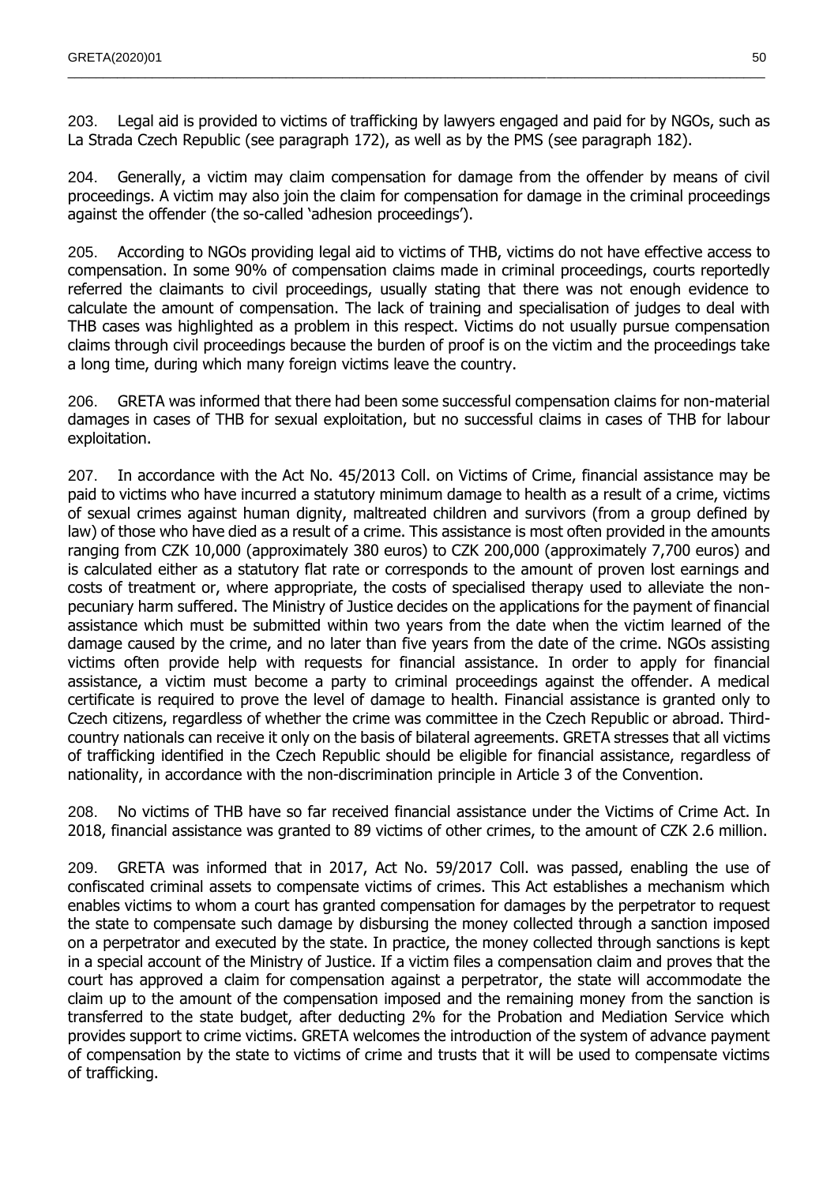203. Legal aid is provided to victims of trafficking by lawyers engaged and paid for by NGOs, such as La Strada Czech Republic (see paragraph 172), as well as by the PMS (see paragraph 182).

204. Generally, a victim may claim compensation for damage from the offender by means of civil proceedings. A victim may also join the claim for compensation for damage in the criminal proceedings against the offender (the so-called 'adhesion proceedings').

205. According to NGOs providing legal aid to victims of THB, victims do not have effective access to compensation. In some 90% of compensation claims made in criminal proceedings, courts reportedly referred the claimants to civil proceedings, usually stating that there was not enough evidence to calculate the amount of compensation. The lack of training and specialisation of judges to deal with THB cases was highlighted as a problem in this respect. Victims do not usually pursue compensation claims through civil proceedings because the burden of proof is on the victim and the proceedings take a long time, during which many foreign victims leave the country.

206. GRETA was informed that there had been some successful compensation claims for non-material damages in cases of THB for sexual exploitation, but no successful claims in cases of THB for labour exploitation.

207. In accordance with the Act No. 45/2013 Coll. on Victims of Crime, financial assistance may be paid to victims who have incurred a statutory minimum damage to health as a result of a crime, victims of sexual crimes against human dignity, maltreated children and survivors (from a group defined by law) of those who have died as a result of a crime. This assistance is most often provided in the amounts ranging from CZK 10,000 (approximately 380 euros) to CZK 200,000 (approximately 7,700 euros) and is calculated either as a statutory flat rate or corresponds to the amount of proven lost earnings and costs of treatment or, where appropriate, the costs of specialised therapy used to alleviate the non-pecuniary harm suffered. The Ministry of Justice decides on the applications for the payment of financial assistance which must be submitted within two years from the date when the victim learned of the damage caused by the crime, and no later than five years from the date of the crime. NGOs assisting victims often provide help with requests for financial assistance. In order to apply for financial assistance, a victim must become a party to criminal proceedings against the offender. A medical certificate is required to prove the level of damage to health. Financial assistance is granted only to Czech citizens, regardless of whether the crime was committee in the Czech Republic or abroad. Third-country nationals can receive it only on the basis of bilateral agreements. GRETA stresses that all victims of trafficking identified in the Czech Republic should be eligible for financial assistance, regardless of nationality, in accordance with the non-discrimination principle in Article 3 of the Convention.

208. No victims of THB have so far received financial assistance under the Victims of Crime Act. In 2018, financial assistance was granted to 89 victims of other crimes, to the amount of CZK 2.6 million.

209. GRETA was informed that in 2017, Act No. 59/2017 Coll. was passed, enabling the use of confiscated criminal assets to compensate victims of crimes. This Act establishes a mechanism which enables victims to whom a court has granted compensation for damages by the perpetrator to request the state to compensate such damage by disbursing the money collected through a sanction imposed on a perpetrator and executed by the state. In practice, the money collected through sanctions is kept in a special account of the Ministry of Justice. If a victim files a compensation claim and proves that the court has approved a claim for compensation against a perpetrator, the state will accommodate the claim up to the amount of the compensation imposed and the remaining money from the sanction is transferred to the state budget, after deducting 2% for the Probation and Mediation Service which provides support to crime victims. GRETA welcomes the introduction of the system of advance payment of compensation by the state to victims of crime and trusts that it will be used to compensate victims of trafficking.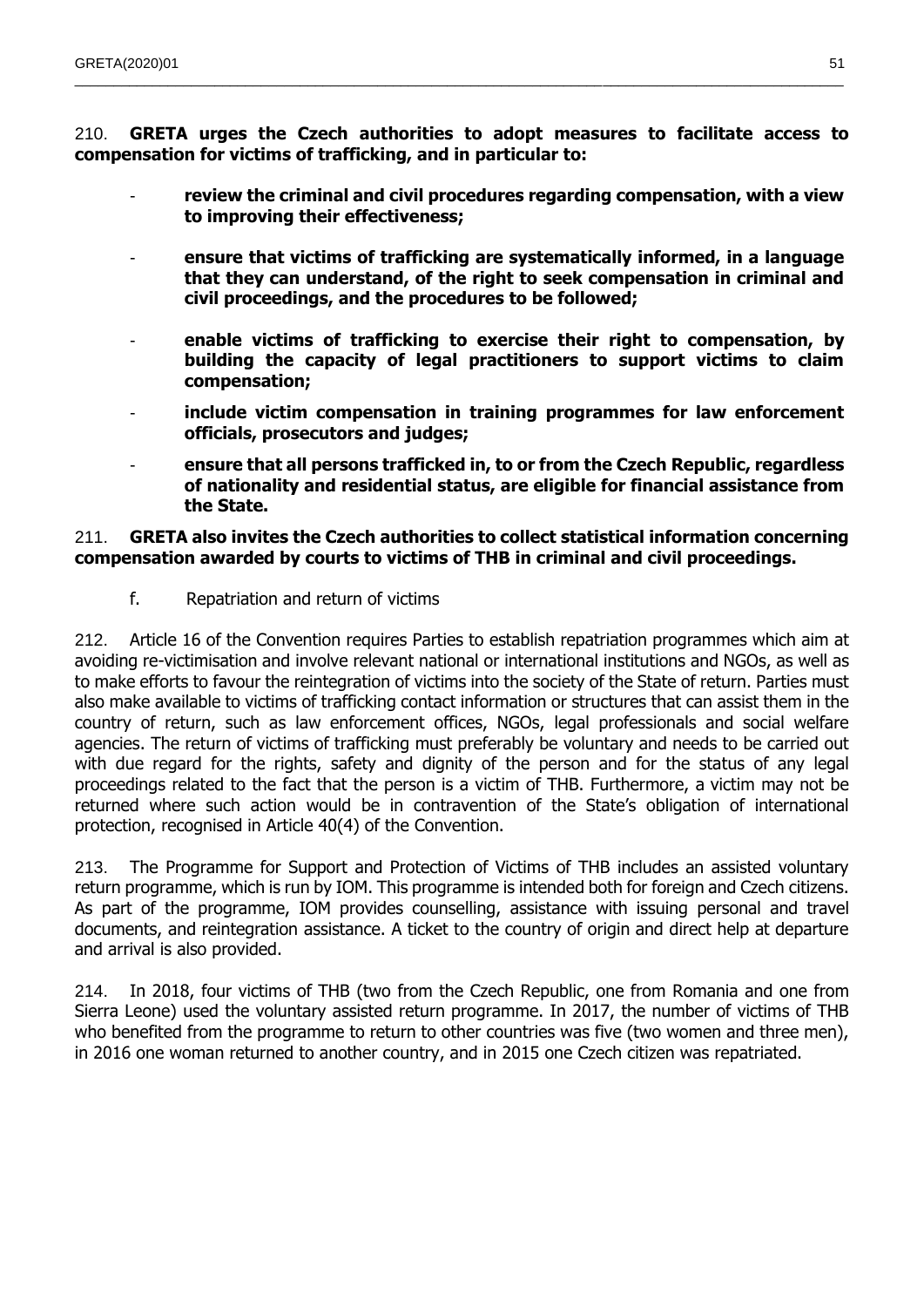210. **GRETA urges the Czech authorities to adopt measures to facilitate access to compensation for victims of trafficking, and in particular to:**

- **review the criminal and civil procedures regarding compensation, with a view to improving their effectiveness;**
- **ensure that victims of trafficking are systematically informed, in a language that they can understand, of the right to seek compensation in criminal and civil proceedings, and the procedures to be followed;**
- **enable victims of trafficking to exercise their right to compensation, by building the capacity of legal practitioners to support victims to claim compensation;**
- **include victim compensation in training programmes for law enforcement officials, prosecutors and judges;**
- **ensure that all persons trafficked in, to or from the Czech Republic, regardless of nationality and residential status, are eligible for financial assistance from the State.**

211. **GRETA also invites the Czech authorities to collect statistical information concerning compensation awarded by courts to victims of THB in criminal and civil proceedings.**

### f. Repatriation and return of victims

212. Article 16 of the Convention requires Parties to establish repatriation programmes which aim at avoiding re-victimisation and involve relevant national or international institutions and NGOs, as well as to make efforts to favour the reintegration of victims into the society of the State of return. Parties must also make available to victims of trafficking contact information or structures that can assist them in the country of return, such as law enforcement offices, NGOs, legal professionals and social welfare agencies. The return of victims of trafficking must preferably be voluntary and needs to be carried out with due regard for the rights, safety and dignity of the person and for the status of any legal proceedings related to the fact that the person is a victim of THB. Furthermore, a victim may not be returned where such action would be in contravention of the State's obligation of international protection, recognised in Article 40(4) of the Convention.

213. The Programme for Support and Protection of Victims of THB includes an assisted voluntary return programme, which is run by IOM. This programme is intended both for foreign and Czech citizens. As part of the programme, IOM provides counselling, assistance with issuing personal and travel documents, and reintegration assistance. A ticket to the country of origin and direct help at departure and arrival is also provided.

214. In 2018, four victims of THB (two from the Czech Republic, one from Romania and one from Sierra Leone) used the voluntary assisted return programme. In 2017, the number of victims of THB who benefited from the programme to return to other countries was five (two women and three men), in 2016 one woman returned to another country, and in 2015 one Czech citizen was repatriated.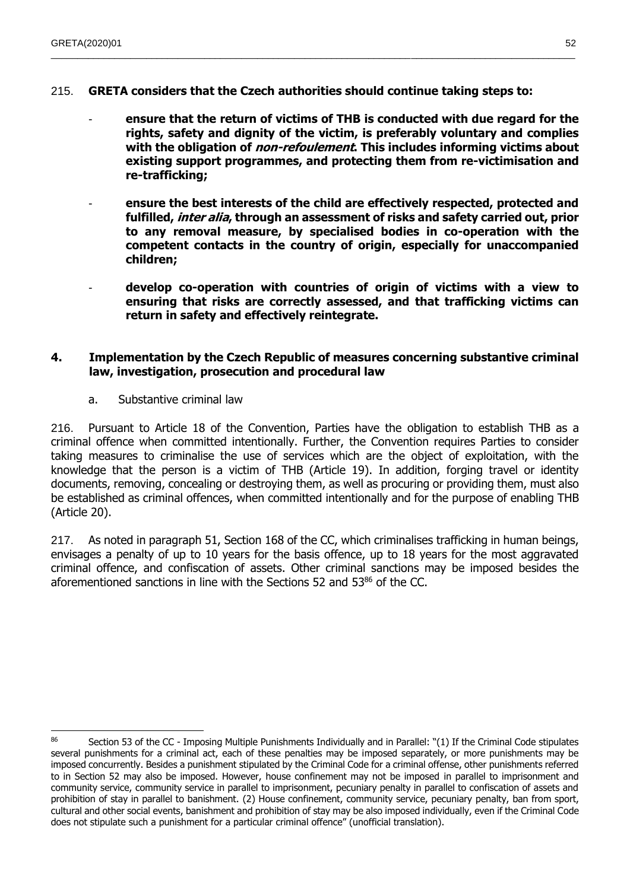215. **GRETA considers that the Czech authorities should continue taking steps to:**

- **ensure that the return of victims of THB is conducted with due regard for the rights, safety and dignity of the victim, is preferably voluntary and complies with the obligation of *non-refoulement*. This includes informing victims about existing support programmes, and protecting them from re-victimisation and re-trafficking;**

- **ensure the best interests of the child are effectively respected, protected and fulfilled, *inter alia*, through an assessment of risks and safety carried out, prior to any removal measure, by specialised bodies in co-operation with the competent contacts in the country of origin, especially for unaccompanied children;**

- **develop co-operation with countries of origin of victims with a view to ensuring that risks are correctly assessed, and that trafficking victims can return in safety and effectively reintegrate.**

## 4. Implementation by the Czech Republic of measures concerning substantive criminal law, investigation, prosecution and procedural law

### a. Substantive criminal law

216. Pursuant to Article 18 of the Convention, Parties have the obligation to establish THB as a criminal offence when committed intentionally. Further, the Convention requires Parties to consider taking measures to criminalise the use of services which are the object of exploitation, with the knowledge that the person is a victim of THB (Article 19). In addition, forging travel or identity documents, removing, concealing or destroying them, as well as procuring or providing them, must also be established as criminal offences, when committed intentionally and for the purpose of enabling THB (Article 20).

217. As noted in paragraph 51, Section 168 of the CC, which criminalises trafficking in human beings, envisages a penalty of up to 10 years for the basis offence, up to 18 years for the most aggravated criminal offence, and confiscation of assets. Other criminal sanctions may be imposed besides the aforementioned sanctions in line with the Sections 52 and 53[86] of the CC.

---

[86] Section 53 of the CC - Imposing Multiple Punishments Individually and in Parallel: "(1) If the Criminal Code stipulates several punishments for a criminal act, each of these penalties may be imposed separately, or more punishments may be imposed concurrently. Besides a punishment stipulated by the Criminal Code for a criminal offense, other punishments referred to in Section 52 may also be imposed. However, house confinement may not be imposed in parallel to imprisonment and community service, community service in parallel to imprisonment, pecuniary penalty in parallel to confiscation of assets and prohibition of stay in parallel to banishment. (2) House confinement, community service, pecuniary penalty, ban from sport, cultural and other social events, banishment and prohibition of stay may be also imposed individually, even if the Criminal Code does not stipulate such a punishment for a particular criminal offence" (unofficial translation).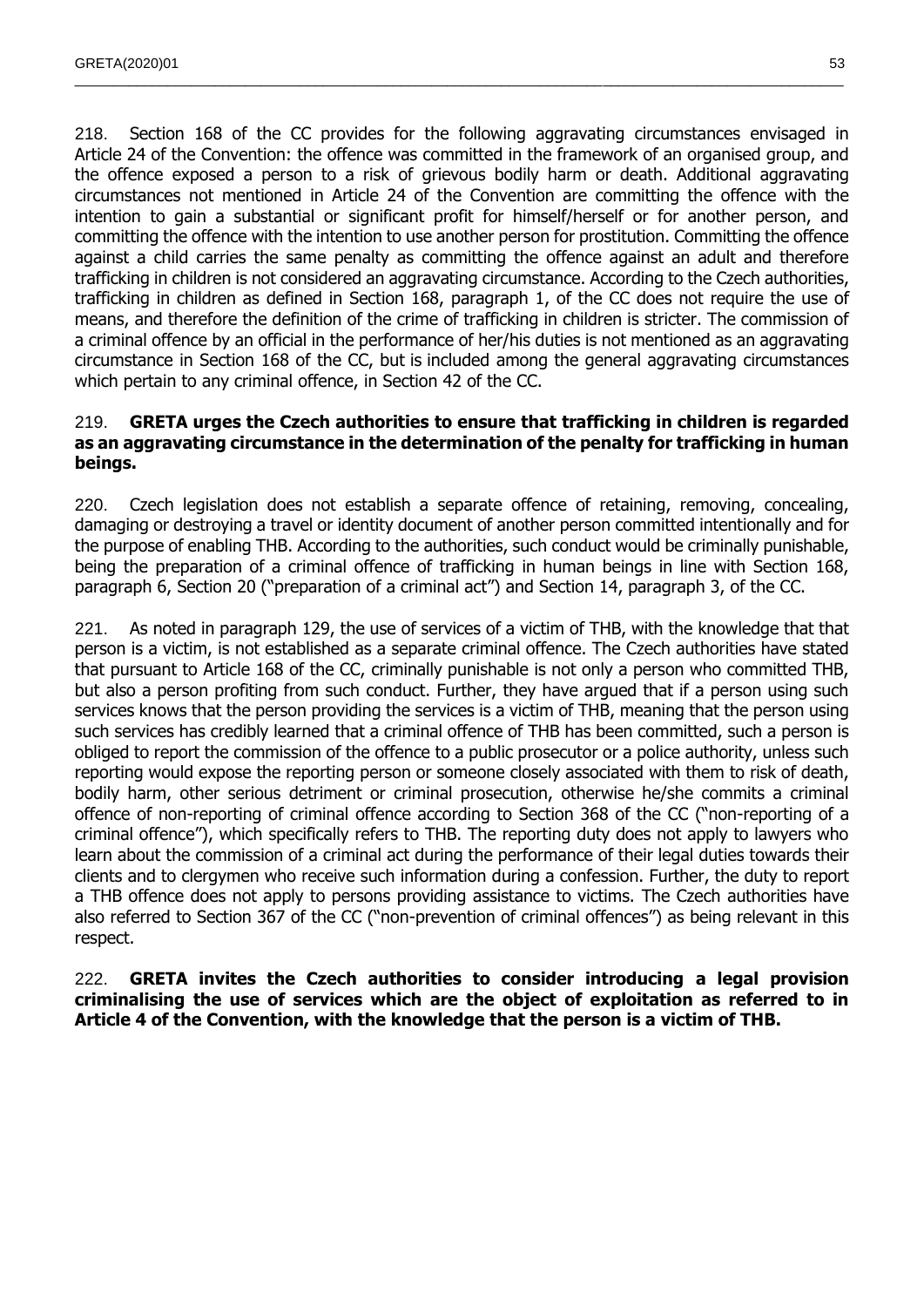218. Section 168 of the CC provides for the following aggravating circumstances envisaged in Article 24 of the Convention: the offence was committed in the framework of an organised group, and the offence exposed a person to a risk of grievous bodily harm or death. Additional aggravating circumstances not mentioned in Article 24 of the Convention are committing the offence with the intention to gain a substantial or significant profit for himself/herself or for another person, and committing the offence with the intention to use another person for prostitution. Committing the offence against a child carries the same penalty as committing the offence against an adult and therefore trafficking in children is not considered an aggravating circumstance. According to the Czech authorities, trafficking in children as defined in Section 168, paragraph 1, of the CC does not require the use of means, and therefore the definition of the crime of trafficking in children is stricter. The commission of a criminal offence by an official in the performance of her/his duties is not mentioned as an aggravating circumstance in Section 168 of the CC, but is included among the general aggravating circumstances which pertain to any criminal offence, in Section 42 of the CC.

219. **GRETA urges the Czech authorities to ensure that trafficking in children is regarded as an aggravating circumstance in the determination of the penalty for trafficking in human beings.**

220. Czech legislation does not establish a separate offence of retaining, removing, concealing, damaging or destroying a travel or identity document of another person committed intentionally and for the purpose of enabling THB. According to the authorities, such conduct would be criminally punishable, being the preparation of a criminal offence of trafficking in human beings in line with Section 168, paragraph 6, Section 20 ("preparation of a criminal act") and Section 14, paragraph 3, of the CC.

221. As noted in paragraph 129, the use of services of a victim of THB, with the knowledge that that person is a victim, is not established as a separate criminal offence. The Czech authorities have stated that pursuant to Article 168 of the CC, criminally punishable is not only a person who committed THB, but also a person profiting from such conduct. Further, they have argued that if a person using such services knows that the person providing the services is a victim of THB, meaning that the person using such services has credibly learned that a criminal offence of THB has been committed, such a person is obliged to report the commission of the offence to a public prosecutor or a police authority, unless such reporting would expose the reporting person or someone closely associated with them to risk of death, bodily harm, other serious detriment or criminal prosecution, otherwise he/she commits a criminal offence of non-reporting of criminal offence according to Section 368 of the CC ("non-reporting of a criminal offence"), which specifically refers to THB. The reporting duty does not apply to lawyers who learn about the commission of a criminal act during the performance of their legal duties towards their clients and to clergymen who receive such information during a confession. Further, the duty to report a THB offence does not apply to persons providing assistance to victims. The Czech authorities have also referred to Section 367 of the CC ("non-prevention of criminal offences") as being relevant in this respect.

222. **GRETA invites the Czech authorities to consider introducing a legal provision criminalising the use of services which are the object of exploitation as referred to in Article 4 of the Convention, with the knowledge that the person is a victim of THB.**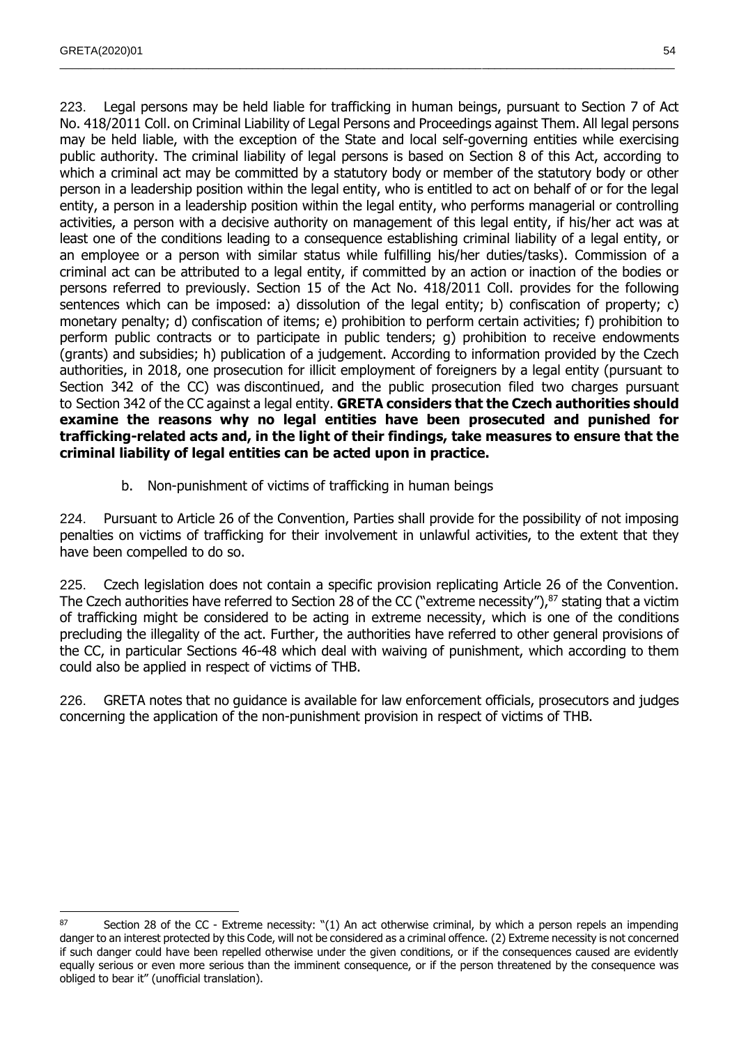223. Legal persons may be held liable for trafficking in human beings, pursuant to Section 7 of Act No. 418/2011 Coll. on Criminal Liability of Legal Persons and Proceedings against Them. All legal persons may be held liable, with the exception of the State and local self-governing entities while exercising public authority. The criminal liability of legal persons is based on Section 8 of this Act, according to which a criminal act may be committed by a statutory body or member of the statutory body or other person in a leadership position within the legal entity, who is entitled to act on behalf of or for the legal entity, a person in a leadership position within the legal entity, who performs managerial or controlling activities, a person with a decisive authority on management of this legal entity, if his/her act was at least one of the conditions leading to a consequence establishing criminal liability of a legal entity, or an employee or a person with similar status while fulfilling his/her duties/tasks). Commission of a criminal act can be attributed to a legal entity, if committed by an action or inaction of the bodies or persons referred to previously. Section 15 of the Act No. 418/2011 Coll. provides for the following sentences which can be imposed: a) dissolution of the legal entity; b) confiscation of property; c) monetary penalty; d) confiscation of items; e) prohibition to perform certain activities; f) prohibition to perform public contracts or to participate in public tenders; g) prohibition to receive endowments (grants) and subsidies; h) publication of a judgement. According to information provided by the Czech authorities, in 2018, one prosecution for illicit employment of foreigners by a legal entity (pursuant to Section 342 of the CC) was discontinued, and the public prosecution filed two charges pursuant to Section 342 of the CC against a legal entity. **GRETA considers that the Czech authorities should examine the reasons why no legal entities have been prosecuted and punished for trafficking-related acts and, in the light of their findings, take measures to ensure that the criminal liability of legal entities can be acted upon in practice.**

b. Non-punishment of victims of trafficking in human beings

224. Pursuant to Article 26 of the Convention, Parties shall provide for the possibility of not imposing penalties on victims of trafficking for their involvement in unlawful activities, to the extent that they have been compelled to do so.

225. Czech legislation does not contain a specific provision replicating Article 26 of the Convention. The Czech authorities have referred to Section 28 of the CC ("extreme necessity"),[87] stating that a victim of trafficking might be considered to be acting in extreme necessity, which is one of the conditions precluding the illegality of the act. Further, the authorities have referred to other general provisions of the CC, in particular Sections 46-48 which deal with waiving of punishment, which according to them could also be applied in respect of victims of THB.

226. GRETA notes that no guidance is available for law enforcement officials, prosecutors and judges concerning the application of the non-punishment provision in respect of victims of THB.

---

[87] Section 28 of the CC - Extreme necessity: "(1) An act otherwise criminal, by which a person repels an impending danger to an interest protected by this Code, will not be considered as a criminal offence. (2) Extreme necessity is not concerned if such danger could have been repelled otherwise under the given conditions, or if the consequences caused are evidently equally serious or even more serious than the imminent consequence, or if the person threatened by the consequence was obliged to bear it" (unofficial translation).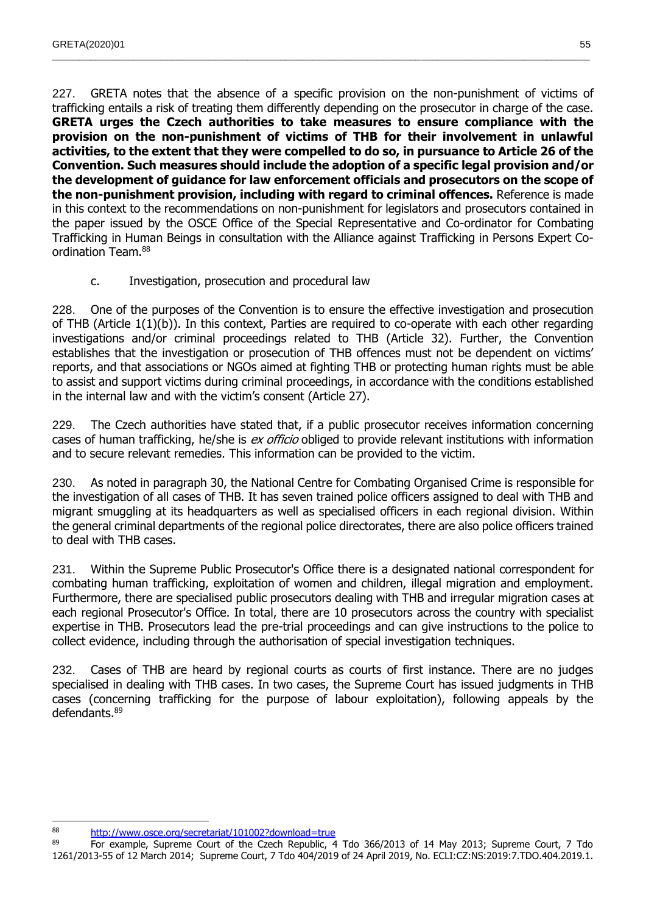227. GRETA notes that the absence of a specific provision on the non-punishment of victims of trafficking entails a risk of treating them differently depending on the prosecutor in charge of the case. **GRETA urges the Czech authorities to take measures to ensure compliance with the provision on the non-punishment of victims of THB for their involvement in unlawful activities, to the extent that they were compelled to do so, in pursuance to Article 26 of the Convention. Such measures should include the adoption of a specific legal provision and/or the development of guidance for law enforcement officials and prosecutors on the scope of the non-punishment provision, including with regard to criminal offences.** Reference is made in this context to the recommendations on non-punishment for legislators and prosecutors contained in the paper issued by the OSCE Office of the Special Representative and Co-ordinator for Combating Trafficking in Human Beings in consultation with the Alliance against Trafficking in Persons Expert Co-ordination Team.[88]

c. Investigation, prosecution and procedural law

228. One of the purposes of the Convention is to ensure the effective investigation and prosecution of THB (Article 1(1)(b)). In this context, Parties are required to co-operate with each other regarding investigations and/or criminal proceedings related to THB (Article 32). Further, the Convention establishes that the investigation or prosecution of THB offences must not be dependent on victims' reports, and that associations or NGOs aimed at fighting THB or protecting human rights must be able to assist and support victims during criminal proceedings, in accordance with the conditions established in the internal law and with the victim's consent (Article 27).

229. The Czech authorities have stated that, if a public prosecutor receives information concerning cases of human trafficking, he/she is *ex officio* obliged to provide relevant institutions with information and to secure relevant remedies. This information can be provided to the victim.

230. As noted in paragraph 30, the National Centre for Combating Organised Crime is responsible for the investigation of all cases of THB. It has seven trained police officers assigned to deal with THB and migrant smuggling at its headquarters as well as specialised officers in each regional division. Within the general criminal departments of the regional police directorates, there are also police officers trained to deal with THB cases.

231. Within the Supreme Public Prosecutor's Office there is a designated national correspondent for combating human trafficking, exploitation of women and children, illegal migration and employment. Furthermore, there are specialised public prosecutors dealing with THB and irregular migration cases at each regional Prosecutor's Office. In total, there are 10 prosecutors across the country with specialist expertise in THB. Prosecutors lead the pre-trial proceedings and can give instructions to the police to collect evidence, including through the authorisation of special investigation techniques.

232. Cases of THB are heard by regional courts as courts of first instance. There are no judges specialised in dealing with THB cases. In two cases, the Supreme Court has issued judgments in THB cases (concerning trafficking for the purpose of labour exploitation), following appeals by the defendants.[89]

---

[88] http://www.osce.org/secretariat/101002?download=true

[89] For example, Supreme Court of the Czech Republic, 4 Tdo 366/2013 of 14 May 2013; Supreme Court, 7 Tdo 1261/2013-55 of 12 March 2014; Supreme Court, 7 Tdo 404/2019 of 24 April 2019, No. ECLI:CZ:NS:2019:7.TDO.404.2019.1.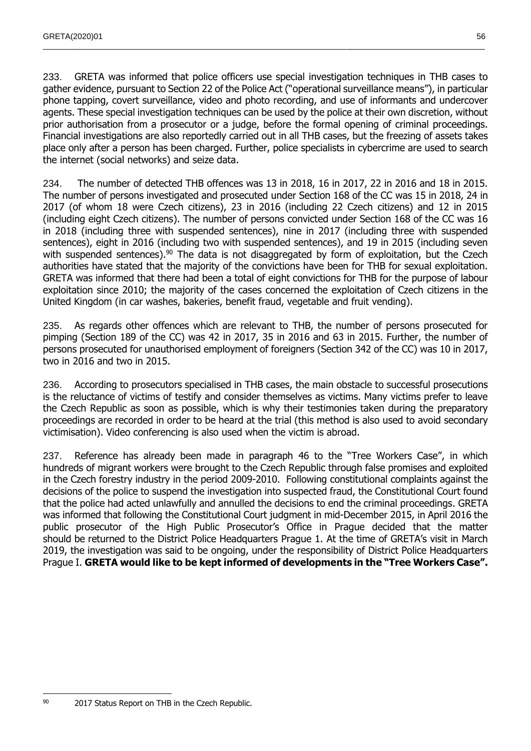233. GRETA was informed that police officers use special investigation techniques in THB cases to gather evidence, pursuant to Section 22 of the Police Act ("operational surveillance means"), in particular phone tapping, covert surveillance, video and photo recording, and use of informants and undercover agents. These special investigation techniques can be used by the police at their own discretion, without prior authorisation from a prosecutor or a judge, before the formal opening of criminal proceedings. Financial investigations are also reportedly carried out in all THB cases, but the freezing of assets takes place only after a person has been charged. Further, police specialists in cybercrime are used to search the internet (social networks) and seize data.

234. The number of detected THB offences was 13 in 2018, 16 in 2017, 22 in 2016 and 18 in 2015. The number of persons investigated and prosecuted under Section 168 of the CC was 15 in 2018, 24 in 2017 (of whom 18 were Czech citizens), 23 in 2016 (including 22 Czech citizens) and 12 in 2015 (including eight Czech citizens). The number of persons convicted under Section 168 of the CC was 16 in 2018 (including three with suspended sentences), nine in 2017 (including three with suspended sentences), eight in 2016 (including two with suspended sentences), and 19 in 2015 (including seven with suspended sentences).[90] The data is not disaggregated by form of exploitation, but the Czech authorities have stated that the majority of the convictions have been for THB for sexual exploitation. GRETA was informed that there had been a total of eight convictions for THB for the purpose of labour exploitation since 2010; the majority of the cases concerned the exploitation of Czech citizens in the United Kingdom (in car washes, bakeries, benefit fraud, vegetable and fruit vending).

235. As regards other offences which are relevant to THB, the number of persons prosecuted for pimping (Section 189 of the CC) was 42 in 2017, 35 in 2016 and 63 in 2015. Further, the number of persons prosecuted for unauthorised employment of foreigners (Section 342 of the CC) was 10 in 2017, two in 2016 and two in 2015.

236. According to prosecutors specialised in THB cases, the main obstacle to successful prosecutions is the reluctance of victims of testify and consider themselves as victims. Many victims prefer to leave the Czech Republic as soon as possible, which is why their testimonies taken during the preparatory proceedings are recorded in order to be heard at the trial (this method is also used to avoid secondary victimisation). Video conferencing is also used when the victim is abroad.

237. Reference has already been made in paragraph 46 to the "Tree Workers Case", in which hundreds of migrant workers were brought to the Czech Republic through false promises and exploited in the Czech forestry industry in the period 2009-2010. Following constitutional complaints against the decisions of the police to suspend the investigation into suspected fraud, the Constitutional Court found that the police had acted unlawfully and annulled the decisions to end the criminal proceedings. GRETA was informed that following the Constitutional Court judgment in mid-December 2015, in April 2016 the public prosecutor of the High Public Prosecutor's Office in Prague decided that the matter should be returned to the District Police Headquarters Prague 1. At the time of GRETA's visit in March 2019, the investigation was said to be ongoing, under the responsibility of District Police Headquarters Prague I. **GRETA would like to be kept informed of developments in the "Tree Workers Case".**

---

[90] 2017 Status Report on THB in the Czech Republic.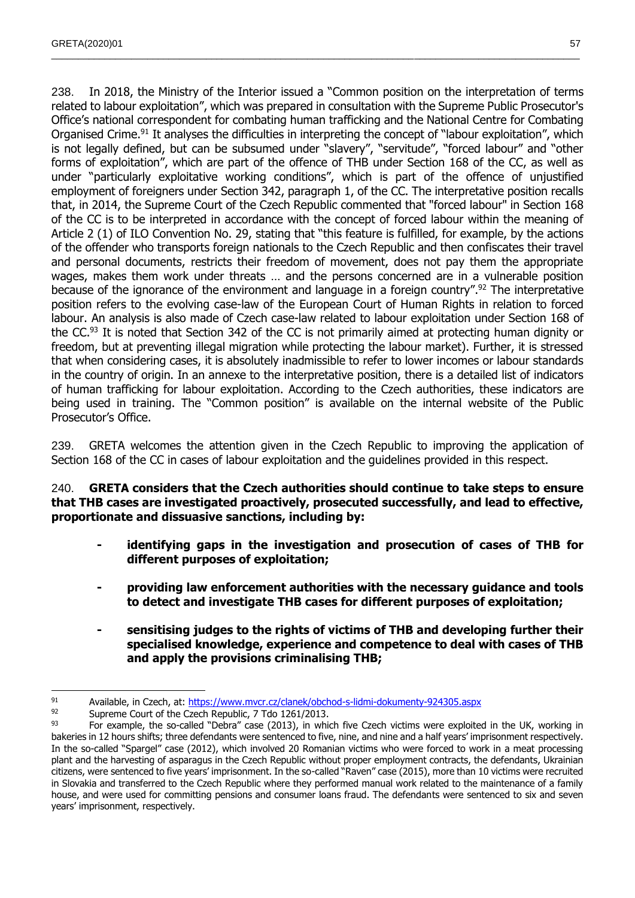238. In 2018, the Ministry of the Interior issued a "Common position on the interpretation of terms related to labour exploitation", which was prepared in consultation with the Supreme Public Prosecutor's Office's national correspondent for combating human trafficking and the National Centre for Combating Organised Crime.[91] It analyses the difficulties in interpreting the concept of "labour exploitation", which is not legally defined, but can be subsumed under "slavery", "servitude", "forced labour" and "other forms of exploitation", which are part of the offence of THB under Section 168 of the CC, as well as under "particularly exploitative working conditions", which is part of the offence of unjustified employment of foreigners under Section 342, paragraph 1, of the CC. The interpretative position recalls that, in 2014, the Supreme Court of the Czech Republic commented that "forced labour" in Section 168 of the CC is to be interpreted in accordance with the concept of forced labour within the meaning of Article 2 (1) of ILO Convention No. 29, stating that "this feature is fulfilled, for example, by the actions of the offender who transports foreign nationals to the Czech Republic and then confiscates their travel and personal documents, restricts their freedom of movement, does not pay them the appropriate wages, makes them work under threats … and the persons concerned are in a vulnerable position because of the ignorance of the environment and language in a foreign country".[92] The interpretative position refers to the evolving case-law of the European Court of Human Rights in relation to forced labour. An analysis is also made of Czech case-law related to labour exploitation under Section 168 of the CC.[93] It is noted that Section 342 of the CC is not primarily aimed at protecting human dignity or freedom, but at preventing illegal migration while protecting the labour market). Further, it is stressed that when considering cases, it is absolutely inadmissible to refer to lower incomes or labour standards in the country of origin. In an annexe to the interpretative position, there is a detailed list of indicators of human trafficking for labour exploitation. According to the Czech authorities, these indicators are being used in training. The "Common position" is available on the internal website of the Public Prosecutor's Office.

239. GRETA welcomes the attention given in the Czech Republic to improving the application of Section 168 of the CC in cases of labour exploitation and the guidelines provided in this respect.

240. **GRETA considers that the Czech authorities should continue to take steps to ensure that THB cases are investigated proactively, prosecuted successfully, and lead to effective, proportionate and dissuasive sanctions, including by:**

- **identifying gaps in the investigation and prosecution of cases of THB for different purposes of exploitation;**
- **providing law enforcement authorities with the necessary guidance and tools to detect and investigate THB cases for different purposes of exploitation;**
- **sensitising judges to the rights of victims of THB and developing further their specialised knowledge, experience and competence to deal with cases of THB and apply the provisions criminalising THB;**

---

[91] Available, in Czech, at: https://www.mvcr.cz/clanek/obchod-s-lidmi-dokumenty-924305.aspx

[92] Supreme Court of the Czech Republic, 7 Tdo 1261/2013.

[93] For example, the so-called "Debra" case (2013), in which five Czech victims were exploited in the UK, working in bakeries in 12 hours shifts; three defendants were sentenced to five, nine, and nine and a half years' imprisonment respectively. In the so-called "Spargel" case (2012), which involved 20 Romanian victims who were forced to work in a meat processing plant and the harvesting of asparagus in the Czech Republic without proper employment contracts, the defendants, Ukrainian citizens, were sentenced to five years' imprisonment. In the so-called "Raven" case (2015), more than 10 victims were recruited in Slovakia and transferred to the Czech Republic where they performed manual work related to the maintenance of a family house, and were used for committing pensions and consumer loans fraud. The defendants were sentenced to six and seven years' imprisonment, respectively.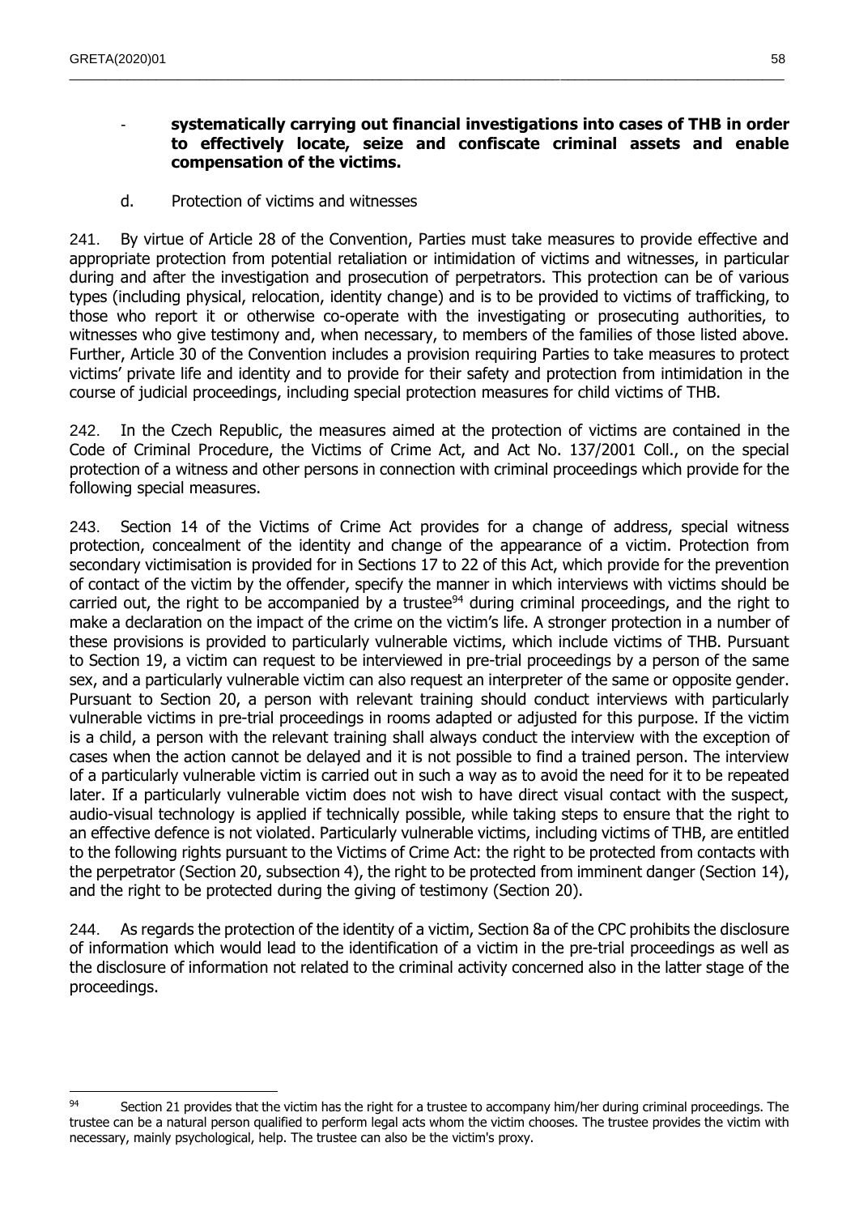- **systematically carrying out financial investigations into cases of THB in order to effectively locate, seize and confiscate criminal assets and enable compensation of the victims.**

d. Protection of victims and witnesses

241. By virtue of Article 28 of the Convention, Parties must take measures to provide effective and appropriate protection from potential retaliation or intimidation of victims and witnesses, in particular during and after the investigation and prosecution of perpetrators. This protection can be of various types (including physical, relocation, identity change) and is to be provided to victims of trafficking, to those who report it or otherwise co-operate with the investigating or prosecuting authorities, to witnesses who give testimony and, when necessary, to members of the families of those listed above. Further, Article 30 of the Convention includes a provision requiring Parties to take measures to protect victims' private life and identity and to provide for their safety and protection from intimidation in the course of judicial proceedings, including special protection measures for child victims of THB.

242. In the Czech Republic, the measures aimed at the protection of victims are contained in the Code of Criminal Procedure, the Victims of Crime Act, and Act No. 137/2001 Coll., on the special protection of a witness and other persons in connection with criminal proceedings which provide for the following special measures.

243. Section 14 of the Victims of Crime Act provides for a change of address, special witness protection, concealment of the identity and change of the appearance of a victim. Protection from secondary victimisation is provided for in Sections 17 to 22 of this Act, which provide for the prevention of contact of the victim by the offender, specify the manner in which interviews with victims should be carried out, the right to be accompanied by a trustee[94] during criminal proceedings, and the right to make a declaration on the impact of the crime on the victim's life. A stronger protection in a number of these provisions is provided to particularly vulnerable victims, which include victims of THB. Pursuant to Section 19, a victim can request to be interviewed in pre-trial proceedings by a person of the same sex, and a particularly vulnerable victim can also request an interpreter of the same or opposite gender. Pursuant to Section 20, a person with relevant training should conduct interviews with particularly vulnerable victims in pre-trial proceedings in rooms adapted or adjusted for this purpose. If the victim is a child, a person with the relevant training shall always conduct the interview with the exception of cases when the action cannot be delayed and it is not possible to find a trained person. The interview of a particularly vulnerable victim is carried out in such a way as to avoid the need for it to be repeated later. If a particularly vulnerable victim does not wish to have direct visual contact with the suspect, audio-visual technology is applied if technically possible, while taking steps to ensure that the right to an effective defence is not violated. Particularly vulnerable victims, including victims of THB, are entitled to the following rights pursuant to the Victims of Crime Act: the right to be protected from contacts with the perpetrator (Section 20, subsection 4), the right to be protected from imminent danger (Section 14), and the right to be protected during the giving of testimony (Section 20).

244. As regards the protection of the identity of a victim, Section 8a of the CPC prohibits the disclosure of information which would lead to the identification of a victim in the pre-trial proceedings as well as the disclosure of information not related to the criminal activity concerned also in the latter stage of the proceedings.

[94] Section 21 provides that the victim has the right for a trustee to accompany him/her during criminal proceedings. The trustee can be a natural person qualified to perform legal acts whom the victim chooses. The trustee provides the victim with necessary, mainly psychological, help. The trustee can also be the victim's proxy.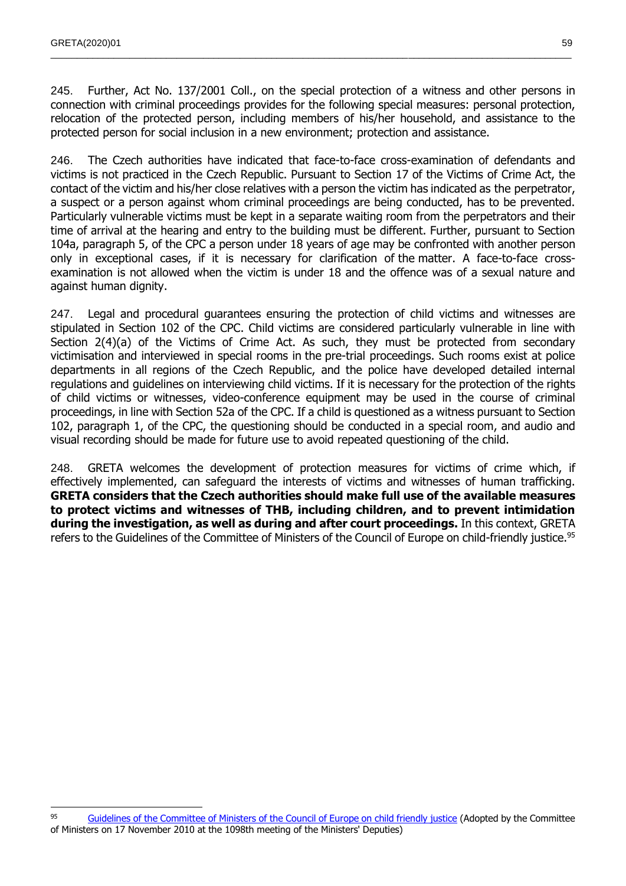245. Further, Act No. 137/2001 Coll., on the special protection of a witness and other persons in connection with criminal proceedings provides for the following special measures: personal protection, relocation of the protected person, including members of his/her household, and assistance to the protected person for social inclusion in a new environment; protection and assistance.

246. The Czech authorities have indicated that face-to-face cross-examination of defendants and victims is not practiced in the Czech Republic. Pursuant to Section 17 of the Victims of Crime Act, the contact of the victim and his/her close relatives with a person the victim has indicated as the perpetrator, a suspect or a person against whom criminal proceedings are being conducted, has to be prevented. Particularly vulnerable victims must be kept in a separate waiting room from the perpetrators and their time of arrival at the hearing and entry to the building must be different. Further, pursuant to Section 104a, paragraph 5, of the CPC a person under 18 years of age may be confronted with another person only in exceptional cases, if it is necessary for clarification of the matter. A face-to-face cross-examination is not allowed when the victim is under 18 and the offence was of a sexual nature and against human dignity.

247. Legal and procedural guarantees ensuring the protection of child victims and witnesses are stipulated in Section 102 of the CPC. Child victims are considered particularly vulnerable in line with Section 2(4)(a) of the Victims of Crime Act. As such, they must be protected from secondary victimisation and interviewed in special rooms in the pre-trial proceedings. Such rooms exist at police departments in all regions of the Czech Republic, and the police have developed detailed internal regulations and guidelines on interviewing child victims. If it is necessary for the protection of the rights of child victims or witnesses, video-conference equipment may be used in the course of criminal proceedings, in line with Section 52a of the CPC. If a child is questioned as a witness pursuant to Section 102, paragraph 1, of the CPC, the questioning should be conducted in a special room, and audio and visual recording should be made for future use to avoid repeated questioning of the child.

248. GRETA welcomes the development of protection measures for victims of crime which, if effectively implemented, can safeguard the interests of victims and witnesses of human trafficking. **GRETA considers that the Czech authorities should make full use of the available measures to protect victims and witnesses of THB, including children, and to prevent intimidation during the investigation, as well as during and after court proceedings.** In this context, GRETA refers to the Guidelines of the Committee of Ministers of the Council of Europe on child-friendly justice.[95]

---

[95] Guidelines of the Committee of Ministers of the Council of Europe on child friendly justice (Adopted by the Committee of Ministers on 17 November 2010 at the 1098th meeting of the Ministers' Deputies)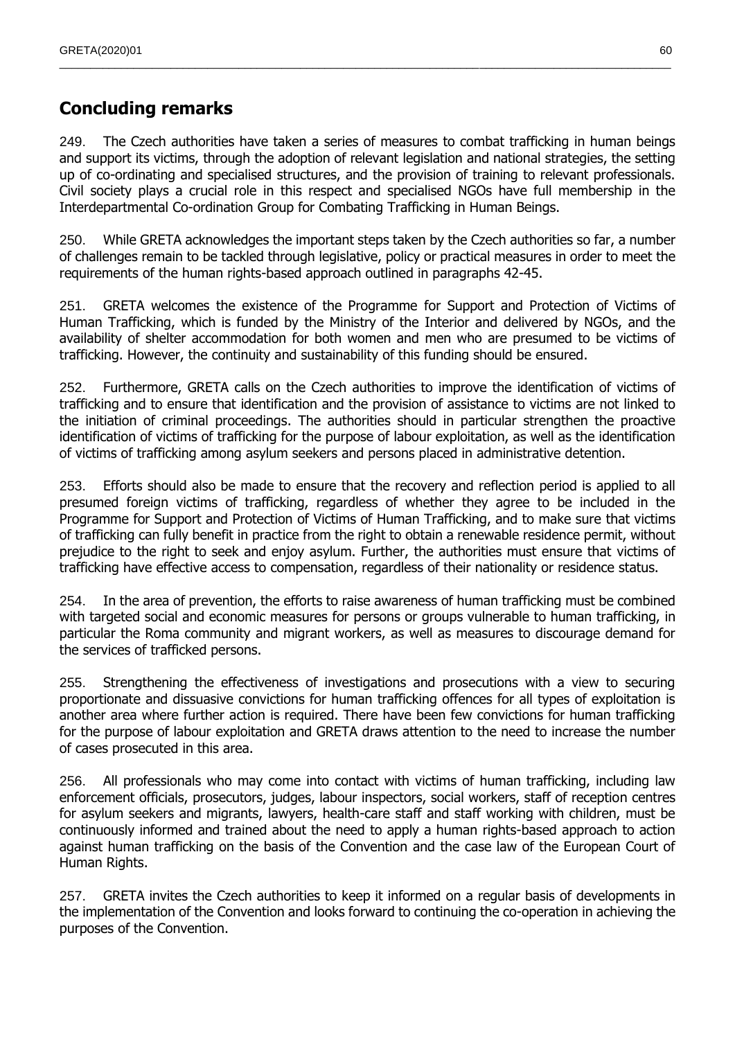## Concluding remarks

249. The Czech authorities have taken a series of measures to combat trafficking in human beings and support its victims, through the adoption of relevant legislation and national strategies, the setting up of co-ordinating and specialised structures, and the provision of training to relevant professionals. Civil society plays a crucial role in this respect and specialised NGOs have full membership in the Interdepartmental Co-ordination Group for Combating Trafficking in Human Beings.

250. While GRETA acknowledges the important steps taken by the Czech authorities so far, a number of challenges remain to be tackled through legislative, policy or practical measures in order to meet the requirements of the human rights-based approach outlined in paragraphs 42-45.

251. GRETA welcomes the existence of the Programme for Support and Protection of Victims of Human Trafficking, which is funded by the Ministry of the Interior and delivered by NGOs, and the availability of shelter accommodation for both women and men who are presumed to be victims of trafficking. However, the continuity and sustainability of this funding should be ensured.

252. Furthermore, GRETA calls on the Czech authorities to improve the identification of victims of trafficking and to ensure that identification and the provision of assistance to victims are not linked to the initiation of criminal proceedings. The authorities should in particular strengthen the proactive identification of victims of trafficking for the purpose of labour exploitation, as well as the identification of victims of trafficking among asylum seekers and persons placed in administrative detention.

253. Efforts should also be made to ensure that the recovery and reflection period is applied to all presumed foreign victims of trafficking, regardless of whether they agree to be included in the Programme for Support and Protection of Victims of Human Trafficking, and to make sure that victims of trafficking can fully benefit in practice from the right to obtain a renewable residence permit, without prejudice to the right to seek and enjoy asylum. Further, the authorities must ensure that victims of trafficking have effective access to compensation, regardless of their nationality or residence status.

254. In the area of prevention, the efforts to raise awareness of human trafficking must be combined with targeted social and economic measures for persons or groups vulnerable to human trafficking, in particular the Roma community and migrant workers, as well as measures to discourage demand for the services of trafficked persons.

255. Strengthening the effectiveness of investigations and prosecutions with a view to securing proportionate and dissuasive convictions for human trafficking offences for all types of exploitation is another area where further action is required. There have been few convictions for human trafficking for the purpose of labour exploitation and GRETA draws attention to the need to increase the number of cases prosecuted in this area.

256. All professionals who may come into contact with victims of human trafficking, including law enforcement officials, prosecutors, judges, labour inspectors, social workers, staff of reception centres for asylum seekers and migrants, lawyers, health-care staff and staff working with children, must be continuously informed and trained about the need to apply a human rights-based approach to action against human trafficking on the basis of the Convention and the case law of the European Court of Human Rights.

257. GRETA invites the Czech authorities to keep it informed on a regular basis of developments in the implementation of the Convention and looks forward to continuing the co-operation in achieving the purposes of the Convention.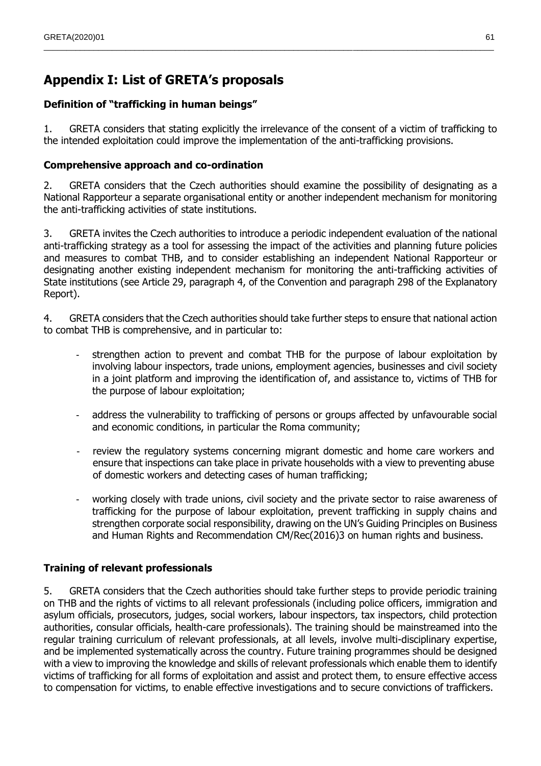# Appendix I: List of GRETA's proposals

### Definition of "trafficking in human beings"

1. GRETA considers that stating explicitly the irrelevance of the consent of a victim of trafficking to the intended exploitation could improve the implementation of the anti-trafficking provisions.

### Comprehensive approach and co-ordination

2. GRETA considers that the Czech authorities should examine the possibility of designating as a National Rapporteur a separate organisational entity or another independent mechanism for monitoring the anti-trafficking activities of state institutions.

3. GRETA invites the Czech authorities to introduce a periodic independent evaluation of the national anti-trafficking strategy as a tool for assessing the impact of the activities and planning future policies and measures to combat THB, and to consider establishing an independent National Rapporteur or designating another existing independent mechanism for monitoring the anti-trafficking activities of State institutions (see Article 29, paragraph 4, of the Convention and paragraph 298 of the Explanatory Report).

4. GRETA considers that the Czech authorities should take further steps to ensure that national action to combat THB is comprehensive, and in particular to:

- strengthen action to prevent and combat THB for the purpose of labour exploitation by involving labour inspectors, trade unions, employment agencies, businesses and civil society in a joint platform and improving the identification of, and assistance to, victims of THB for the purpose of labour exploitation;

- address the vulnerability to trafficking of persons or groups affected by unfavourable social and economic conditions, in particular the Roma community;

- review the regulatory systems concerning migrant domestic and home care workers and ensure that inspections can take place in private households with a view to preventing abuse of domestic workers and detecting cases of human trafficking;

- working closely with trade unions, civil society and the private sector to raise awareness of trafficking for the purpose of labour exploitation, prevent trafficking in supply chains and strengthen corporate social responsibility, drawing on the UN's Guiding Principles on Business and Human Rights and Recommendation CM/Rec(2016)3 on human rights and business.

### Training of relevant professionals

5. GRETA considers that the Czech authorities should take further steps to provide periodic training on THB and the rights of victims to all relevant professionals (including police officers, immigration and asylum officials, prosecutors, judges, social workers, labour inspectors, tax inspectors, child protection authorities, consular officials, health-care professionals). The training should be mainstreamed into the regular training curriculum of relevant professionals, at all levels, involve multi-disciplinary expertise, and be implemented systematically across the country. Future training programmes should be designed with a view to improving the knowledge and skills of relevant professionals which enable them to identify victims of trafficking for all forms of exploitation and assist and protect them, to ensure effective access to compensation for victims, to enable effective investigations and to secure convictions of traffickers.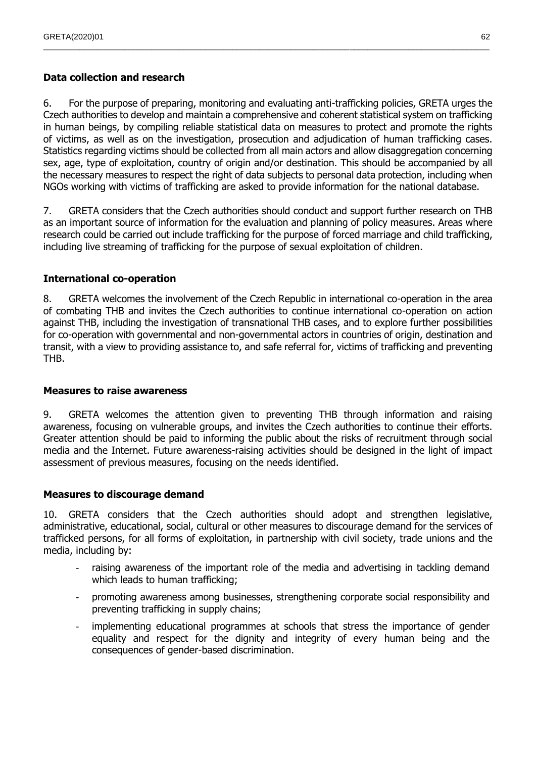**Data collection and research**

6. For the purpose of preparing, monitoring and evaluating anti-trafficking policies, GRETA urges the Czech authorities to develop and maintain a comprehensive and coherent statistical system on trafficking in human beings, by compiling reliable statistical data on measures to protect and promote the rights of victims, as well as on the investigation, prosecution and adjudication of human trafficking cases. Statistics regarding victims should be collected from all main actors and allow disaggregation concerning sex, age, type of exploitation, country of origin and/or destination. This should be accompanied by all the necessary measures to respect the right of data subjects to personal data protection, including when NGOs working with victims of trafficking are asked to provide information for the national database.

7. GRETA considers that the Czech authorities should conduct and support further research on THB as an important source of information for the evaluation and planning of policy measures. Areas where research could be carried out include trafficking for the purpose of forced marriage and child trafficking, including live streaming of trafficking for the purpose of sexual exploitation of children.

**International co-operation**

8. GRETA welcomes the involvement of the Czech Republic in international co-operation in the area of combating THB and invites the Czech authorities to continue international co-operation on action against THB, including the investigation of transnational THB cases, and to explore further possibilities for co-operation with governmental and non-governmental actors in countries of origin, destination and transit, with a view to providing assistance to, and safe referral for, victims of trafficking and preventing THB.

**Measures to raise awareness**

9. GRETA welcomes the attention given to preventing THB through information and raising awareness, focusing on vulnerable groups, and invites the Czech authorities to continue their efforts. Greater attention should be paid to informing the public about the risks of recruitment through social media and the Internet. Future awareness-raising activities should be designed in the light of impact assessment of previous measures, focusing on the needs identified.

**Measures to discourage demand**

10. GRETA considers that the Czech authorities should adopt and strengthen legislative, administrative, educational, social, cultural or other measures to discourage demand for the services of trafficked persons, for all forms of exploitation, in partnership with civil society, trade unions and the media, including by:

- raising awareness of the important role of the media and advertising in tackling demand which leads to human trafficking;
- promoting awareness among businesses, strengthening corporate social responsibility and preventing trafficking in supply chains;
- implementing educational programmes at schools that stress the importance of gender equality and respect for the dignity and integrity of every human being and the consequences of gender-based discrimination.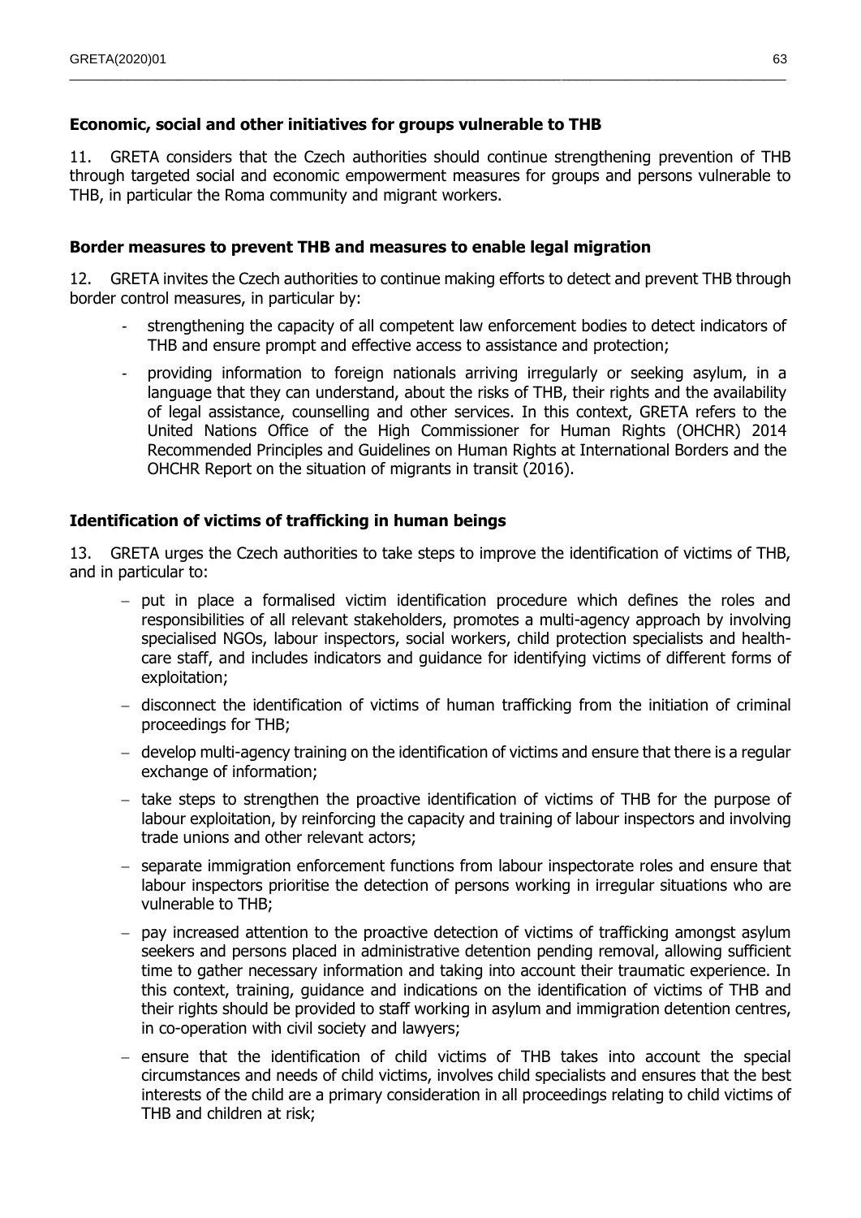**Economic, social and other initiatives for groups vulnerable to THB**

11. GRETA considers that the Czech authorities should continue strengthening prevention of THB through targeted social and economic empowerment measures for groups and persons vulnerable to THB, in particular the Roma community and migrant workers.

**Border measures to prevent THB and measures to enable legal migration**

12. GRETA invites the Czech authorities to continue making efforts to detect and prevent THB through border control measures, in particular by:

- strengthening the capacity of all competent law enforcement bodies to detect indicators of THB and ensure prompt and effective access to assistance and protection;
- providing information to foreign nationals arriving irregularly or seeking asylum, in a language that they can understand, about the risks of THB, their rights and the availability of legal assistance, counselling and other services. In this context, GRETA refers to the United Nations Office of the High Commissioner for Human Rights (OHCHR) 2014 Recommended Principles and Guidelines on Human Rights at International Borders and the OHCHR Report on the situation of migrants in transit (2016).

**Identification of victims of trafficking in human beings**

13. GRETA urges the Czech authorities to take steps to improve the identification of victims of THB, and in particular to:

- put in place a formalised victim identification procedure which defines the roles and responsibilities of all relevant stakeholders, promotes a multi-agency approach by involving specialised NGOs, labour inspectors, social workers, child protection specialists and health-care staff, and includes indicators and guidance for identifying victims of different forms of exploitation;
- disconnect the identification of victims of human trafficking from the initiation of criminal proceedings for THB;
- develop multi-agency training on the identification of victims and ensure that there is a regular exchange of information;
- take steps to strengthen the proactive identification of victims of THB for the purpose of labour exploitation, by reinforcing the capacity and training of labour inspectors and involving trade unions and other relevant actors;
- separate immigration enforcement functions from labour inspectorate roles and ensure that labour inspectors prioritise the detection of persons working in irregular situations who are vulnerable to THB;
- pay increased attention to the proactive detection of victims of trafficking amongst asylum seekers and persons placed in administrative detention pending removal, allowing sufficient time to gather necessary information and taking into account their traumatic experience. In this context, training, guidance and indications on the identification of victims of THB and their rights should be provided to staff working in asylum and immigration detention centres, in co-operation with civil society and lawyers;
- ensure that the identification of child victims of THB takes into account the special circumstances and needs of child victims, involves child specialists and ensures that the best interests of the child are a primary consideration in all proceedings relating to child victims of THB and children at risk;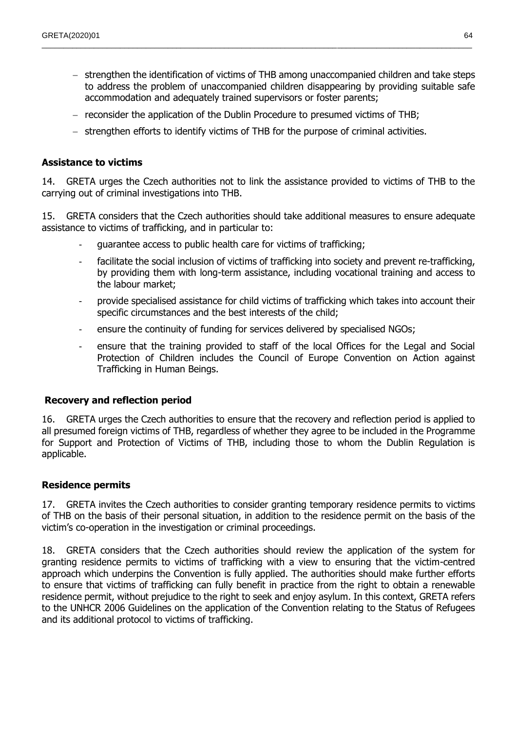- strengthen the identification of victims of THB among unaccompanied children and take steps to address the problem of unaccompanied children disappearing by providing suitable safe accommodation and adequately trained supervisors or foster parents;
- reconsider the application of the Dublin Procedure to presumed victims of THB;
- strengthen efforts to identify victims of THB for the purpose of criminal activities.

### Assistance to victims

14. GRETA urges the Czech authorities not to link the assistance provided to victims of THB to the carrying out of criminal investigations into THB.

15. GRETA considers that the Czech authorities should take additional measures to ensure adequate assistance to victims of trafficking, and in particular to:

- guarantee access to public health care for victims of trafficking;
- facilitate the social inclusion of victims of trafficking into society and prevent re-trafficking, by providing them with long-term assistance, including vocational training and access to the labour market;
- provide specialised assistance for child victims of trafficking which takes into account their specific circumstances and the best interests of the child;
- ensure the continuity of funding for services delivered by specialised NGOs;
- ensure that the training provided to staff of the local Offices for the Legal and Social Protection of Children includes the Council of Europe Convention on Action against Trafficking in Human Beings.

### Recovery and reflection period

16. GRETA urges the Czech authorities to ensure that the recovery and reflection period is applied to all presumed foreign victims of THB, regardless of whether they agree to be included in the Programme for Support and Protection of Victims of THB, including those to whom the Dublin Regulation is applicable.

### Residence permits

17. GRETA invites the Czech authorities to consider granting temporary residence permits to victims of THB on the basis of their personal situation, in addition to the residence permit on the basis of the victim's co-operation in the investigation or criminal proceedings.

18. GRETA considers that the Czech authorities should review the application of the system for granting residence permits to victims of trafficking with a view to ensuring that the victim-centred approach which underpins the Convention is fully applied. The authorities should make further efforts to ensure that victims of trafficking can fully benefit in practice from the right to obtain a renewable residence permit, without prejudice to the right to seek and enjoy asylum. In this context, GRETA refers to the UNHCR 2006 Guidelines on the application of the Convention relating to the Status of Refugees and its additional protocol to victims of trafficking.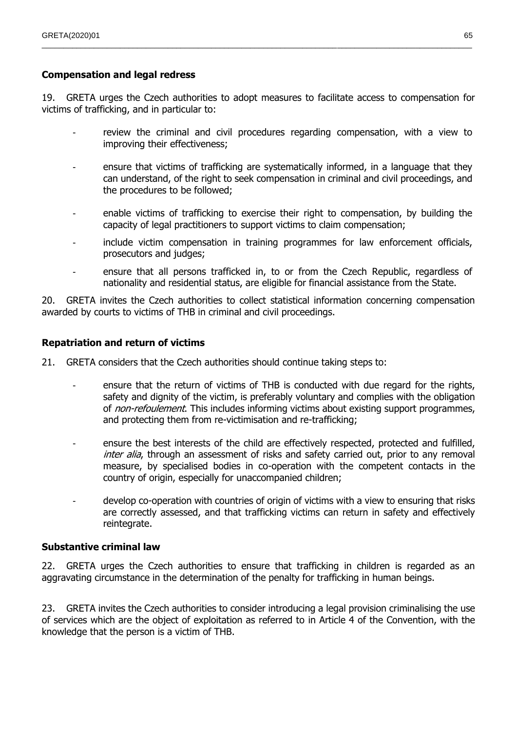**Compensation and legal redress**

19. GRETA urges the Czech authorities to adopt measures to facilitate access to compensation for victims of trafficking, and in particular to:

- review the criminal and civil procedures regarding compensation, with a view to improving their effectiveness;
- ensure that victims of trafficking are systematically informed, in a language that they can understand, of the right to seek compensation in criminal and civil proceedings, and the procedures to be followed;
- enable victims of trafficking to exercise their right to compensation, by building the capacity of legal practitioners to support victims to claim compensation;
- include victim compensation in training programmes for law enforcement officials, prosecutors and judges;
- ensure that all persons trafficked in, to or from the Czech Republic, regardless of nationality and residential status, are eligible for financial assistance from the State.

20. GRETA invites the Czech authorities to collect statistical information concerning compensation awarded by courts to victims of THB in criminal and civil proceedings.

**Repatriation and return of victims**

21. GRETA considers that the Czech authorities should continue taking steps to:

- ensure that the return of victims of THB is conducted with due regard for the rights, safety and dignity of the victim, is preferably voluntary and complies with the obligation of *non-refoulement*. This includes informing victims about existing support programmes, and protecting them from re-victimisation and re-trafficking;
- ensure the best interests of the child are effectively respected, protected and fulfilled, *inter alia*, through an assessment of risks and safety carried out, prior to any removal measure, by specialised bodies in co-operation with the competent contacts in the country of origin, especially for unaccompanied children;
- develop co-operation with countries of origin of victims with a view to ensuring that risks are correctly assessed, and that trafficking victims can return in safety and effectively reintegrate.

**Substantive criminal law**

22. GRETA urges the Czech authorities to ensure that trafficking in children is regarded as an aggravating circumstance in the determination of the penalty for trafficking in human beings.

23. GRETA invites the Czech authorities to consider introducing a legal provision criminalising the use of services which are the object of exploitation as referred to in Article 4 of the Convention, with the knowledge that the person is a victim of THB.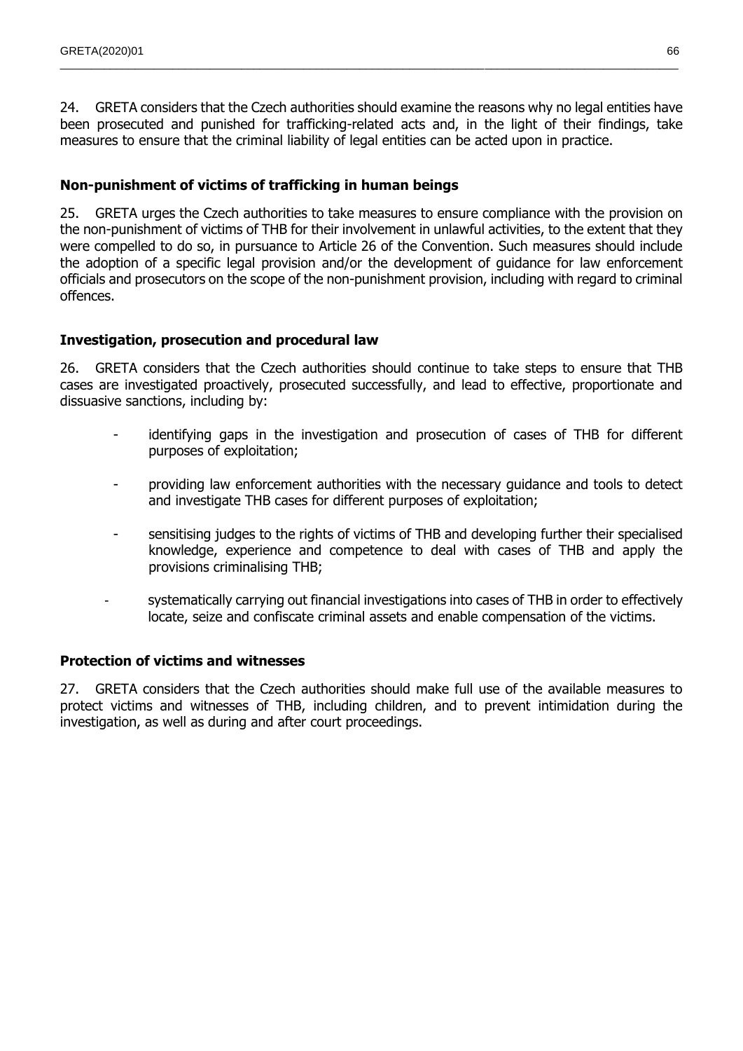24. GRETA considers that the Czech authorities should examine the reasons why no legal entities have been prosecuted and punished for trafficking-related acts and, in the light of their findings, take measures to ensure that the criminal liability of legal entities can be acted upon in practice.

### Non-punishment of victims of trafficking in human beings

25. GRETA urges the Czech authorities to take measures to ensure compliance with the provision on the non-punishment of victims of THB for their involvement in unlawful activities, to the extent that they were compelled to do so, in pursuance to Article 26 of the Convention. Such measures should include the adoption of a specific legal provision and/or the development of guidance for law enforcement officials and prosecutors on the scope of the non-punishment provision, including with regard to criminal offences.

### Investigation, prosecution and procedural law

26. GRETA considers that the Czech authorities should continue to take steps to ensure that THB cases are investigated proactively, prosecuted successfully, and lead to effective, proportionate and dissuasive sanctions, including by:

- identifying gaps in the investigation and prosecution of cases of THB for different purposes of exploitation;
- providing law enforcement authorities with the necessary guidance and tools to detect and investigate THB cases for different purposes of exploitation;
- sensitising judges to the rights of victims of THB and developing further their specialised knowledge, experience and competence to deal with cases of THB and apply the provisions criminalising THB;
- systematically carrying out financial investigations into cases of THB in order to effectively locate, seize and confiscate criminal assets and enable compensation of the victims.

### Protection of victims and witnesses

27. GRETA considers that the Czech authorities should make full use of the available measures to protect victims and witnesses of THB, including children, and to prevent intimidation during the investigation, as well as during and after court proceedings.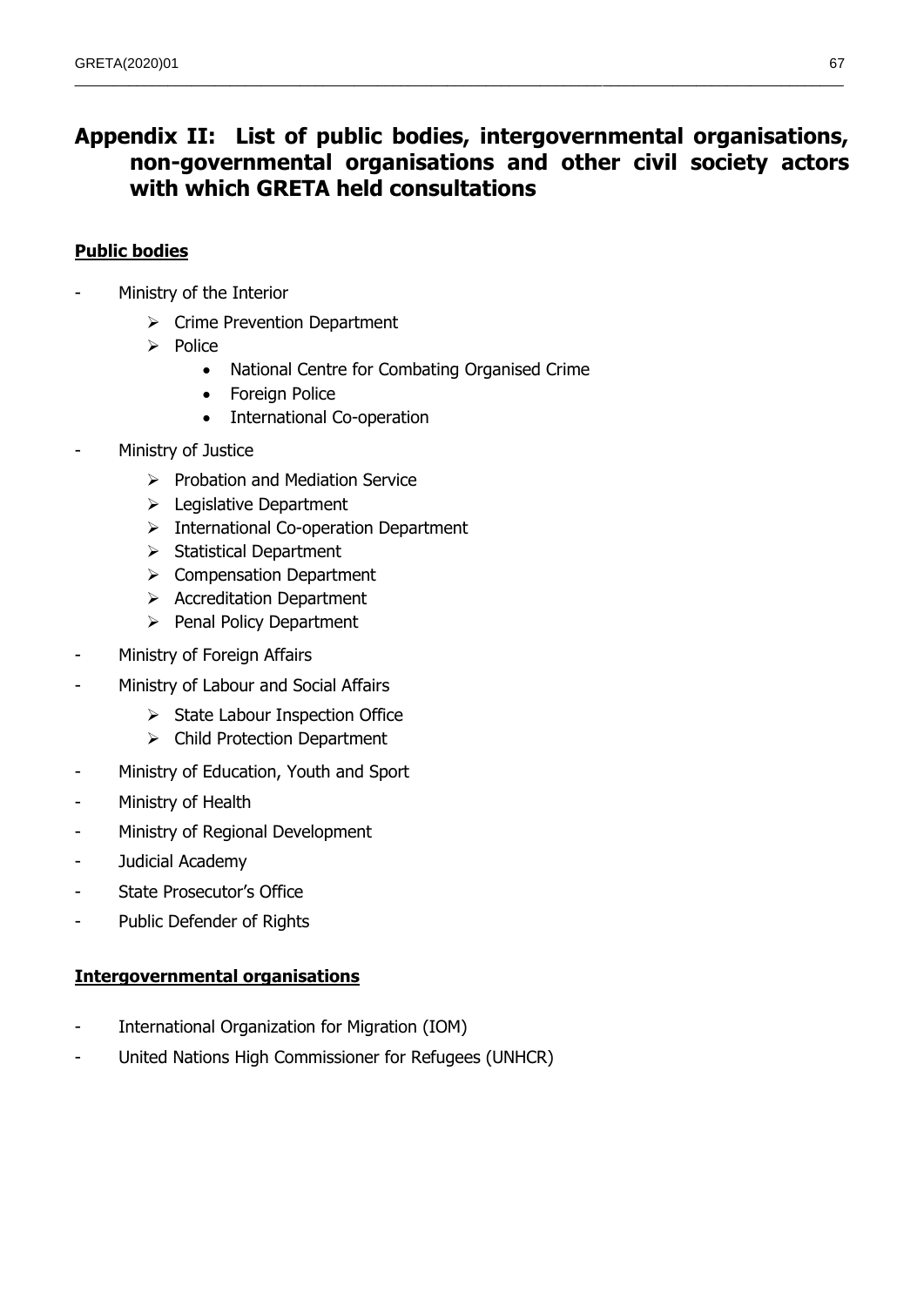# Appendix II: List of public bodies, intergovernmental organisations, non-governmental organisations and other civil society actors with which GRETA held consultations

## Public bodies

- Ministry of the Interior
  - Crime Prevention Department
  - Police
    - National Centre for Combating Organised Crime
    - Foreign Police
    - International Co-operation
- Ministry of Justice
  - Probation and Mediation Service
  - Legislative Department
  - International Co-operation Department
  - Statistical Department
  - Compensation Department
  - Accreditation Department
  - Penal Policy Department
- Ministry of Foreign Affairs
- Ministry of Labour and Social Affairs
  - State Labour Inspection Office
  - Child Protection Department
- Ministry of Education, Youth and Sport
- Ministry of Health
- Ministry of Regional Development
- Judicial Academy
- State Prosecutor's Office
- Public Defender of Rights

## Intergovernmental organisations

- International Organization for Migration (IOM)
- United Nations High Commissioner for Refugees (UNHCR)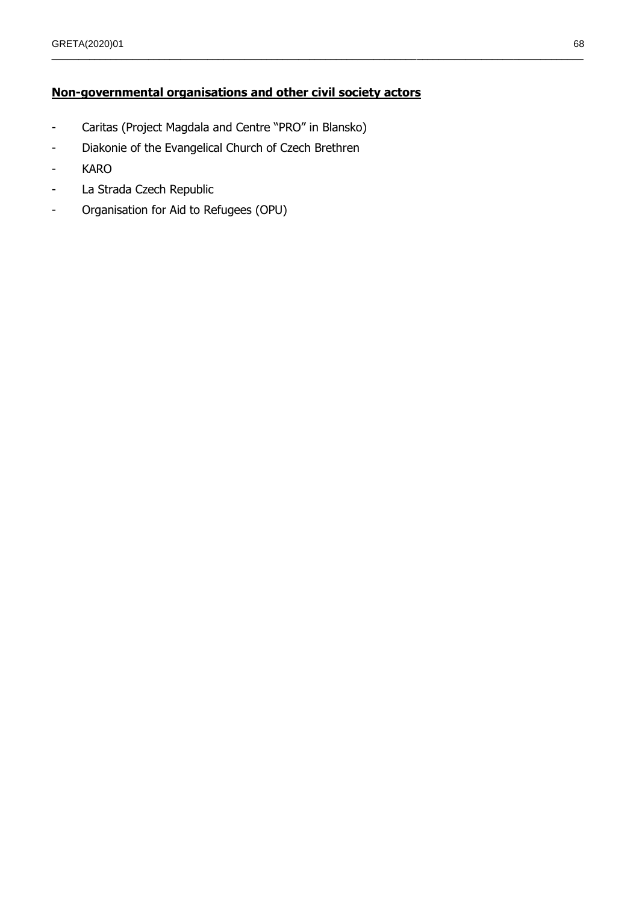**Non-governmental organisations and other civil society actors**

- Caritas (Project Magdala and Centre "PRO" in Blansko)
- Diakonie of the Evangelical Church of Czech Brethren
- KARO
- La Strada Czech Republic
- Organisation for Aid to Refugees (OPU)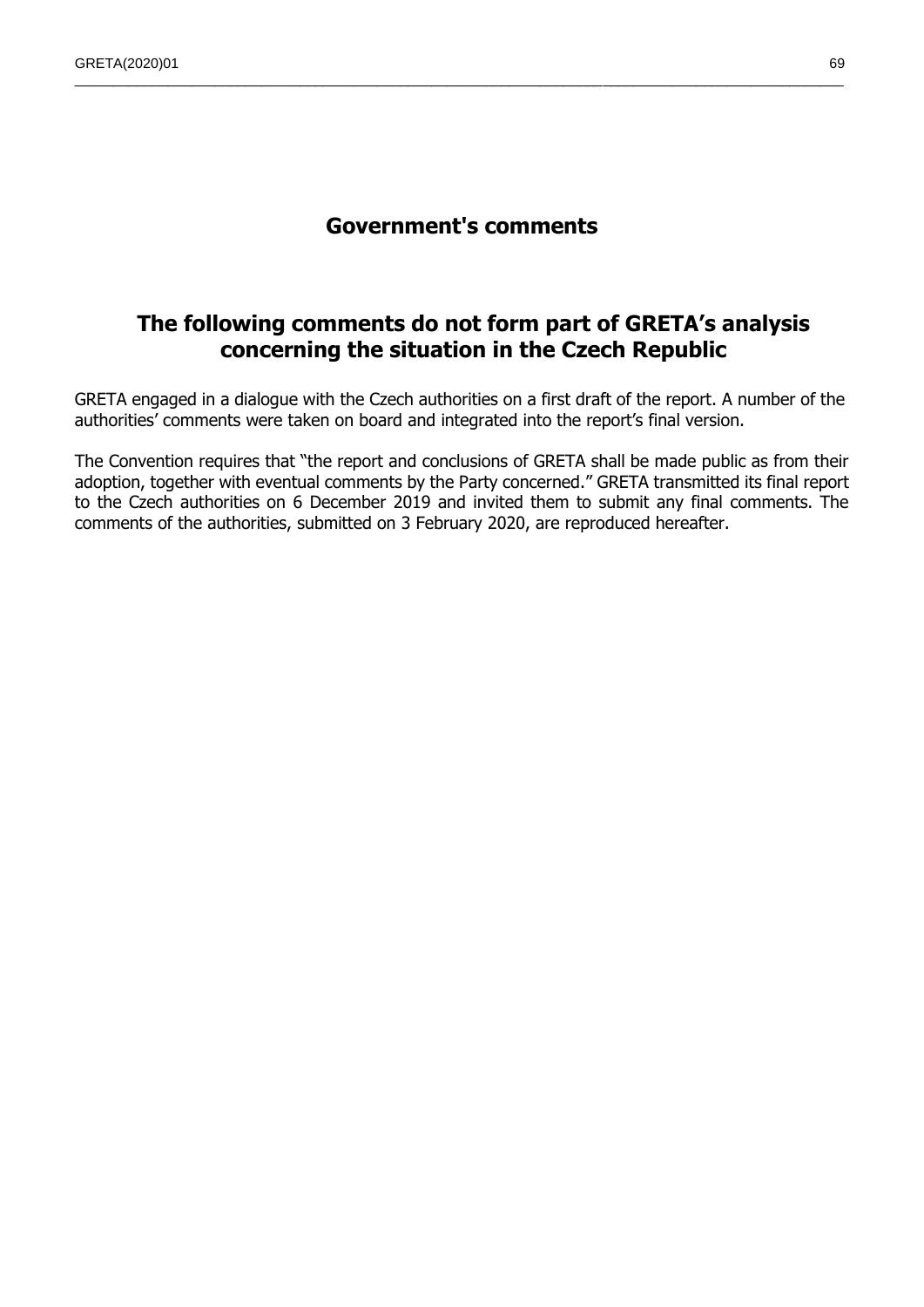# Government's comments

## The following comments do not form part of GRETA's analysis concerning the situation in the Czech Republic

GRETA engaged in a dialogue with the Czech authorities on a first draft of the report. A number of the authorities' comments were taken on board and integrated into the report's final version.

The Convention requires that "the report and conclusions of GRETA shall be made public as from their adoption, together with eventual comments by the Party concerned." GRETA transmitted its final report to the Czech authorities on 6 December 2019 and invited them to submit any final comments. The comments of the authorities, submitted on 3 February 2020, are reproduced hereafter.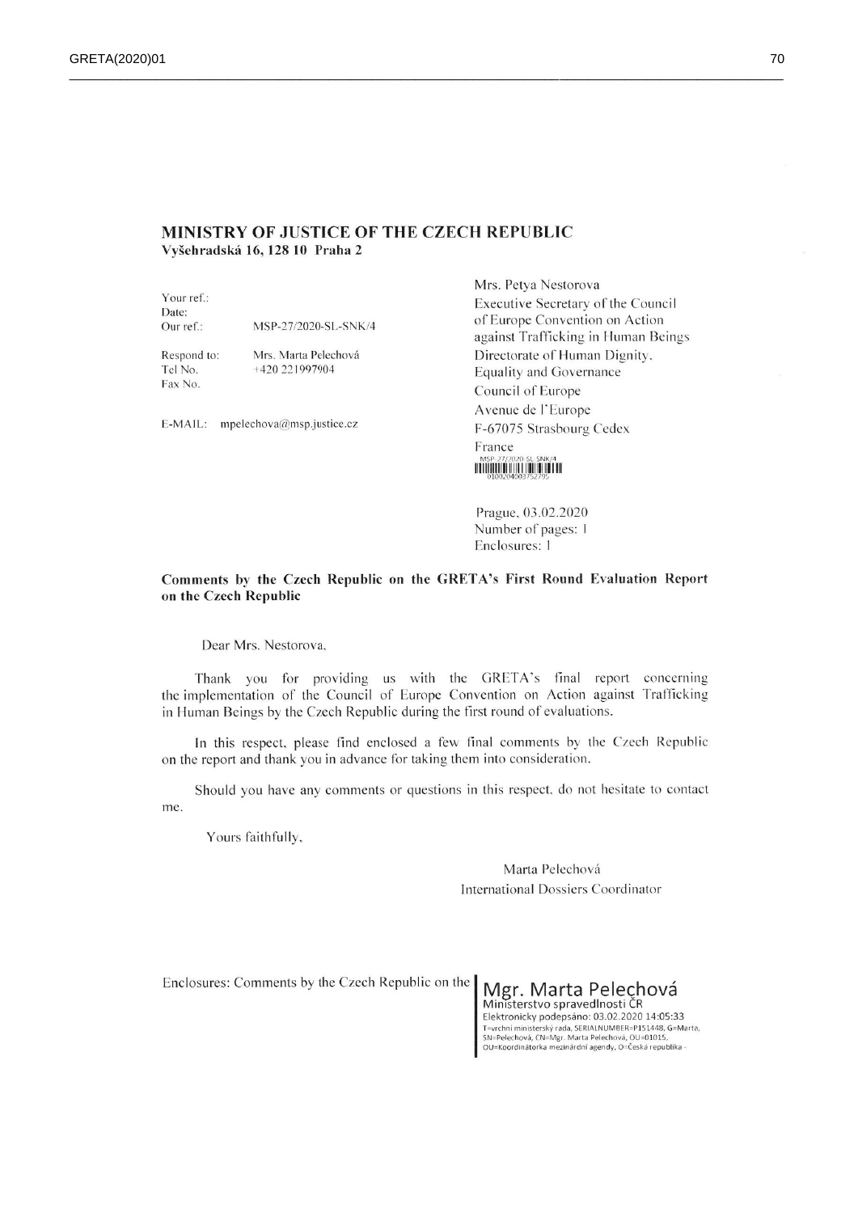**MINISTRY OF JUSTICE OF THE CZECH REPUBLIC**
**Vyšehradská 16, 128 10 Praha 2**

Your ref.:
Date:
Our ref.: MSP-27/2020-SL-SNK/4

Respond to: Mrs. Marta Pelechová
Tel No. +420 221997904
Fax No.

E-MAIL: mpelechova@msp.justice.cz

Mrs. Petya Nestorova
Executive Secretary of the Council of Europe Convention on Action against Trafficking in Human Beings
Directorate of Human Dignity, Equality and Governance
Council of Europe
Avenue de l'Europe
F-67075 Strasbourg Cedex
France

MSP-27/2020-SL-SNK/4
0100204003752795

Prague, 03.02.2020
Number of pages: 1
Enclosures: 1

**Comments by the Czech Republic on the GRETA's First Round Evaluation Report on the Czech Republic**

Dear Mrs. Nestorova,

Thank you for providing us with the GRETA's final report concerning the implementation of the Council of Europe Convention on Action against Trafficking in Human Beings by the Czech Republic during the first round of evaluations.

In this respect, please find enclosed a few final comments by the Czech Republic on the report and thank you in advance for taking them into consideration.

Should you have any comments or questions in this respect, do not hesitate to contact me.

Yours faithfully,

Marta Pelechová
International Dossiers Coordinator

Enclosures: Comments by the Czech Republic on the

Mgr. Marta Pelechová
Ministerstvo spravedlnosti ČR
Elektronicky podepsáno: 03.02.2020 14:05:33
T=vrchní ministerský rada, SERIALNUMBER=P151448, G=Marta, SN=Pelechová, CN=Mgr. Marta Pelechová, OU=01015, OU=Koordinátorka mezinárdní agendy, O=Česká republika -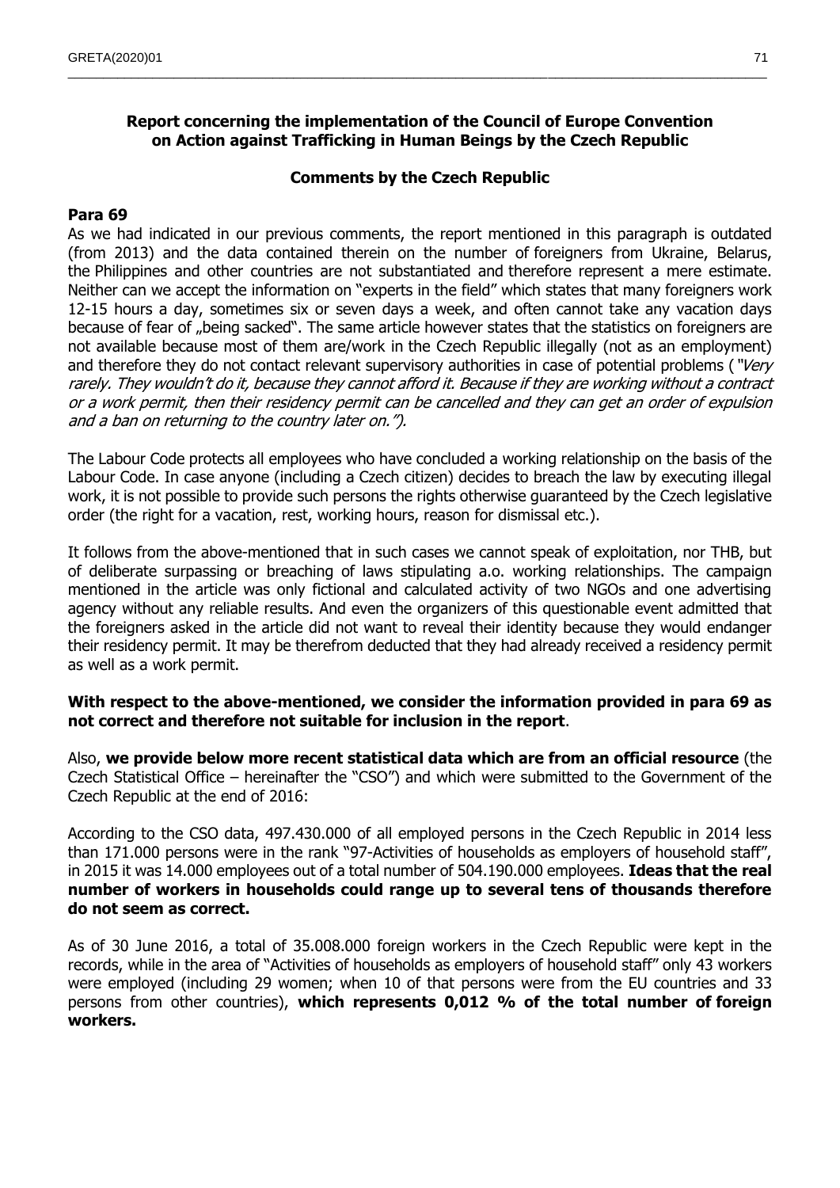**Report concerning the implementation of the Council of Europe Convention on Action against Trafficking in Human Beings by the Czech Republic**

**Comments by the Czech Republic**

**Para 69**

As we had indicated in our previous comments, the report mentioned in this paragraph is outdated (from 2013) and the data contained therein on the number of foreigners from Ukraine, Belarus, the Philippines and other countries are not substantiated and therefore represent a mere estimate. Neither can we accept the information on "experts in the field" which states that many foreigners work 12-15 hours a day, sometimes six or seven days a week, and often cannot take any vacation days because of fear of „being sacked". The same article however states that the statistics on foreigners are not available because most of them are/work in the Czech Republic illegally (not as an employment) and therefore they do not contact relevant supervisory authorities in case of potential problems (*"Very rarely. They wouldn't do it, because they cannot afford it. Because if they are working without a contract or a work permit, then their residency permit can be cancelled and they can get an order of expulsion and a ban on returning to the country later on."*).

The Labour Code protects all employees who have concluded a working relationship on the basis of the Labour Code. In case anyone (including a Czech citizen) decides to breach the law by executing illegal work, it is not possible to provide such persons the rights otherwise guaranteed by the Czech legislative order (the right for a vacation, rest, working hours, reason for dismissal etc.).

It follows from the above-mentioned that in such cases we cannot speak of exploitation, nor THB, but of deliberate surpassing or breaching of laws stipulating a.o. working relationships. The campaign mentioned in the article was only fictional and calculated activity of two NGOs and one advertising agency without any reliable results. And even the organizers of this questionable event admitted that the foreigners asked in the article did not want to reveal their identity because they would endanger their residency permit. It may be therefrom deducted that they had already received a residency permit as well as a work permit.

**With respect to the above-mentioned, we consider the information provided in para 69 as not correct and therefore not suitable for inclusion in the report**.

Also, **we provide below more recent statistical data which are from an official resource** (the Czech Statistical Office – hereinafter the "CSO") and which were submitted to the Government of the Czech Republic at the end of 2016:

According to the CSO data, 497.430.000 of all employed persons in the Czech Republic in 2014 less than 171.000 persons were in the rank "97-Activities of households as employers of household staff", in 2015 it was 14.000 employees out of a total number of 504.190.000 employees. **Ideas that the real number of workers in households could range up to several tens of thousands therefore do not seem as correct.**

As of 30 June 2016, a total of 35.008.000 foreign workers in the Czech Republic were kept in the records, while in the area of "Activities of households as employers of household staff" only 43 workers were employed (including 29 women; when 10 of that persons were from the EU countries and 33 persons from other countries), **which represents 0,012 % of the total number of foreign workers.**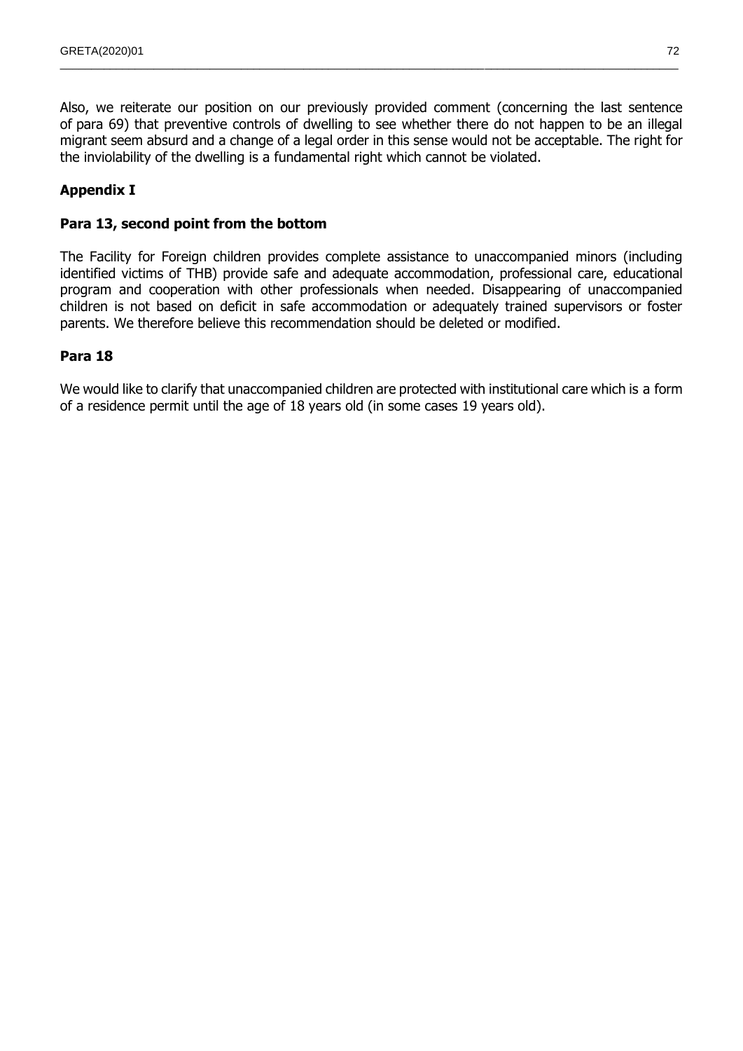Also, we reiterate our position on our previously provided comment (concerning the last sentence of para 69) that preventive controls of dwelling to see whether there do not happen to be an illegal migrant seem absurd and a change of a legal order in this sense would not be acceptable. The right for the inviolability of the dwelling is a fundamental right which cannot be violated.

### Appendix I

### Para 13, second point from the bottom

The Facility for Foreign children provides complete assistance to unaccompanied minors (including identified victims of THB) provide safe and adequate accommodation, professional care, educational program and cooperation with other professionals when needed. Disappearing of unaccompanied children is not based on deficit in safe accommodation or adequately trained supervisors or foster parents. We therefore believe this recommendation should be deleted or modified.

### Para 18

We would like to clarify that unaccompanied children are protected with institutional care which is a form of a residence permit until the age of 18 years old (in some cases 19 years old).